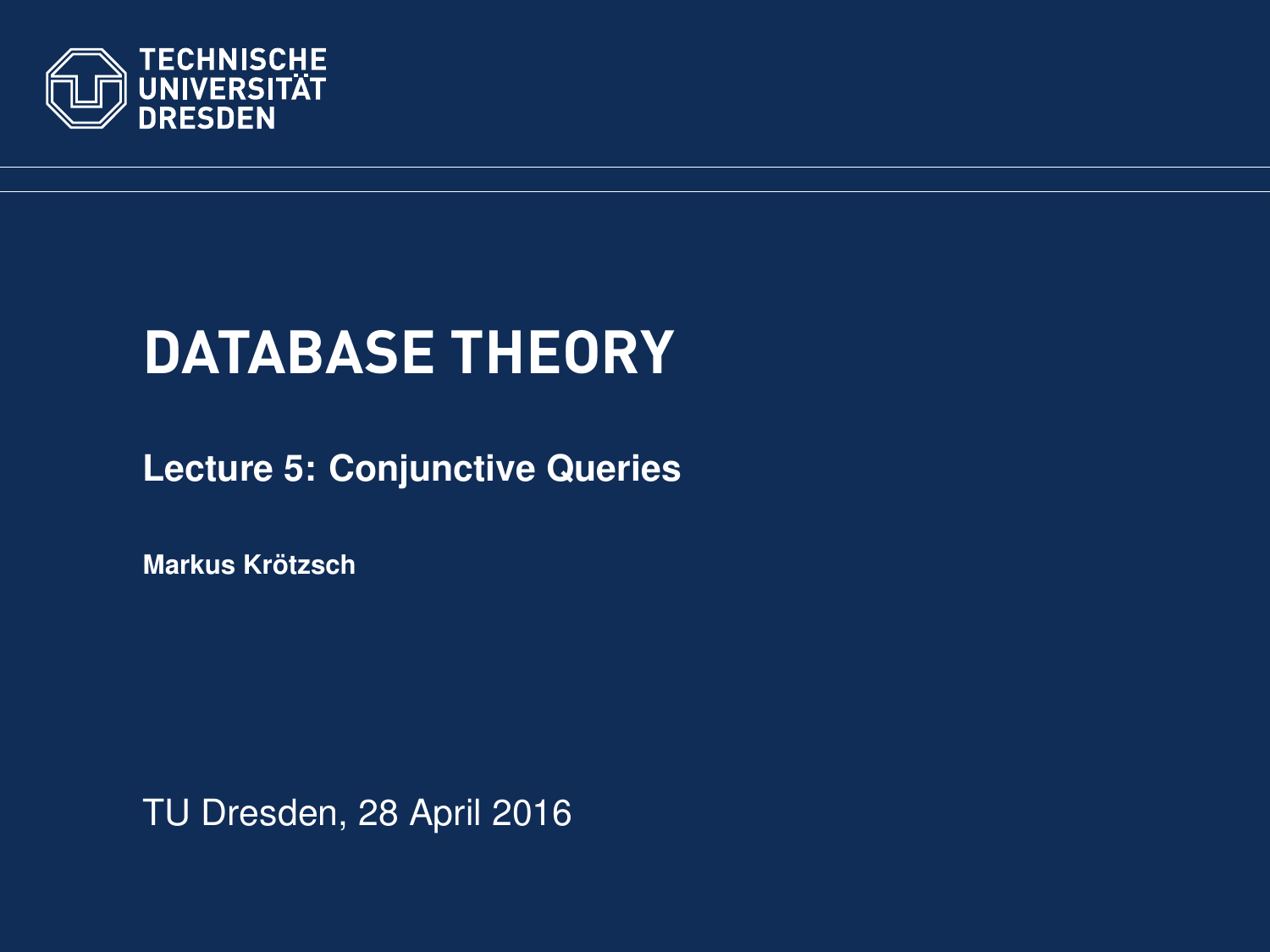TECHNISCHE UNIVERSITÄT DRESDEN

# DATABASE THEORY

## Lecture 5: Conjunctive Queries

**Markus Krötzsch**

TU Dresden, 28 April 2016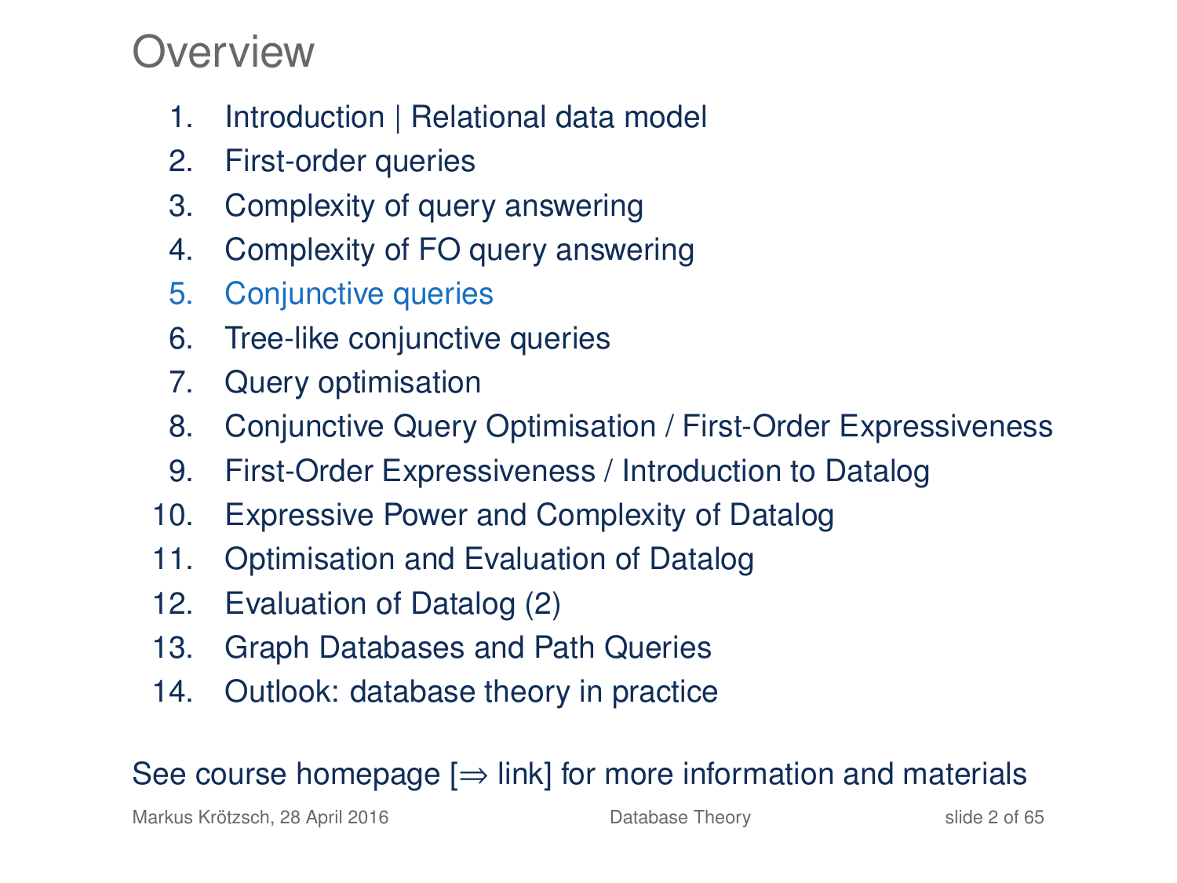# Overview

1. Introduction | Relational data model
2. First-order queries
3. Complexity of query answering
4. Complexity of FO query answering
5. Conjunctive queries
6. Tree-like conjunctive queries
7. Query optimisation
8. Conjunctive Query Optimisation / First-Order Expressiveness
9. First-Order Expressiveness / Introduction to Datalog
10. Expressive Power and Complexity of Datalog
11. Optimisation and Evaluation of Datalog
12. Evaluation of Datalog (2)
13. Graph Databases and Path Queries
14. Outlook: database theory in practice

See course homepage [⇒ link] for more information and materials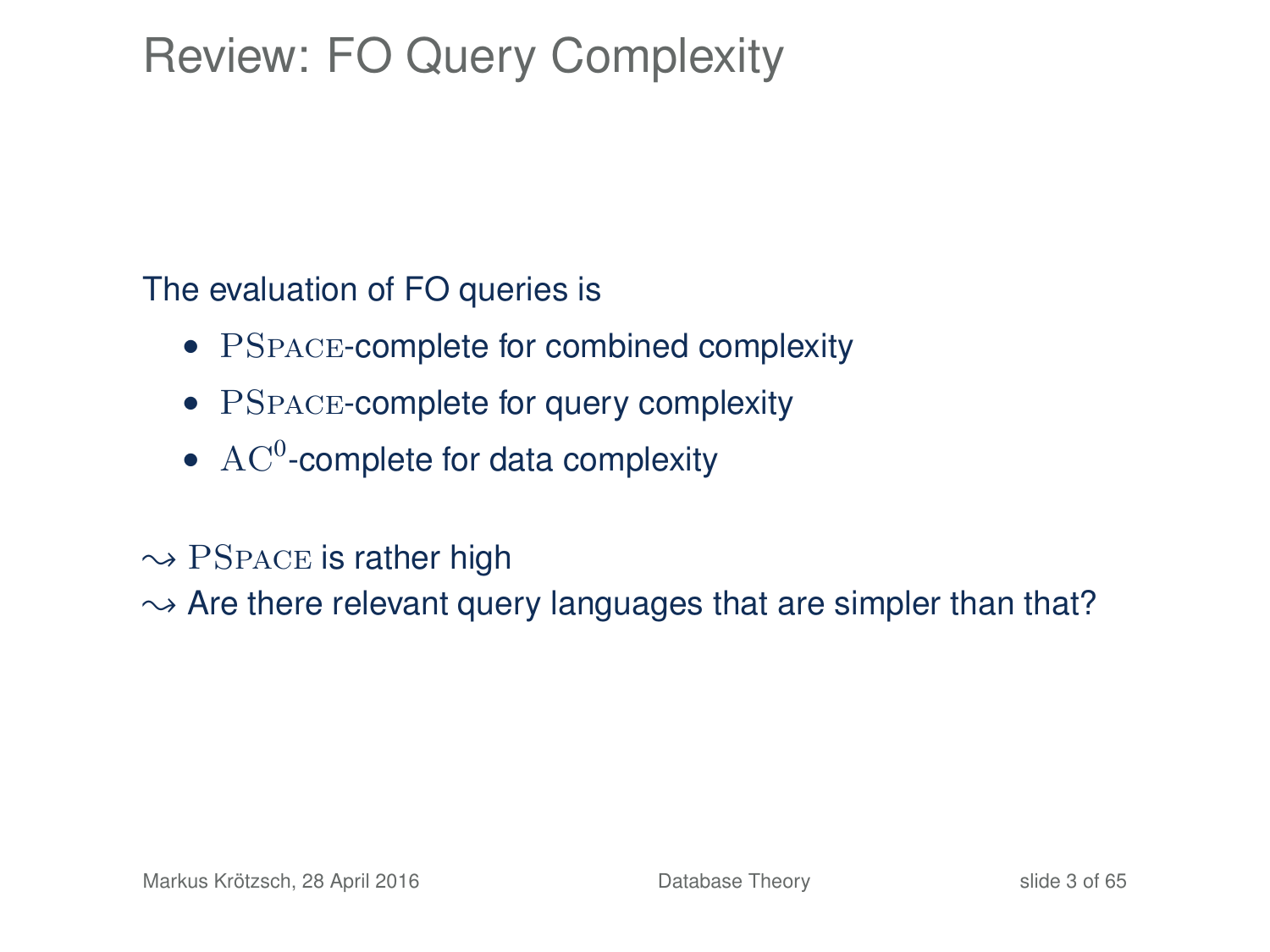# Review: FO Query Complexity

The evaluation of FO queries is

- PSPACE-complete for combined complexity
- PSPACE-complete for query complexity
- $\text{AC}^0$-complete for data complexity

$\leadsto$ PSPACE is rather high
$\leadsto$ Are there relevant query languages that are simpler than that?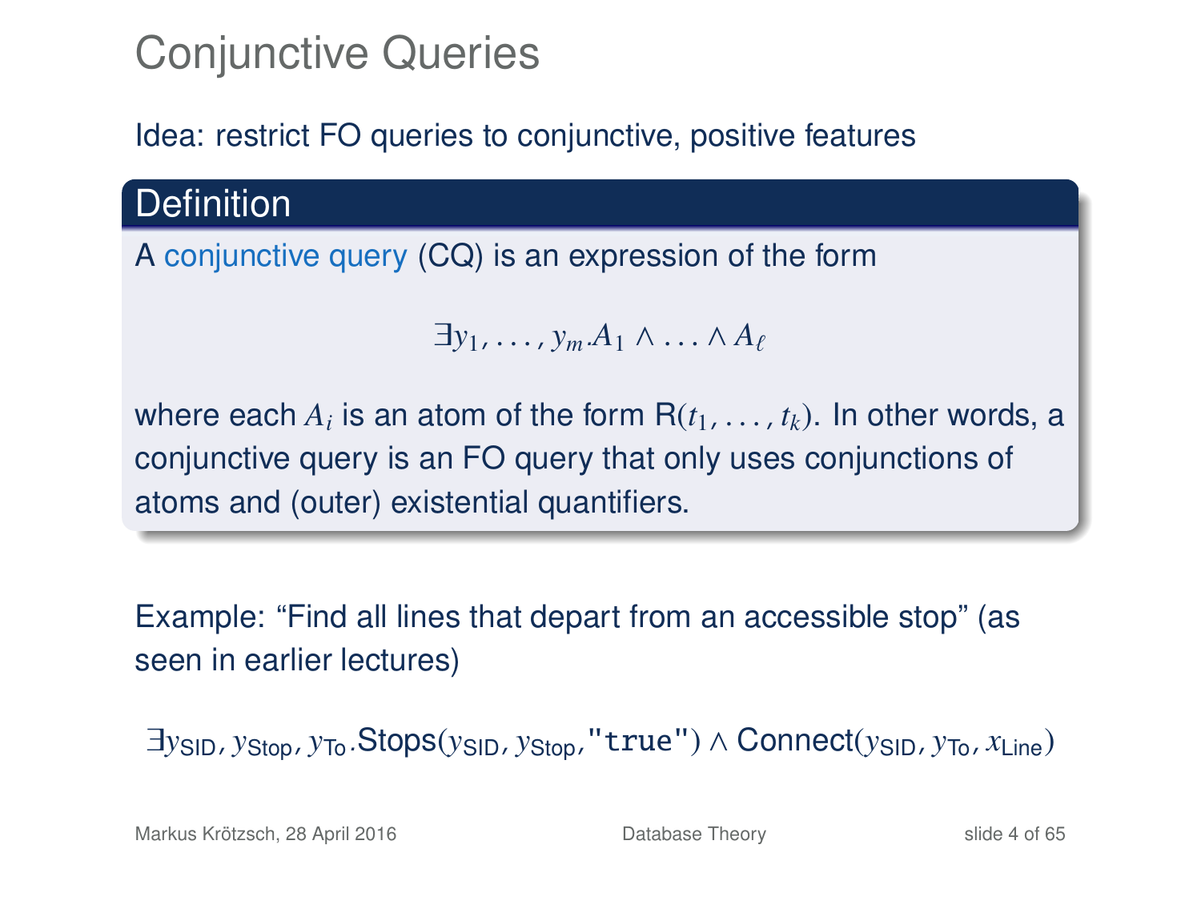# Conjunctive Queries

Idea: restrict FO queries to conjunctive, positive features

## Definition

A conjunctive query (CQ) is an expression of the form

$$\exists y_1, \ldots, y_m . A_1 \wedge \ldots \wedge A_\ell$$

where each $A_i$ is an atom of the form $\mathsf{R}(t_1, \ldots, t_k)$. In other words, a conjunctive query is an FO query that only uses conjunctions of atoms and (outer) existential quantifiers.

Example: "Find all lines that depart from an accessible stop" (as seen in earlier lectures)

$$\exists y_{\mathsf{SID}}, y_{\mathsf{Stop}}, y_{\mathsf{To}} . \mathsf{Stops}(y_{\mathsf{SID}}, y_{\mathsf{Stop}}, \texttt{"true"}) \wedge \mathsf{Connect}(y_{\mathsf{SID}}, y_{\mathsf{To}}, x_{\mathsf{Line}})$$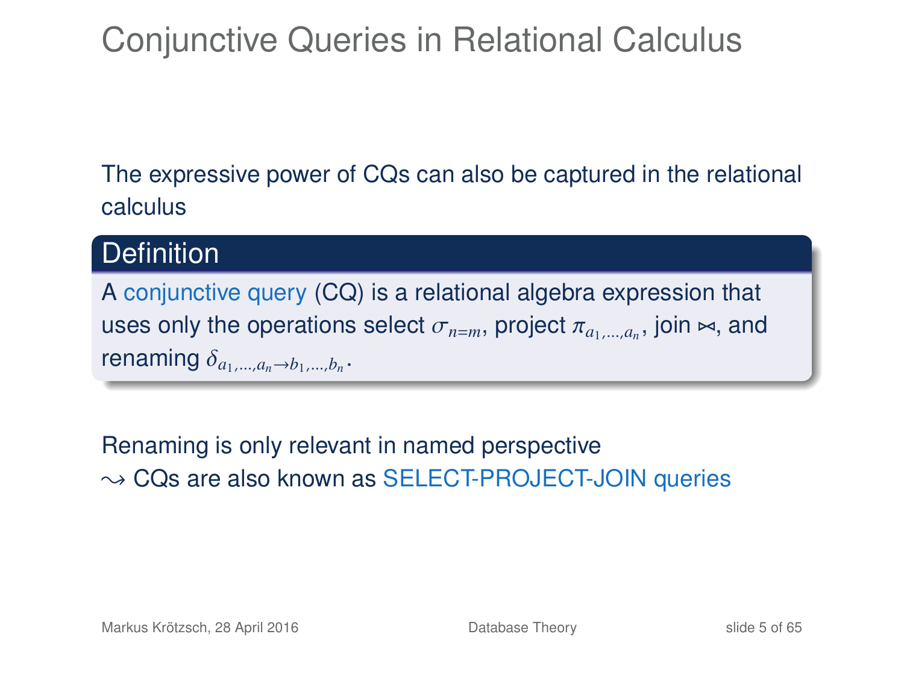# Conjunctive Queries in Relational Calculus

The expressive power of CQs can also be captured in the relational calculus

**Definition**

A conjunctive query (CQ) is a relational algebra expression that uses only the operations select $\sigma_{n=m}$, project $\pi_{a_1,\ldots,a_n}$, join $\bowtie$, and renaming $\delta_{a_1,\ldots,a_n \to b_1,\ldots,b_n}$.

Renaming is only relevant in named perspective
$\leadsto$ CQs are also known as SELECT-PROJECT-JOIN queries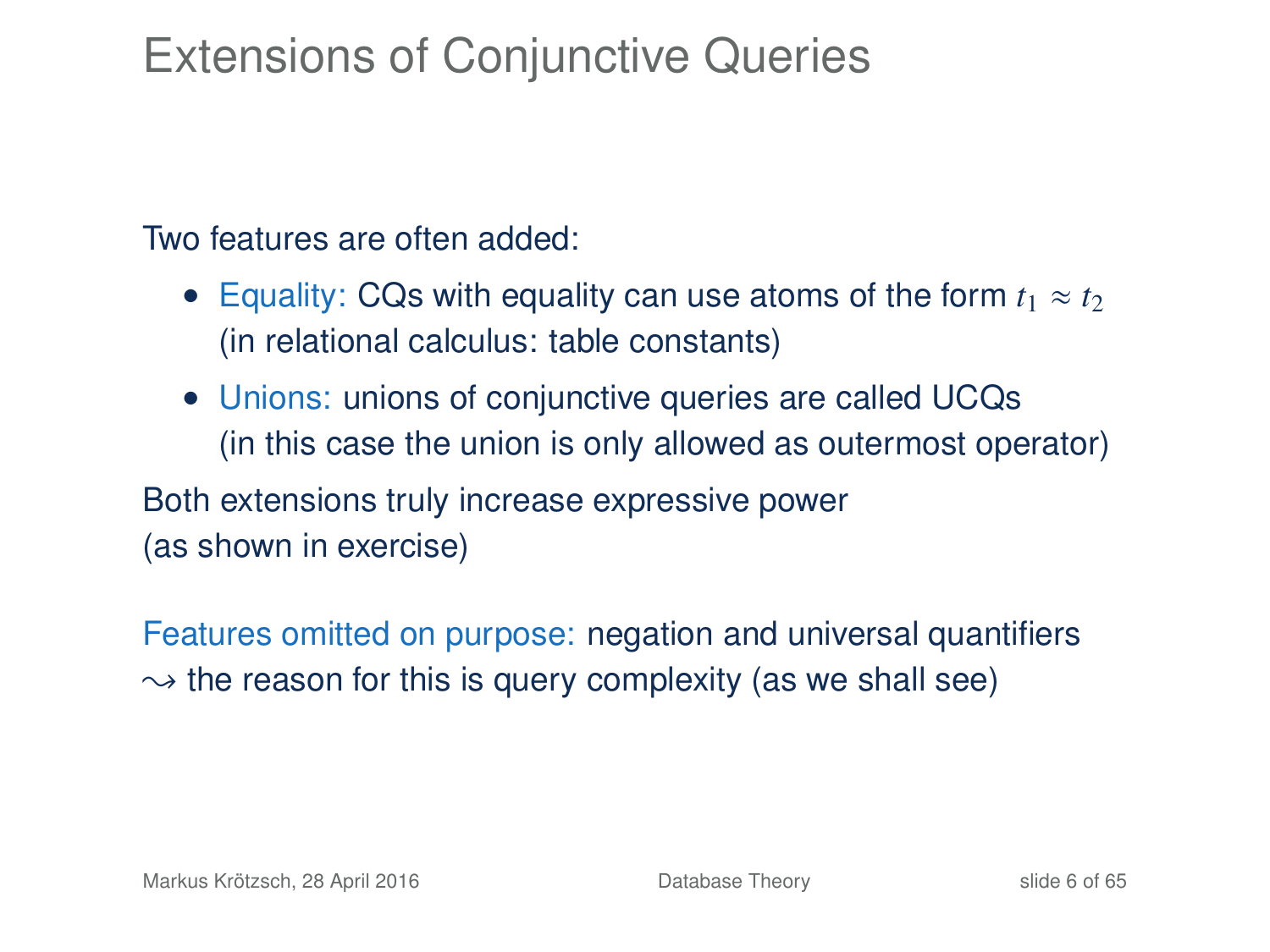# Extensions of Conjunctive Queries

Two features are often added:

- Equality: CQs with equality can use atoms of the form $t_1 \approx t_2$ (in relational calculus: table constants)
- Unions: unions of conjunctive queries are called UCQs (in this case the union is only allowed as outermost operator)

Both extensions truly increase expressive power (as shown in exercise)

Features omitted on purpose: negation and universal quantifiers
$\leadsto$ the reason for this is query complexity (as we shall see)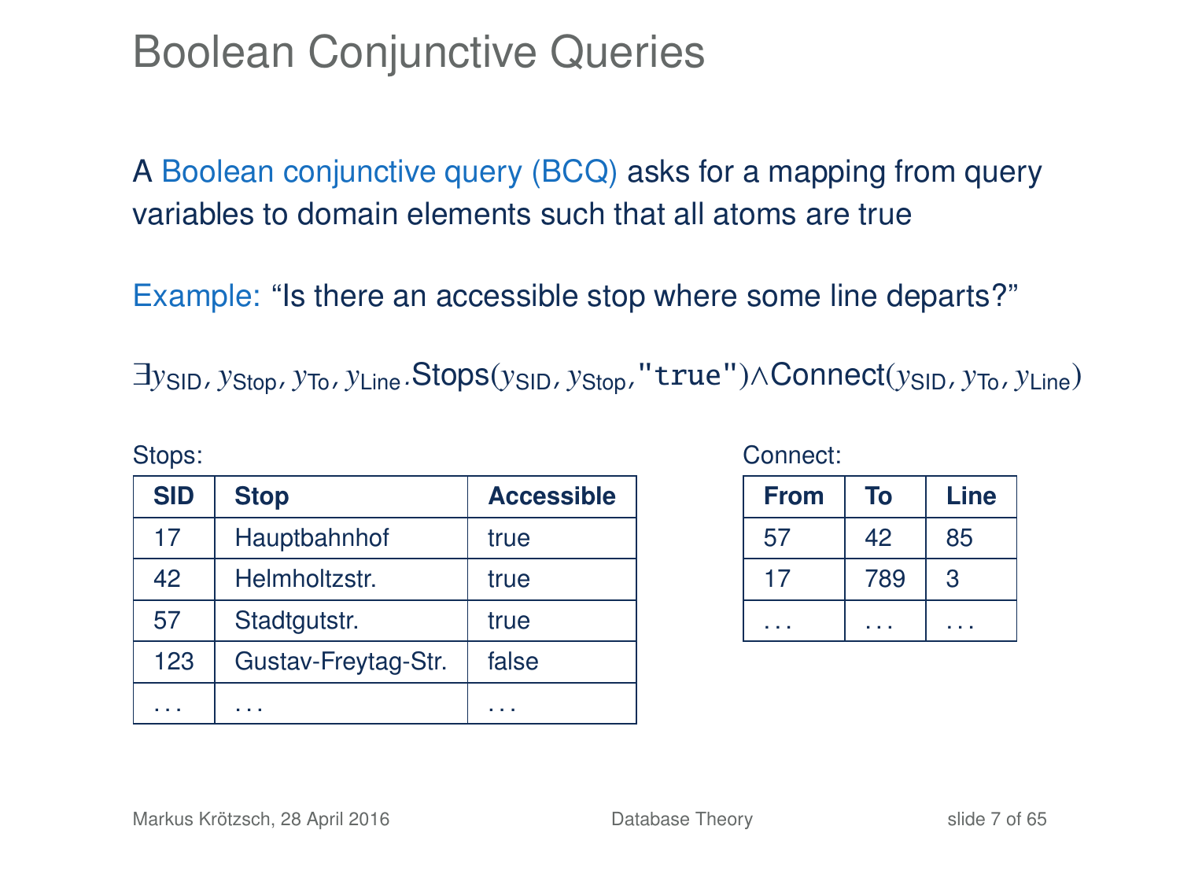# Boolean Conjunctive Queries

A Boolean conjunctive query (BCQ) asks for a mapping from query variables to domain elements such that all atoms are true

Example: "Is there an accessible stop where some line departs?"

$$\exists y_{\text{SID}}, y_{\text{Stop}}, y_{\text{To}}, y_{\text{Line}}.\text{Stops}(y_{\text{SID}}, y_{\text{Stop}}, \texttt{"true"}) \wedge \text{Connect}(y_{\text{SID}}, y_{\text{To}}, y_{\text{Line}})$$

Stops:

| **SID** | **Stop** | **Accessible** |
|---|---|---|
| 17 | Hauptbahnhof | true |
| 42 | Helmholtzstr. | true |
| 57 | Stadtgutstr. | true |
| 123 | Gustav-Freytag-Str. | false |
| ... | ... | ... |

Connect:

| **From** | **To** | **Line** |
|---|---|---|
| 57 | 42 | 85 |
| 17 | 789 | 3 |
| ... | ... | ... |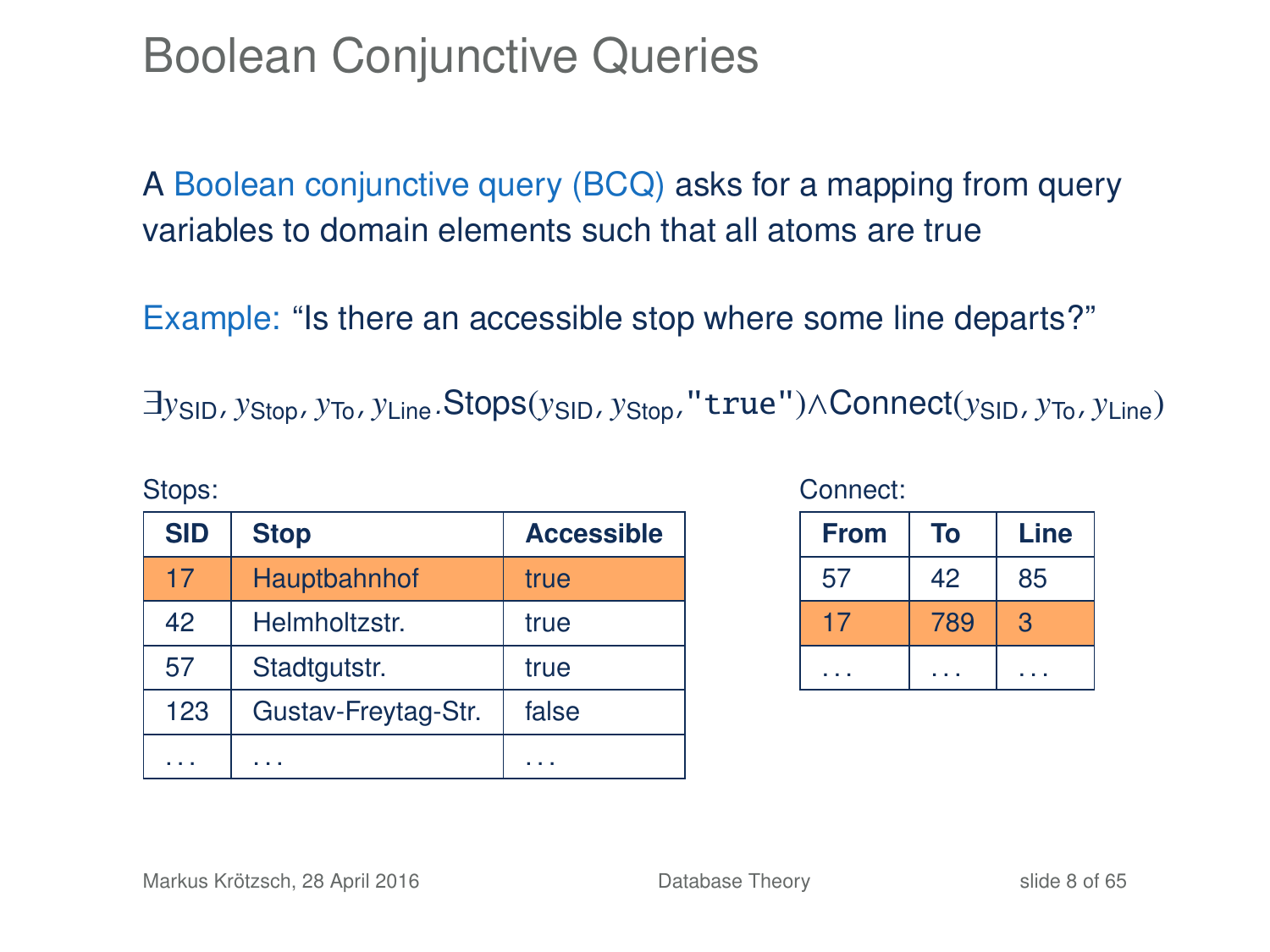# Boolean Conjunctive Queries

A Boolean conjunctive query (BCQ) asks for a mapping from query variables to domain elements such that all atoms are true

Example: "Is there an accessible stop where some line departs?"

$$\exists y_{\text{SID}}, y_{\text{Stop}}, y_{\text{To}}, y_{\text{Line}}.\text{Stops}(y_{\text{SID}}, y_{\text{Stop}}, \texttt{"true"}) \wedge \text{Connect}(y_{\text{SID}}, y_{\text{To}}, y_{\text{Line}})$$

Stops:

| SID | Stop | Accessible |
|---|---|---|
| 17 | Hauptbahnhof | true |
| 42 | Helmholtzstr. | true |
| 57 | Stadtgutstr. | true |
| 123 | Gustav-Freytag-Str. | false |
| ... | ... | ... |

Connect:

| From | To | Line |
|---|---|---|
| 57 | 42 | 85 |
| 17 | 789 | 3 |
| ... | ... | ... |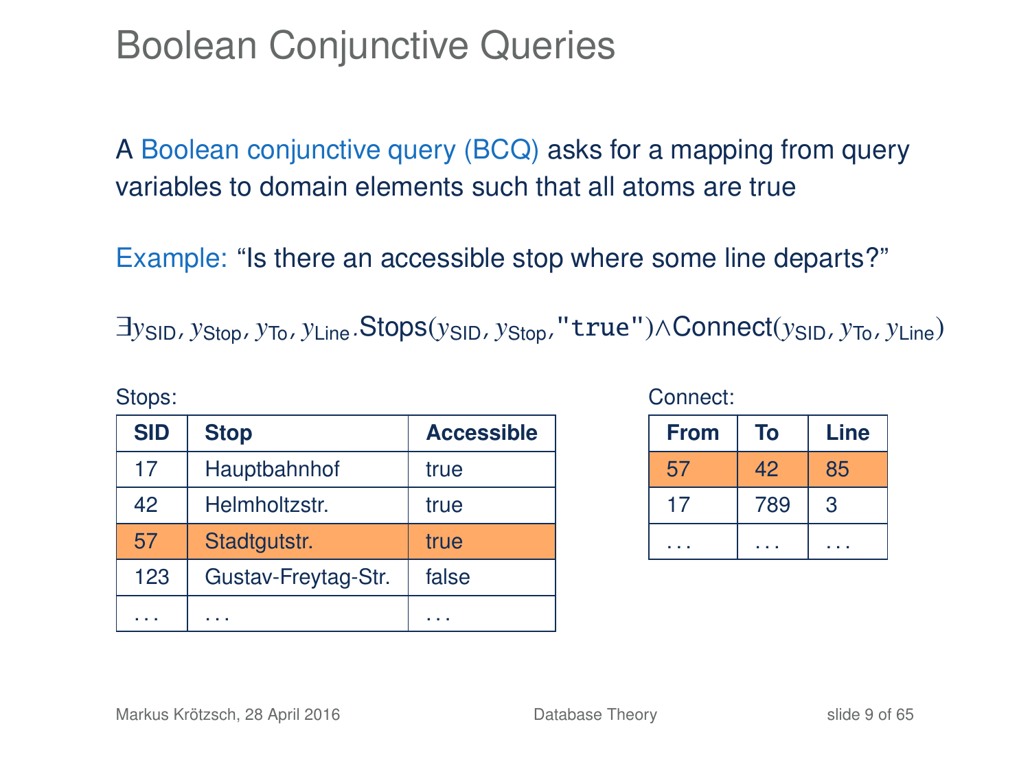# Boolean Conjunctive Queries

A Boolean conjunctive query (BCQ) asks for a mapping from query variables to domain elements such that all atoms are true

Example: "Is there an accessible stop where some line departs?"

$$\exists y_{\text{SID}}, y_{\text{Stop}}, y_{\text{To}}, y_{\text{Line}}.\text{Stops}(y_{\text{SID}}, y_{\text{Stop}}, \texttt{"true"}) \land \text{Connect}(y_{\text{SID}}, y_{\text{To}}, y_{\text{Line}})$$

Stops:

| SID | Stop | Accessible |
|---|---|---|
| 17 | Hauptbahnhof | true |
| 42 | Helmholtzstr. | true |
| 57 | Stadtgutstr. | true |
| 123 | Gustav-Freytag-Str. | false |
| ... | ... | ... |

Connect:

| From | To | Line |
|---|---|---|
| 57 | 42 | 85 |
| 17 | 789 | 3 |
| ... | ... | ... |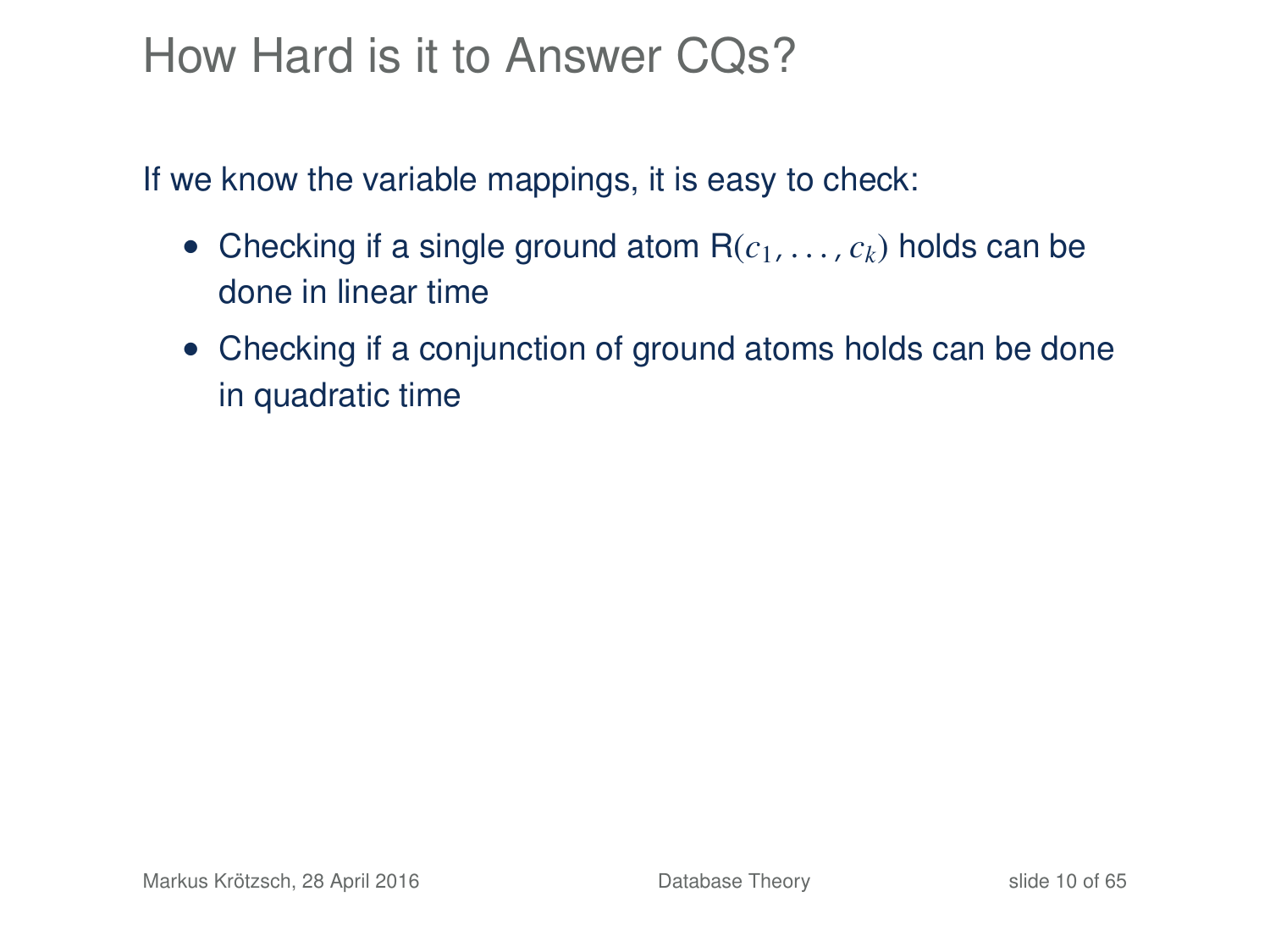# How Hard is it to Answer CQs?

If we know the variable mappings, it is easy to check:

- Checking if a single ground atom $\mathsf{R}(c_1, \ldots, c_k)$ holds can be done in linear time
- Checking if a conjunction of ground atoms holds can be done in quadratic time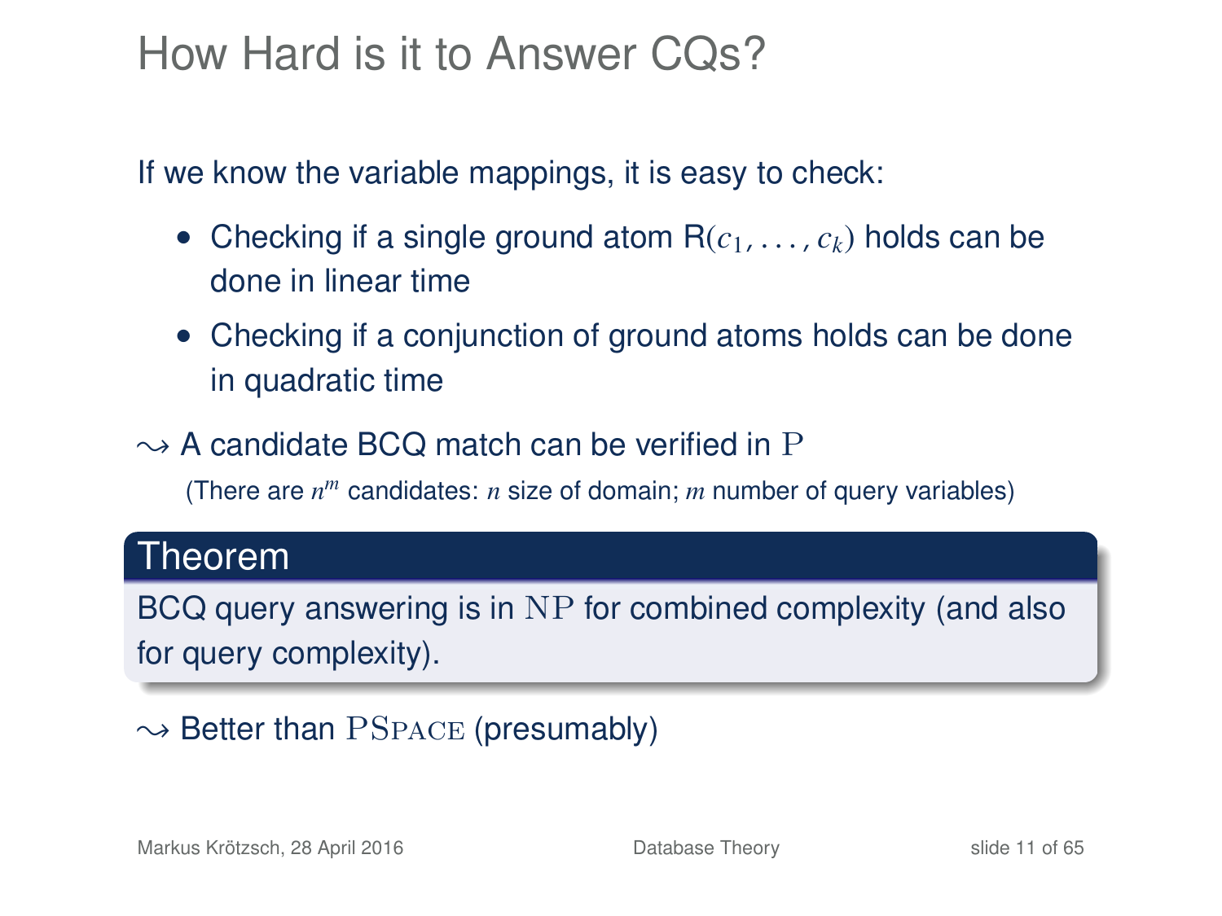# How Hard is it to Answer CQs?

If we know the variable mappings, it is easy to check:

- Checking if a single ground atom R$(c_1, \ldots, c_k)$ holds can be done in linear time
- Checking if a conjunction of ground atoms holds can be done in quadratic time

$\leadsto$ A candidate BCQ match can be verified in $\mathrm{P}$

(There are $n^m$ candidates: $n$ size of domain; $m$ number of query variables)

**Theorem**

BCQ query answering is in $\mathrm{NP}$ for combined complexity (and also for query complexity).

$\leadsto$ Better than $\mathrm{PSPACE}$ (presumably)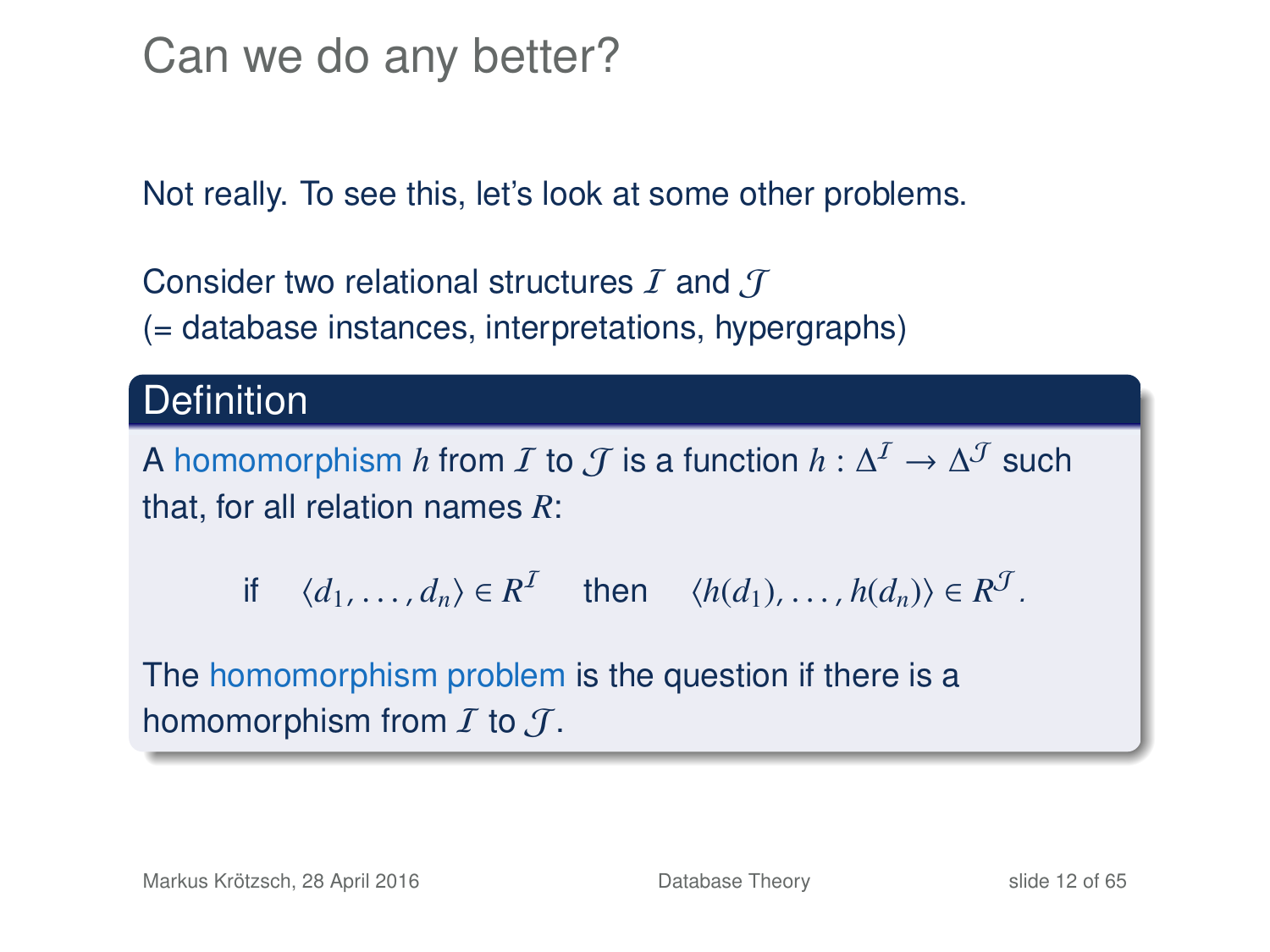# Can we do any better?

Not really. To see this, let's look at some other problems.

Consider two relational structures $\mathcal{I}$ and $\mathcal{J}$
(= database instances, interpretations, hypergraphs)

## Definition

A homomorphism $h$ from $\mathcal{I}$ to $\mathcal{J}$ is a function $h : \Delta^{\mathcal{I}} \to \Delta^{\mathcal{J}}$ such that, for all relation names $R$:

$$\text{if} \quad \langle d_1, \ldots, d_n \rangle \in R^{\mathcal{I}} \quad \text{then} \quad \langle h(d_1), \ldots, h(d_n) \rangle \in R^{\mathcal{J}}.$$

The homomorphism problem is the question if there is a homomorphism from $\mathcal{I}$ to $\mathcal{J}$.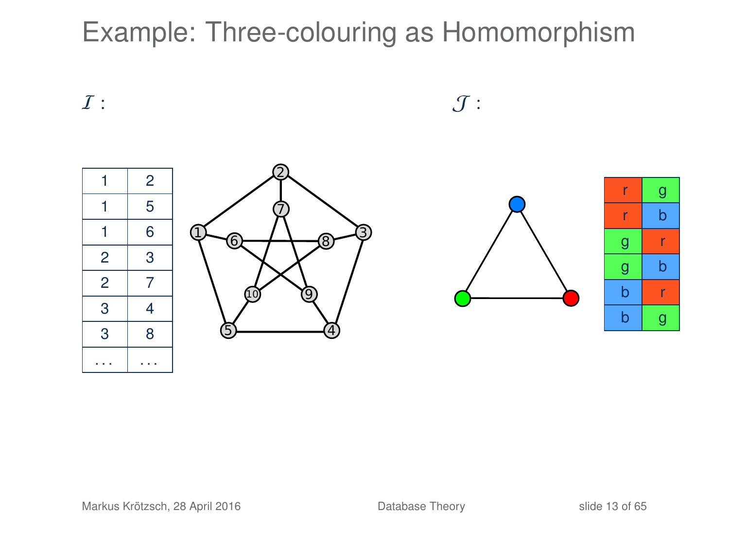# Example: Three-colouring as Homomorphism

$\mathcal{I}$ :

| | |
|---|---|
| 1 | 2 |
| 1 | 5 |
| 1 | 6 |
| 2 | 3 |
| 2 | 7 |
| 3 | 4 |
| 3 | 8 |
| ... | ... |

$\mathcal{J}$ :

| | |
|---|---|
| r | g |
| r | b |
| g | r |
| g | b |
| b | r |
| b | g |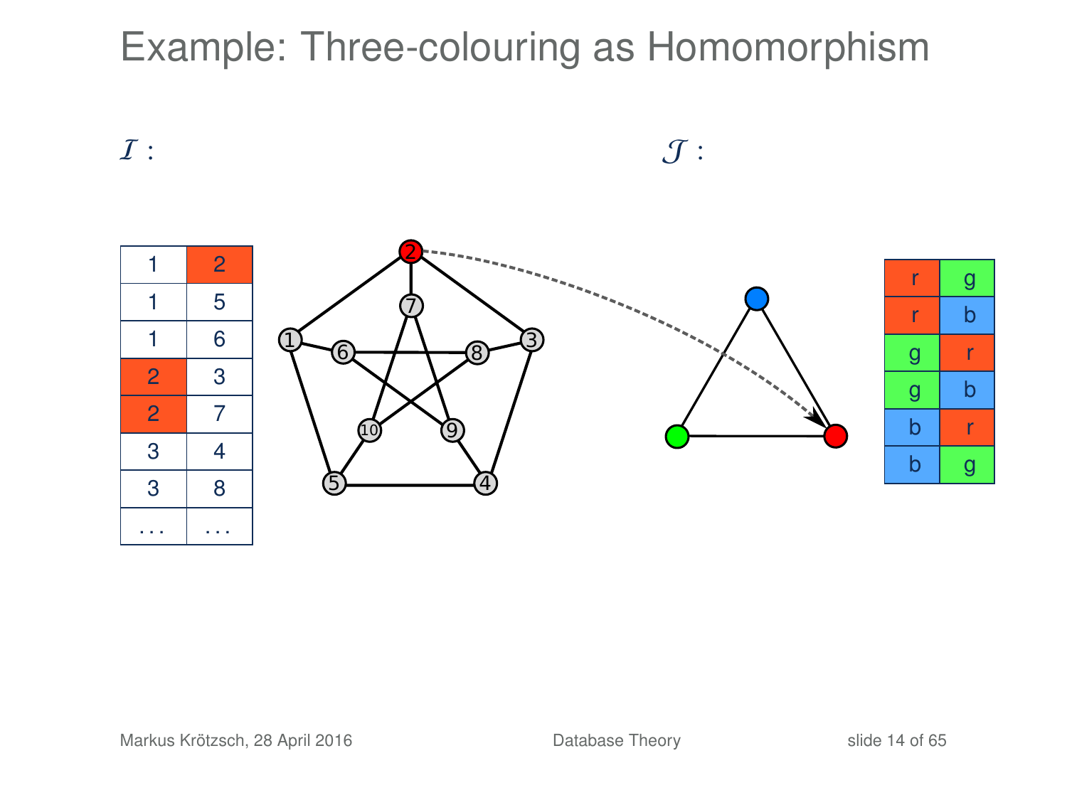# Example: Three-colouring as Homomorphism

$\mathcal{I}$ :

| 1 | 2 |
|---|---|
| 1 | 5 |
| 1 | 6 |
| 2 | 3 |
| 2 | 7 |
| 3 | 4 |
| 3 | 8 |
| ... | ... |

$\mathcal{J}$ :

| r | g |
|---|---|
| r | b |
| g | r |
| g | b |
| b | r |
| b | g |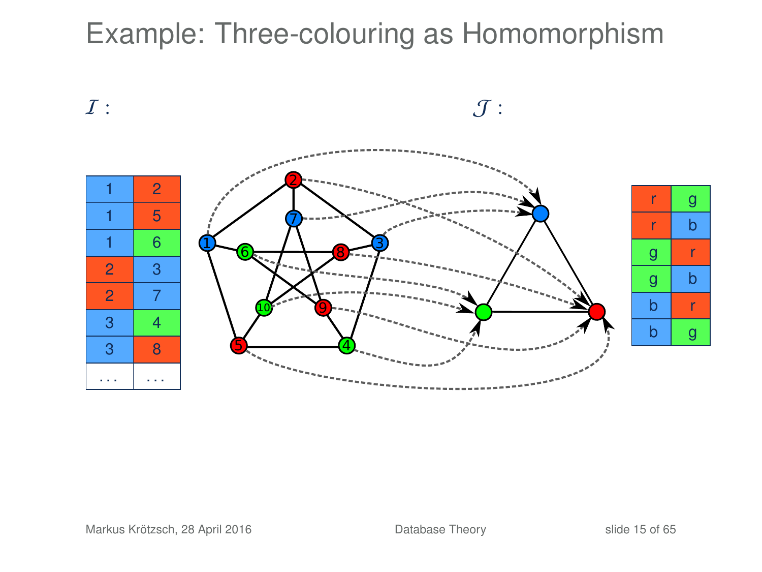# Example: Three-colouring as Homomorphism

$\mathcal{I}$ :

| 1 | 2 |
|---|---|
| 1 | 5 |
| 1 | 6 |
| 2 | 3 |
| 2 | 7 |
| 3 | 4 |
| 3 | 8 |
| … | … |

$\mathcal{J}$ :

| r | g |
|---|---|
| r | b |
| g | r |
| g | b |
| b | r |
| b | g |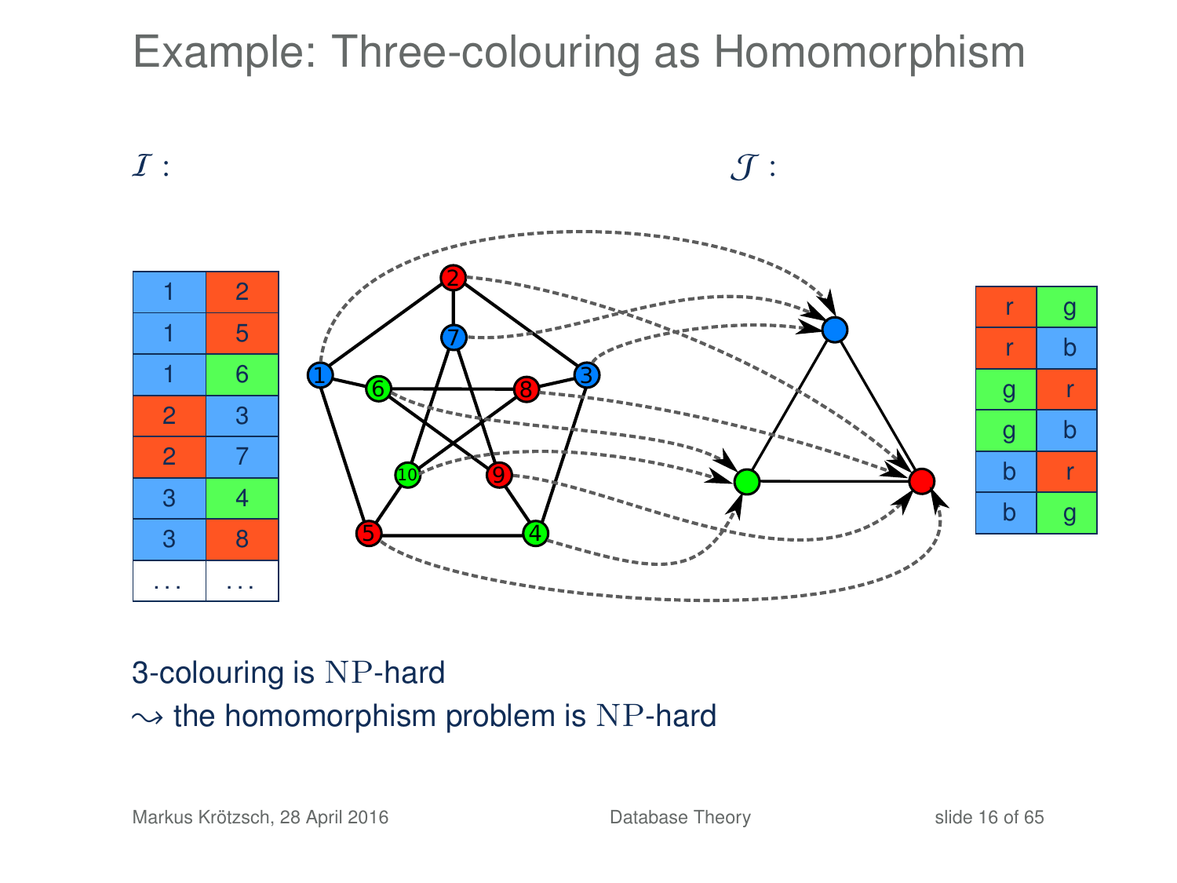# Example: Three-colouring as Homomorphism

$\mathcal{I}$ :

| | |
|---|---|
| 1 | 2 |
| 1 | 5 |
| 1 | 6 |
| 2 | 3 |
| 2 | 7 |
| 3 | 4 |
| 3 | 8 |
| … | … |

$\mathcal{J}$ :

| | |
|---|---|
| r | g |
| r | b |
| g | r |
| g | b |
| b | r |
| b | g |

3-colouring is $\mathrm{NP}$-hard

$\leadsto$ the homomorphism problem is $\mathrm{NP}$-hard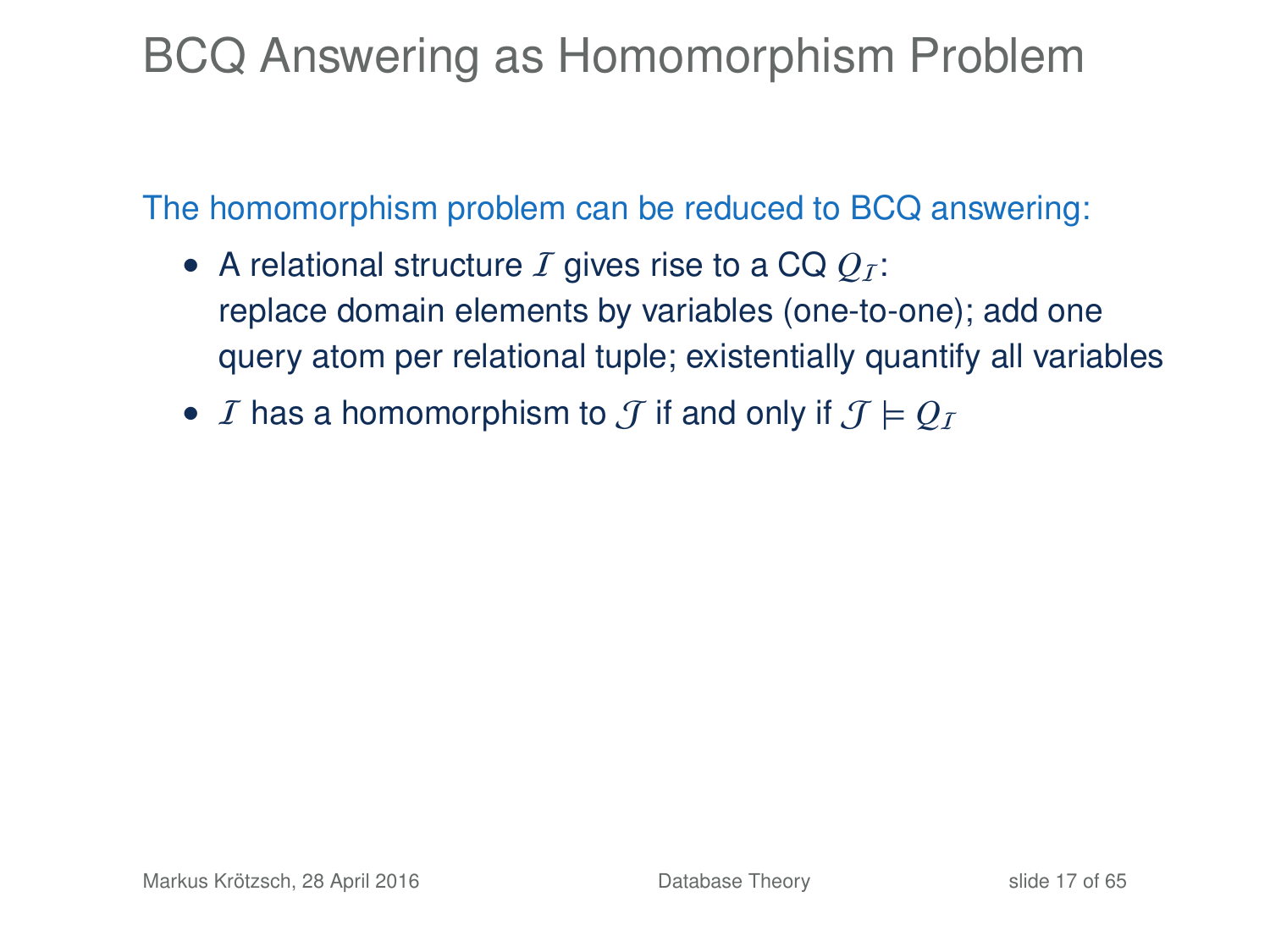# BCQ Answering as Homomorphism Problem

The homomorphism problem can be reduced to BCQ answering:

- A relational structure $\mathcal{I}$ gives rise to a CQ $Q_{\mathcal{I}}$:
  replace domain elements by variables (one-to-one); add one query atom per relational tuple; existentially quantify all variables
- $\mathcal{I}$ has a homomorphism to $\mathcal{J}$ if and only if $\mathcal{J} \models Q_{\mathcal{I}}$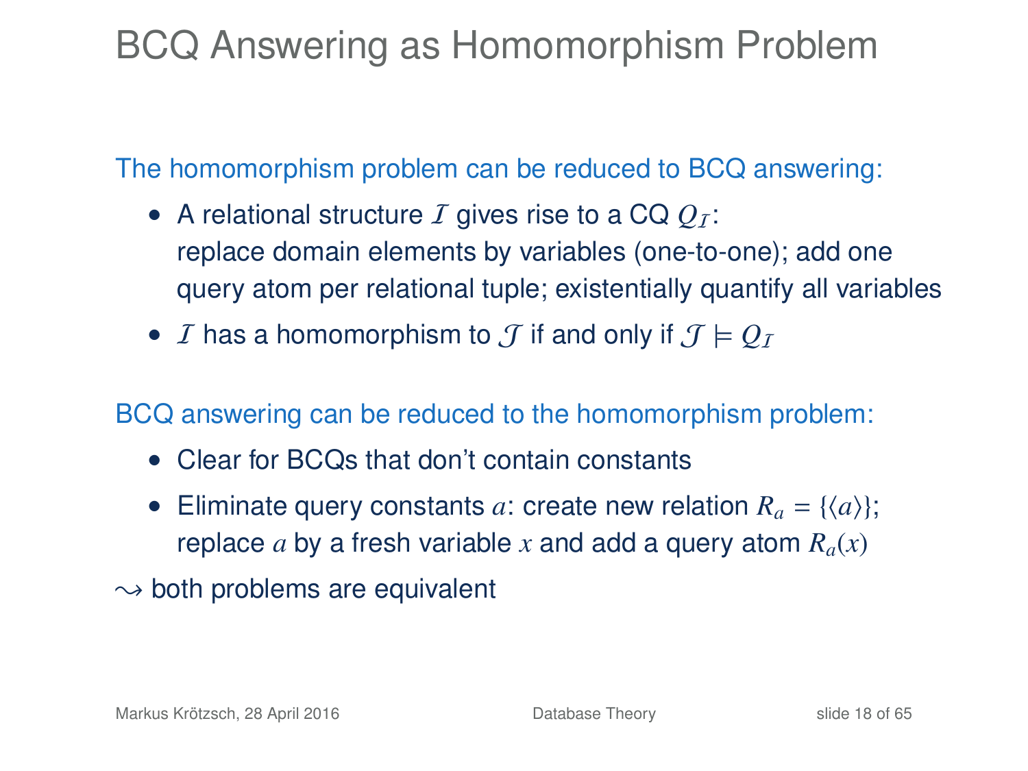# BCQ Answering as Homomorphism Problem

The homomorphism problem can be reduced to BCQ answering:

- A relational structure $\mathcal{I}$ gives rise to a CQ $Q_{\mathcal{I}}$: replace domain elements by variables (one-to-one); add one query atom per relational tuple; existentially quantify all variables
- $\mathcal{I}$ has a homomorphism to $\mathcal{J}$ if and only if $\mathcal{J} \models Q_{\mathcal{I}}$

BCQ answering can be reduced to the homomorphism problem:

- Clear for BCQs that don't contain constants
- Eliminate query constants $a$: create new relation $R_a = \{\langle a \rangle\}$; replace $a$ by a fresh variable $x$ and add a query atom $R_a(x)$

$\leadsto$ both problems are equivalent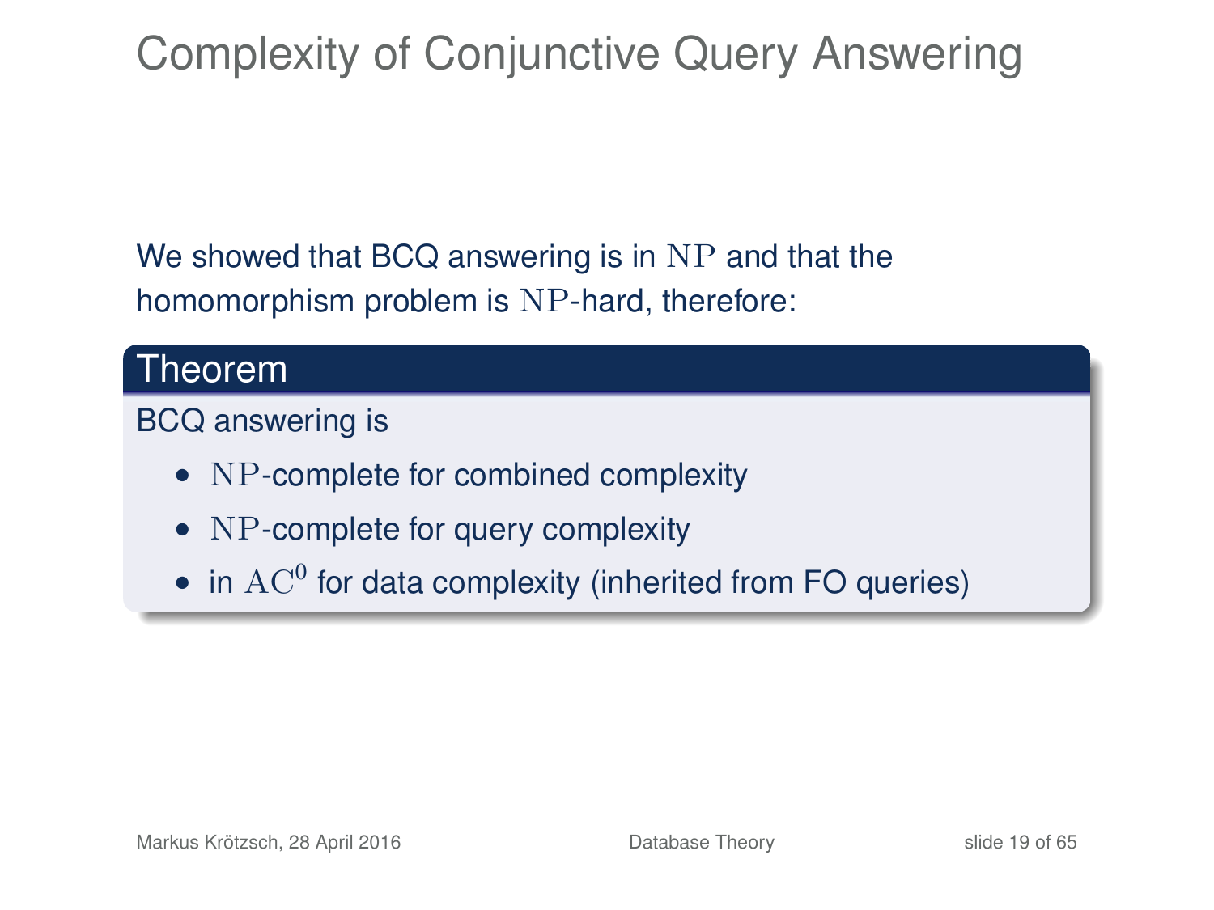# Complexity of Conjunctive Query Answering

We showed that BCQ answering is in $\mathrm{NP}$ and that the homomorphism problem is $\mathrm{NP}$-hard, therefore:

**Theorem**

BCQ answering is

- $\mathrm{NP}$-complete for combined complexity
- $\mathrm{NP}$-complete for query complexity
- in $\mathrm{AC}^0$ for data complexity (inherited from FO queries)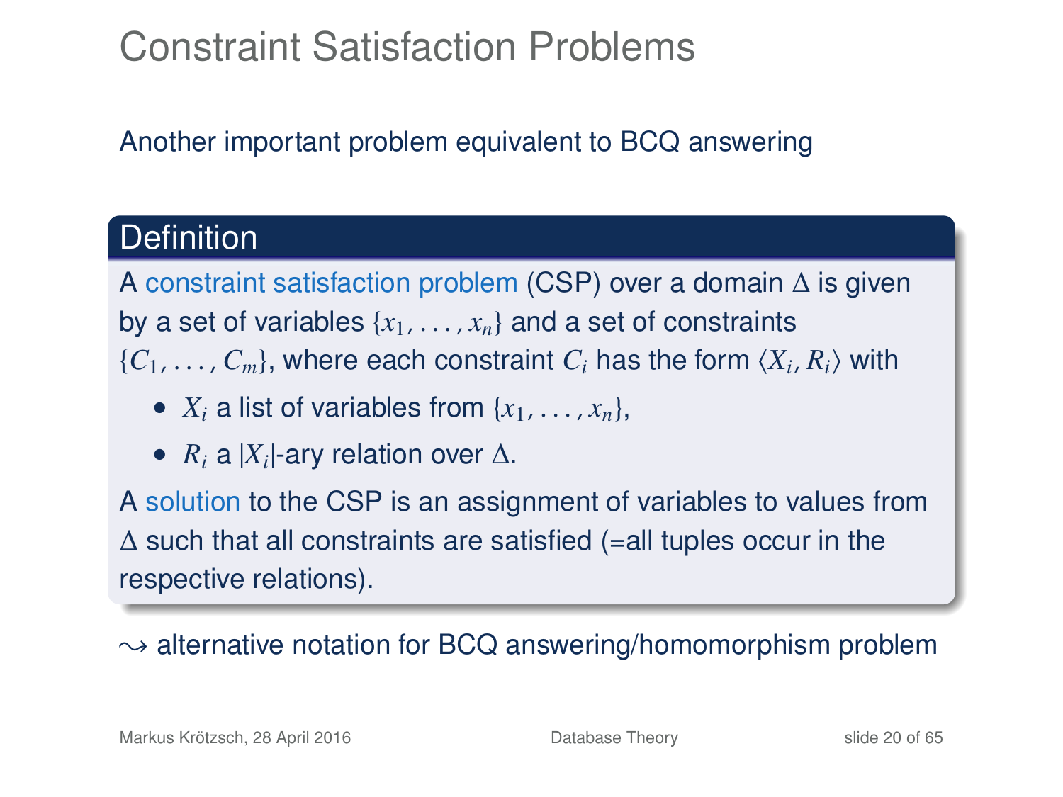# Constraint Satisfaction Problems

Another important problem equivalent to BCQ answering

## Definition

A constraint satisfaction problem (CSP) over a domain $\Delta$ is given by a set of variables $\{x_1, \ldots, x_n\}$ and a set of constraints $\{C_1, \ldots, C_m\}$, where each constraint $C_i$ has the form $\langle X_i, R_i \rangle$ with

- $X_i$ a list of variables from $\{x_1, \ldots, x_n\}$,
- $R_i$ a $|X_i|$-ary relation over $\Delta$.

A solution to the CSP is an assignment of variables to values from $\Delta$ such that all constraints are satisfied (=all tuples occur in the respective relations).

$\rightsquigarrow$ alternative notation for BCQ answering/homomorphism problem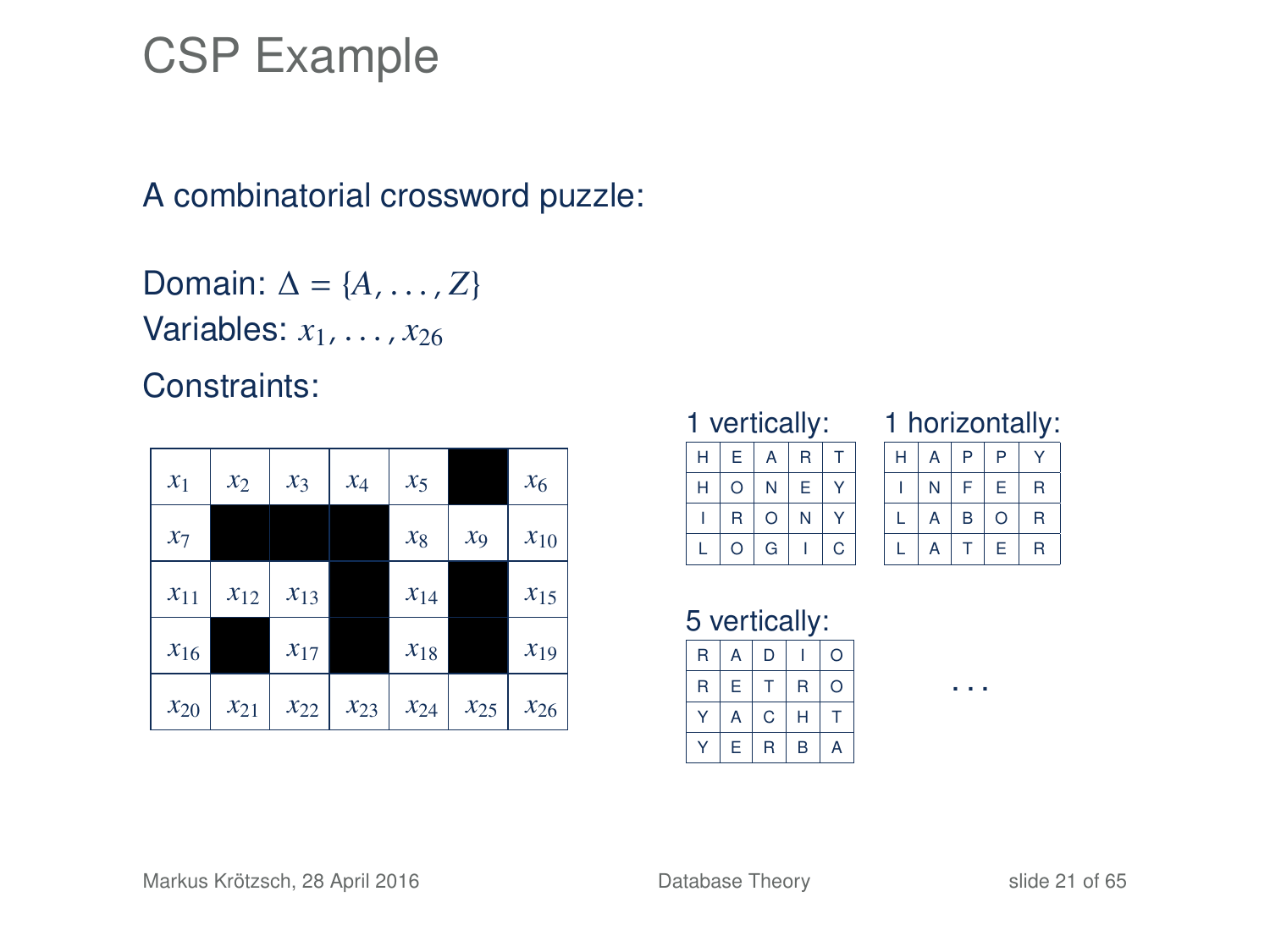# CSP Example

A combinatorial crossword puzzle:

Domain: $\Delta = \{A, \ldots, Z\}$

Variables: $x_1, \ldots, x_{26}$

Constraints:

| $x_1$ | $x_2$ | $x_3$ | $x_4$ | $x_5$ | ■ | $x_6$ |
|---|---|---|---|---|---|---|
| $x_7$ | ■ | ■ | ■ | $x_8$ | $x_9$ | $x_{10}$ |
| $x_{11}$ | $x_{12}$ | $x_{13}$ | ■ | $x_{14}$ | ■ | $x_{15}$ |
| $x_{16}$ | ■ | $x_{17}$ | ■ | $x_{18}$ | ■ | $x_{19}$ |
| $x_{20}$ | $x_{21}$ | $x_{22}$ | $x_{23}$ | $x_{24}$ | $x_{25}$ | $x_{26}$ |

1 vertically:

| H | E | A | R | T |
|---|---|---|---|---|
| H | O | N | E | Y |
| I | R | O | N | Y |
| L | O | G | I | C |

1 horizontally:

| H | A | P | P | Y |
|---|---|---|---|---|
| I | N | F | E | R |
| L | A | B | O | R |
| L | A | T | E | R |

5 vertically:

| R | A | D | I | O |
|---|---|---|---|---|
| R | E | T | R | O |
| Y | A | C | H | T |
| Y | E | R | B | A |

...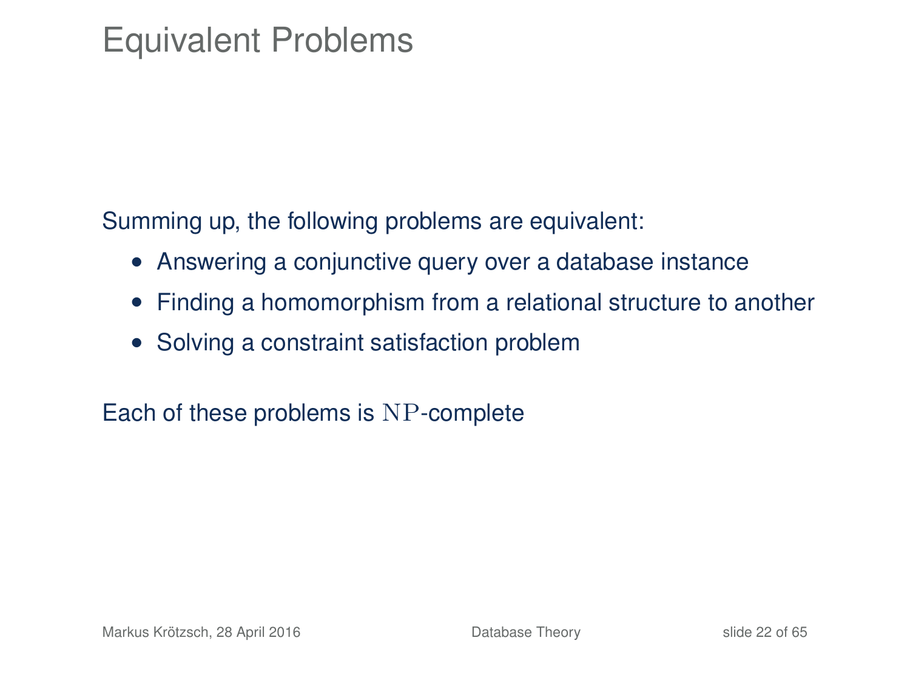# Equivalent Problems

Summing up, the following problems are equivalent:

- Answering a conjunctive query over a database instance
- Finding a homomorphism from a relational structure to another
- Solving a constraint satisfaction problem

Each of these problems is $\mathrm{NP}$-complete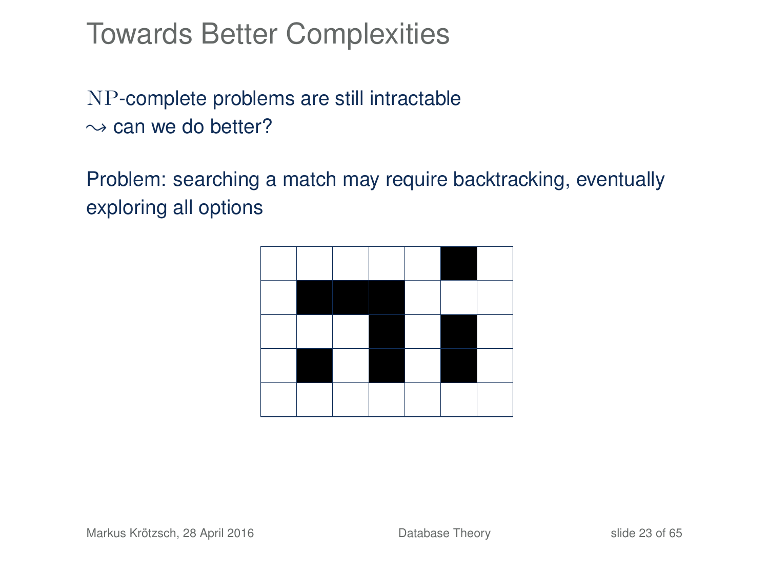# Towards Better Complexities

$\mathrm{NP}$-complete problems are still intractable
$\leadsto$ can we do better?

Problem: searching a match may require backtracking, eventually exploring all options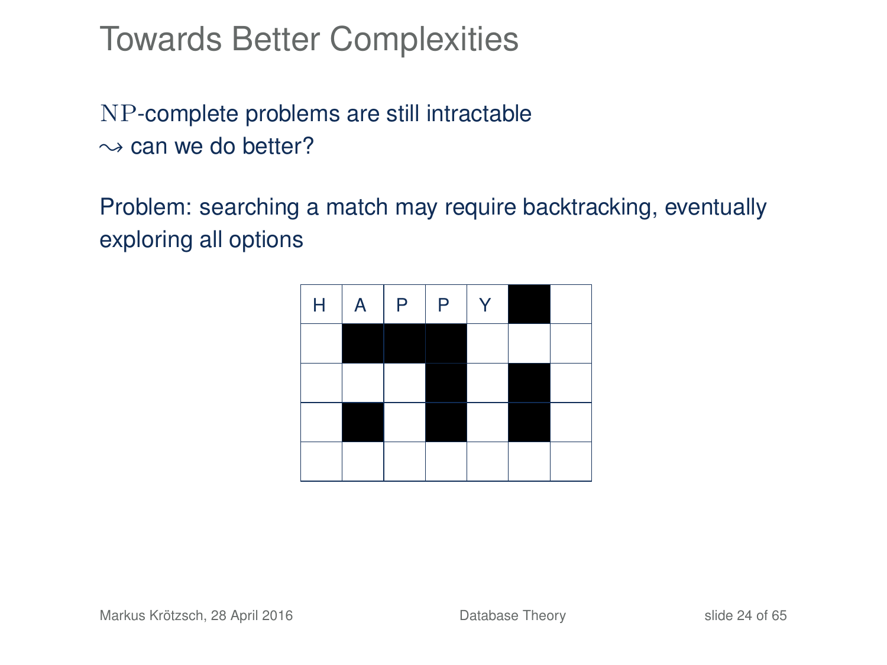# Towards Better Complexities

NP-complete problems are still intractable
$\leadsto$ can we do better?

Problem: searching a match may require backtracking, eventually exploring all options

| H | A | P | P | Y | ■ | |
|---|---|---|---|---|---|---|
| | ■ | ■ | ■ | | | |
| | | | ■ | | ■ | |
| | ■ | | ■ | | ■ | |
| | | | | | | |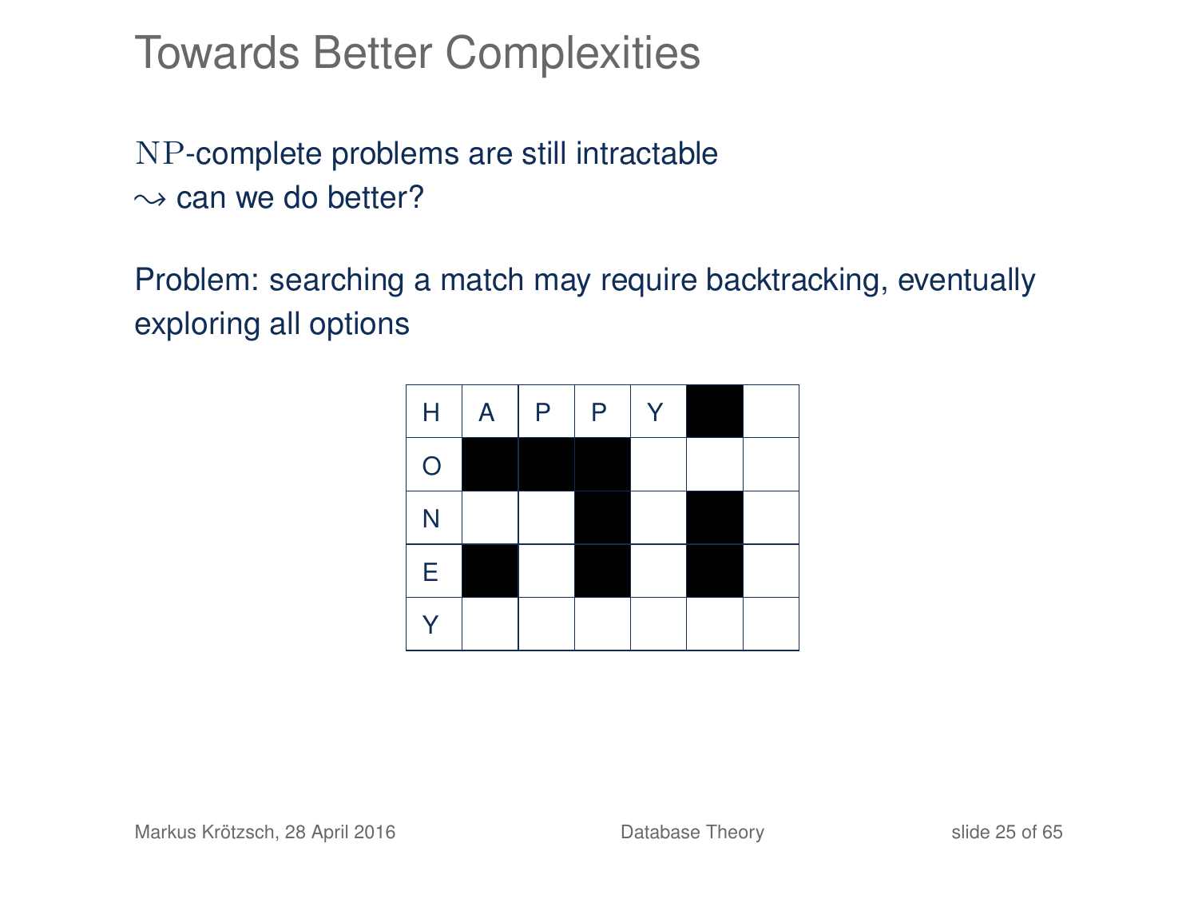# Towards Better Complexities

$\mathrm{NP}$-complete problems are still intractable
$\leadsto$ can we do better?

Problem: searching a match may require backtracking, eventually exploring all options

| H | A | P | P | Y | ■ |  |
|---|---|---|---|---|---|---|
| O | ■ | ■ | ■ |  |  |  |
| N |  |  | ■ |  | ■ |  |
| E | ■ |  | ■ |  | ■ |  |
| Y |  |  |  |  |  |  |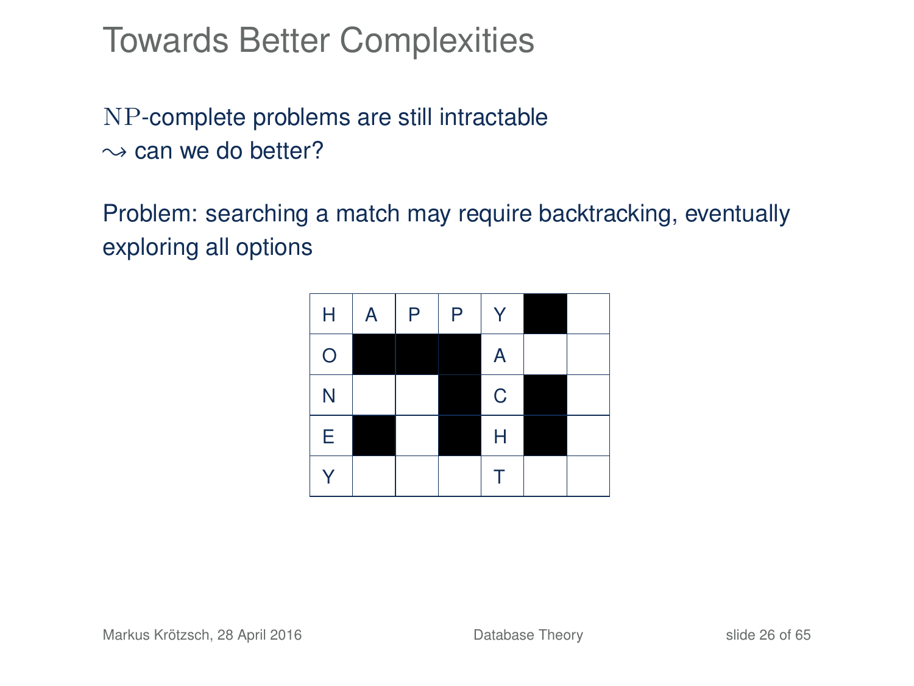# Towards Better Complexities

NP-complete problems are still intractable
$\leadsto$ can we do better?

Problem: searching a match may require backtracking, eventually exploring all options

| H | A | P | P | Y | ■ | |
|---|---|---|---|---|---|---|
| O | ■ | ■ | ■ | A | | |
| N | | | ■ | C | ■ | |
| E | ■ | | ■ | H | ■ | |
| Y | | | | T | | |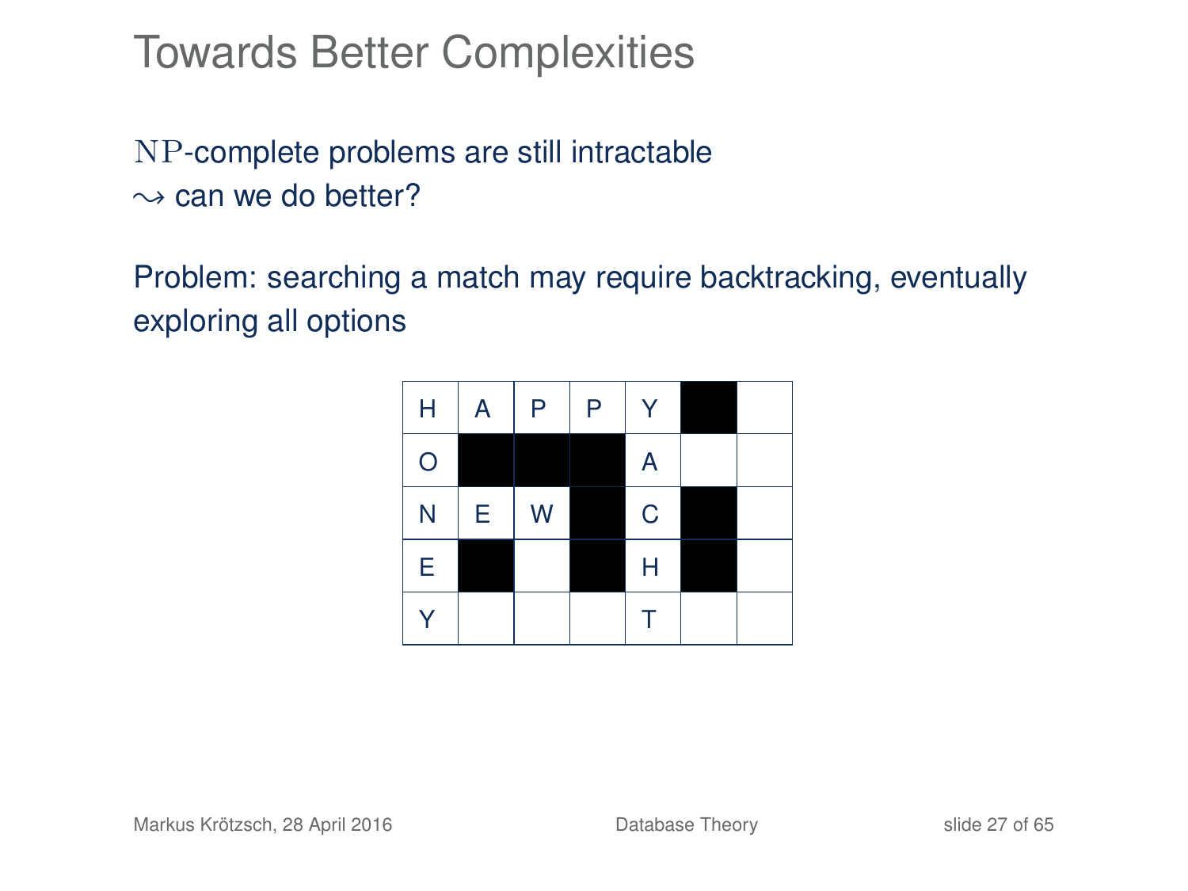# Towards Better Complexities

$\mathrm{NP}$-complete problems are still intractable
$\rightsquigarrow$ can we do better?

Problem: searching a match may require backtracking, eventually exploring all options

| H | A | P | P | Y | ■ | |
|---|---|---|---|---|---|---|
| O | ■ | ■ | ■ | A | | |
| N | E | W | ■ | C | ■ | |
| E | ■ | | ■ | H | ■ | |
| Y | | | | T | | |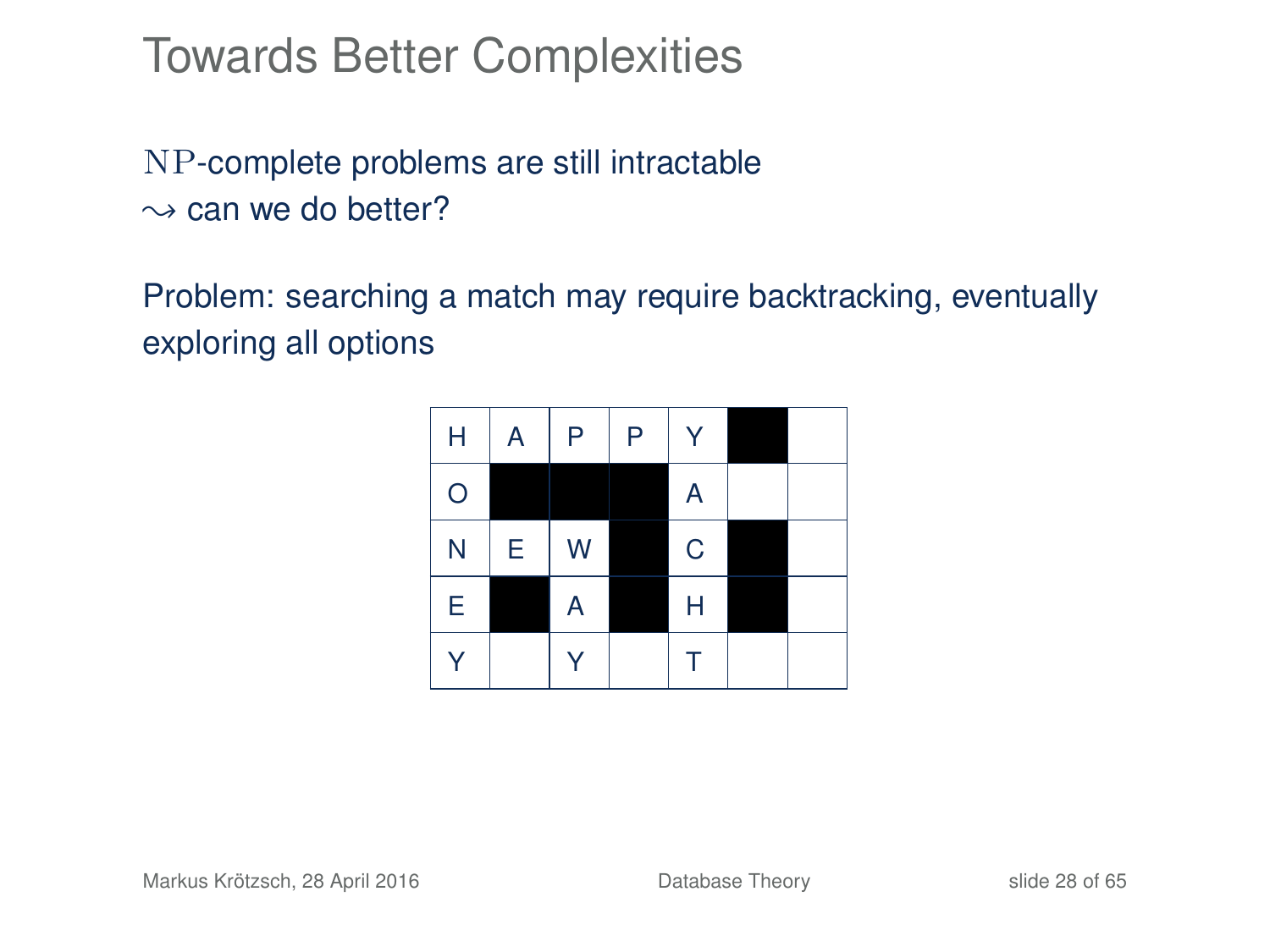# Towards Better Complexities

$\text{NP}$-complete problems are still intractable
$\leadsto$ can we do better?

Problem: searching a match may require backtracking, eventually exploring all options

| H | A | P | P | Y | ■ | |
|---|---|---|---|---|---|---|
| O | ■ | ■ | ■ | A | | |
| N | E | W | ■ | C | ■ | |
| E | ■ | A | ■ | H | ■ | |
| Y | | Y | | T | | |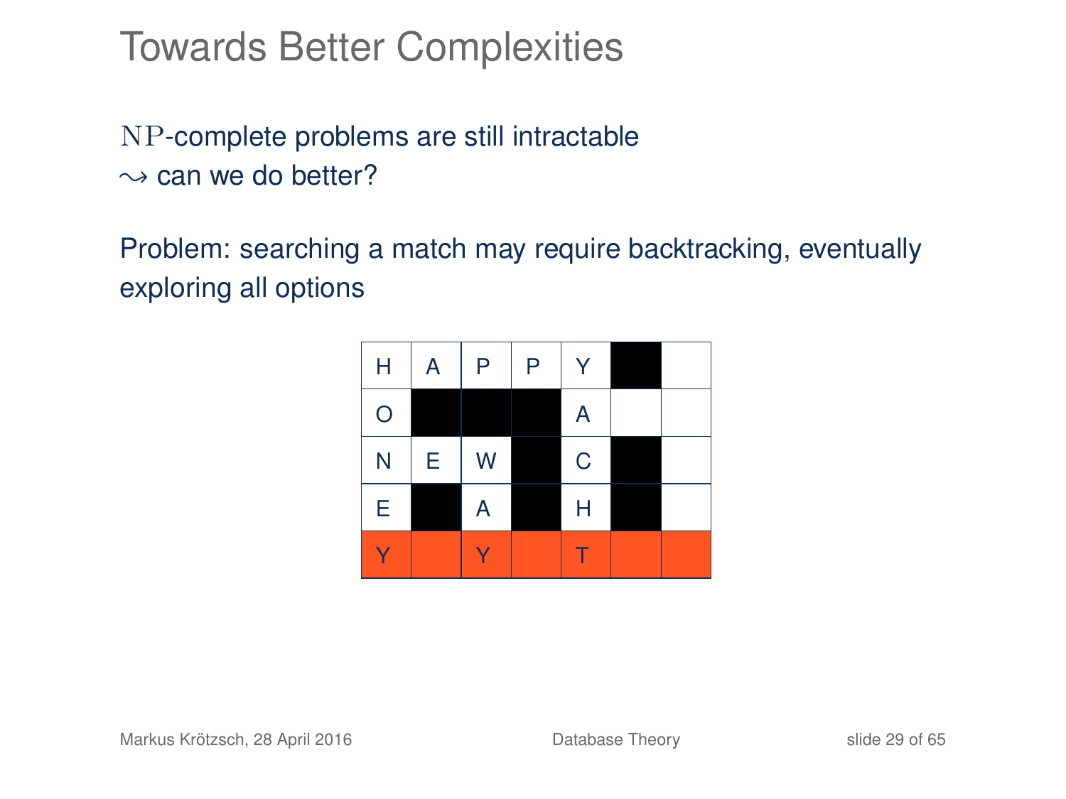# Towards Better Complexities

$\mathrm{NP}$-complete problems are still intractable
$\leadsto$ can we do better?

Problem: searching a match may require backtracking, eventually exploring all options

| H | A | P | P | Y | | |
|---|---|---|---|---|---|---|
| O | | | | A | | |
| N | E | W | | C | | |
| E | | A | | H | | |
| Y | | Y | | T | | |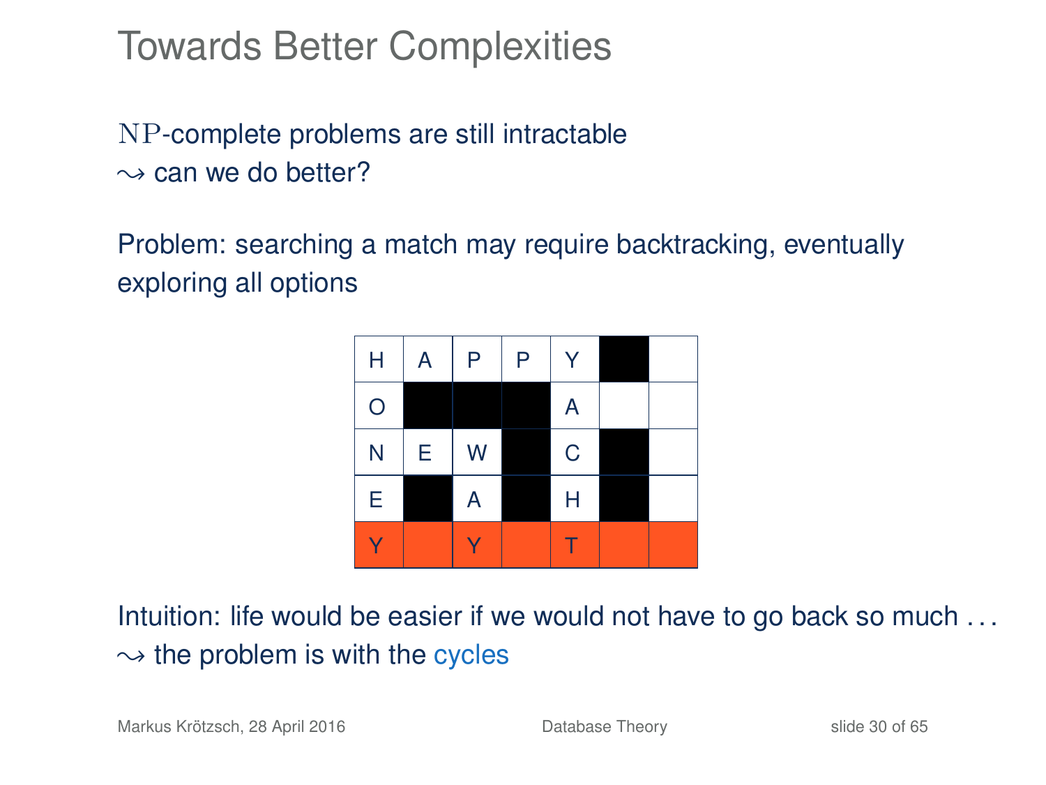# Towards Better Complexities

$\mathrm{NP}$-complete problems are still intractable
$\leadsto$ can we do better?

Problem: searching a match may require backtracking, eventually exploring all options

| H | A | P | P | Y | ■ |  |
|---|---|---|---|---|---|---|
| O | ■ | ■ | ■ | A |  |  |
| N | E | W | ■ | C | ■ |  |
| E | ■ | A | ■ | H | ■ |  |
| Y |  | Y |  | T |  |  |

Intuition: life would be easier if we would not have to go back so much . . .
$\leadsto$ the problem is with the cycles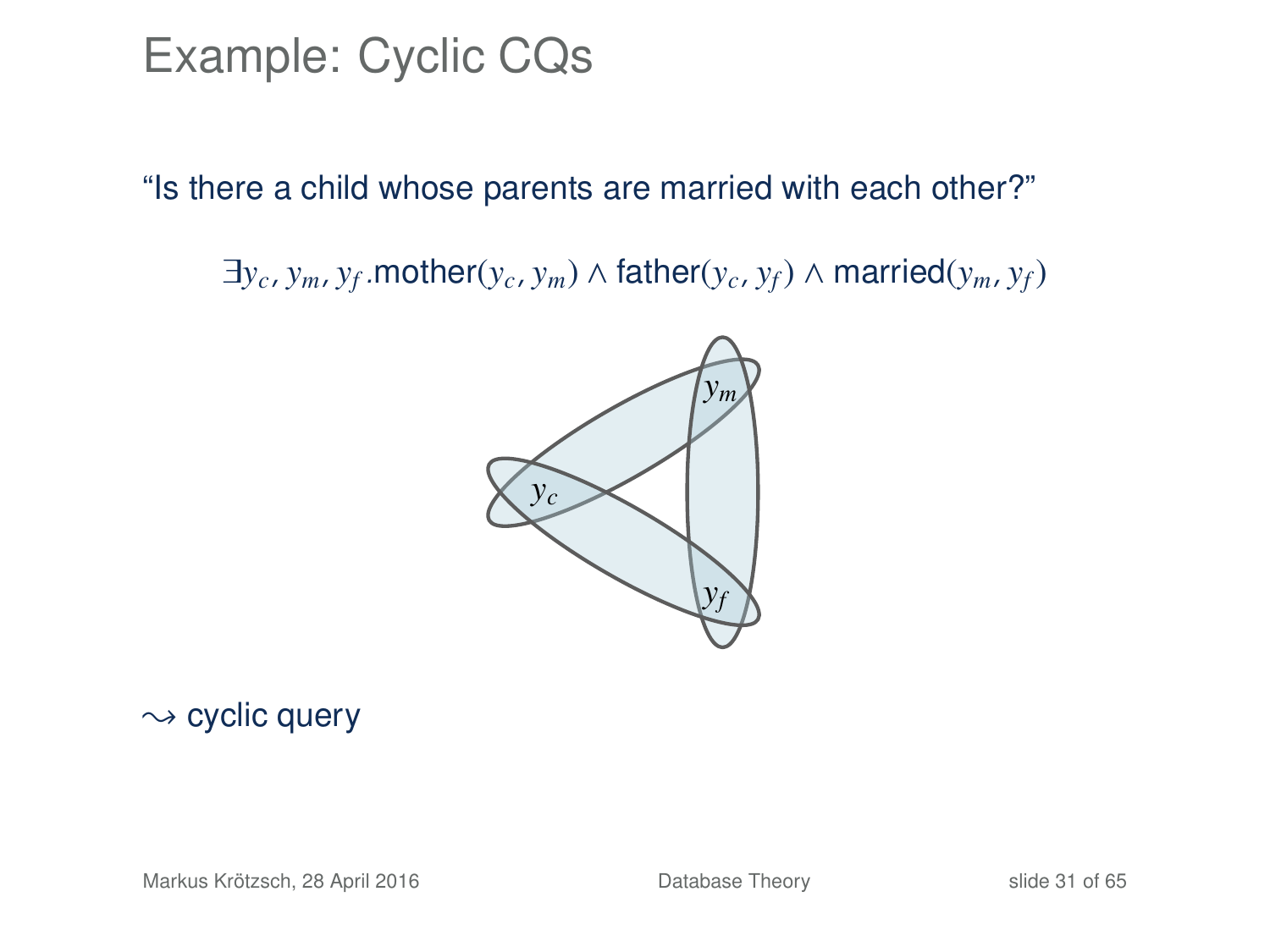# Example: Cyclic CQs

"Is there a child whose parents are married with each other?"

$$\exists y_c, y_m, y_f.\text{mother}(y_c, y_m) \wedge \text{father}(y_c, y_f) \wedge \text{married}(y_m, y_f)$$

$\rightsquigarrow$ cyclic query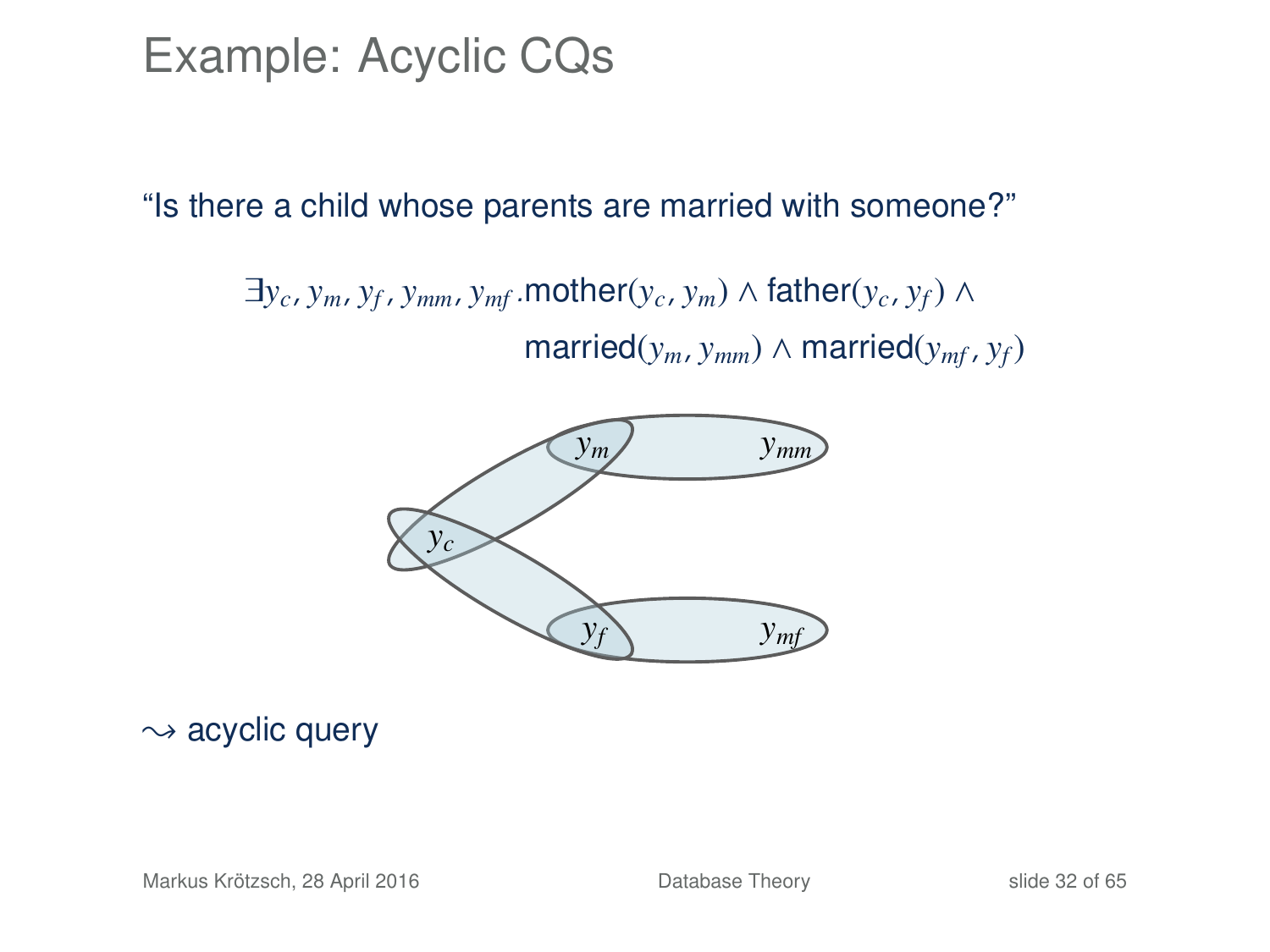# Example: Acyclic CQs

"Is there a child whose parents are married with someone?"

$$\exists y_c, y_m, y_f, y_{mm}, y_{mf}.\text{mother}(y_c, y_m) \wedge \text{father}(y_c, y_f) \wedge \text{married}(y_m, y_{mm}) \wedge \text{married}(y_{mf}, y_f)$$

$\rightsquigarrow$ acyclic query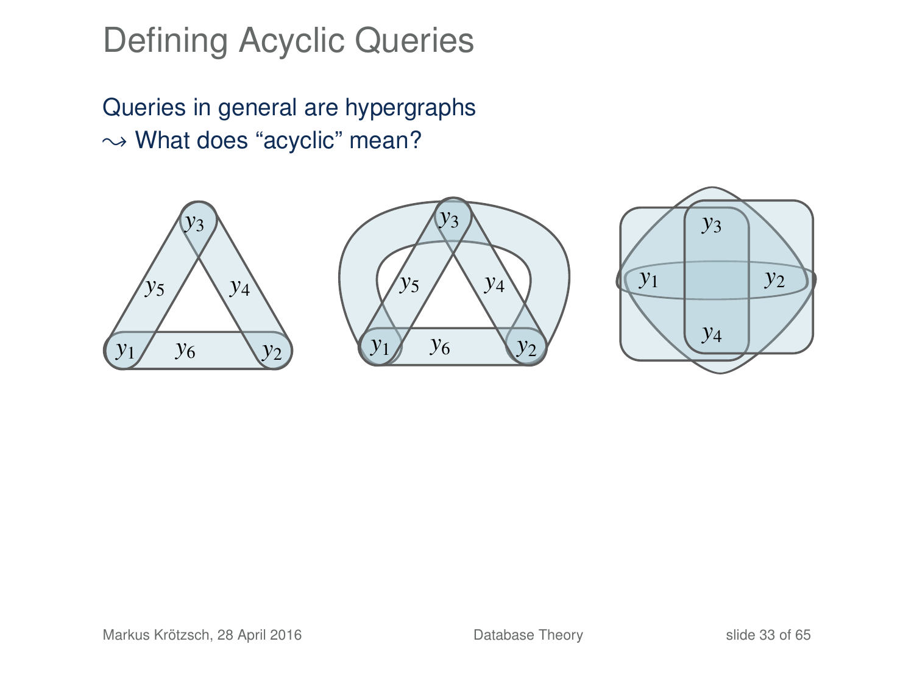# Defining Acyclic Queries

Queries in general are hypergraphs
$\rightsquigarrow$ What does "acyclic" mean?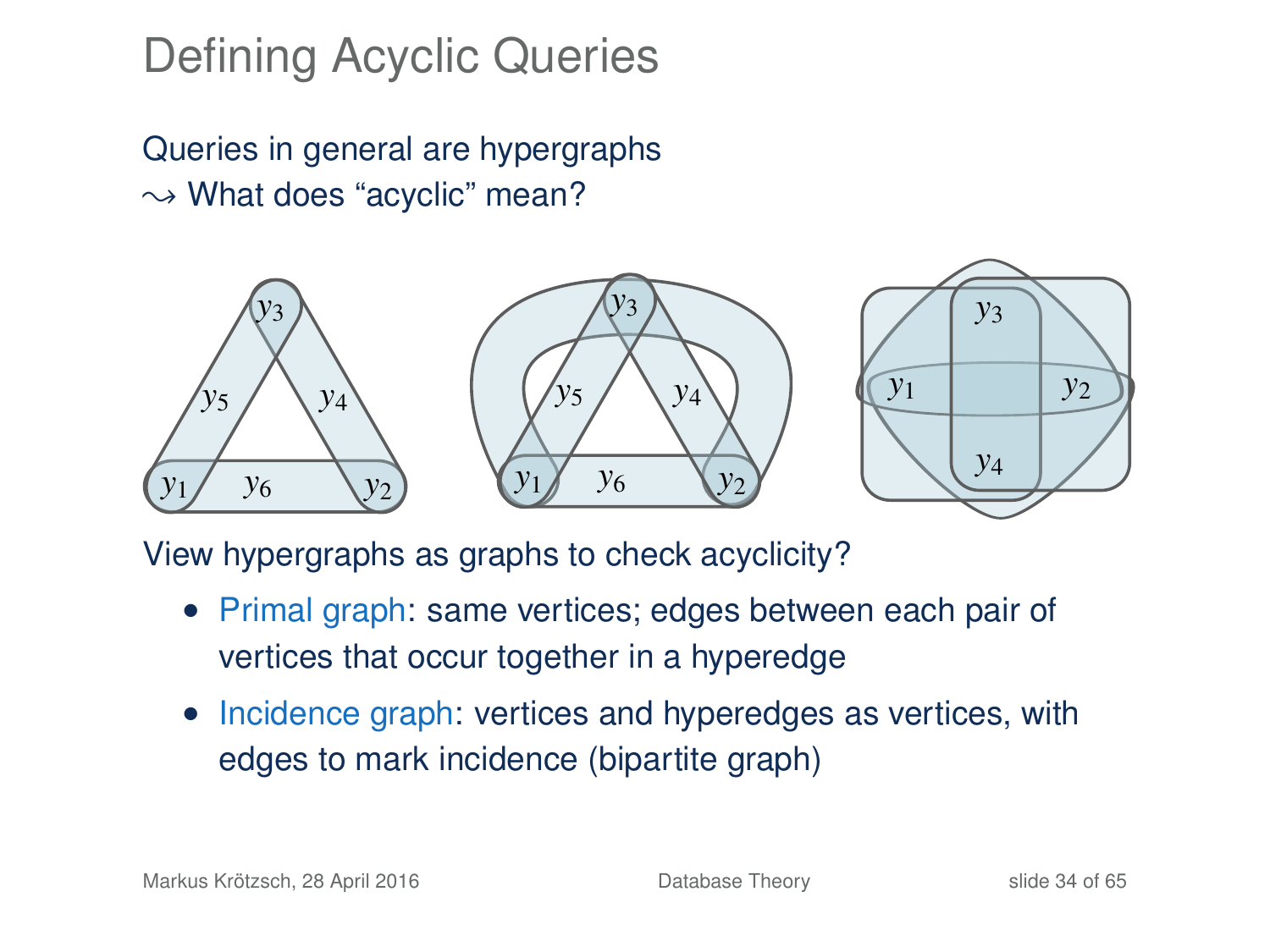# Defining Acyclic Queries

Queries in general are hypergraphs
$\rightsquigarrow$ What does "acyclic" mean?

View hypergraphs as graphs to check acyclicity?

- Primal graph: same vertices; edges between each pair of vertices that occur together in a hyperedge
- Incidence graph: vertices and hyperedges as vertices, with edges to mark incidence (bipartite graph)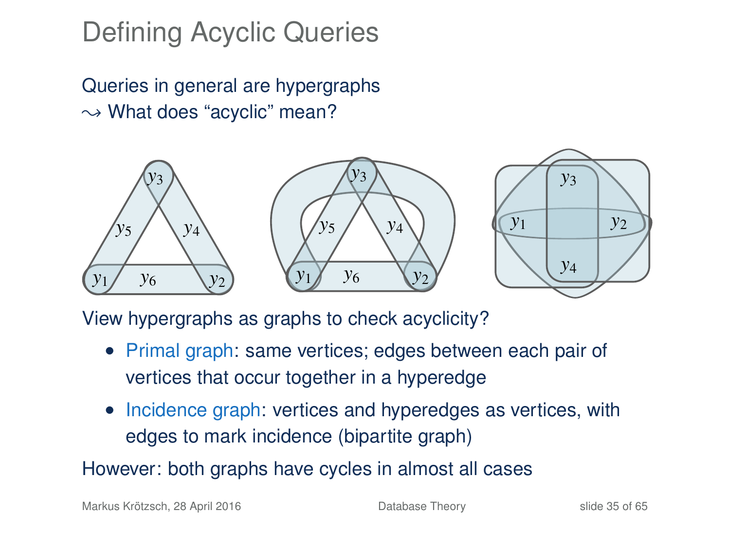# Defining Acyclic Queries

Queries in general are hypergraphs
$\rightsquigarrow$ What does "acyclic" mean?

View hypergraphs as graphs to check acyclicity?

- Primal graph: same vertices; edges between each pair of vertices that occur together in a hyperedge
- Incidence graph: vertices and hyperedges as vertices, with edges to mark incidence (bipartite graph)

However: both graphs have cycles in almost all cases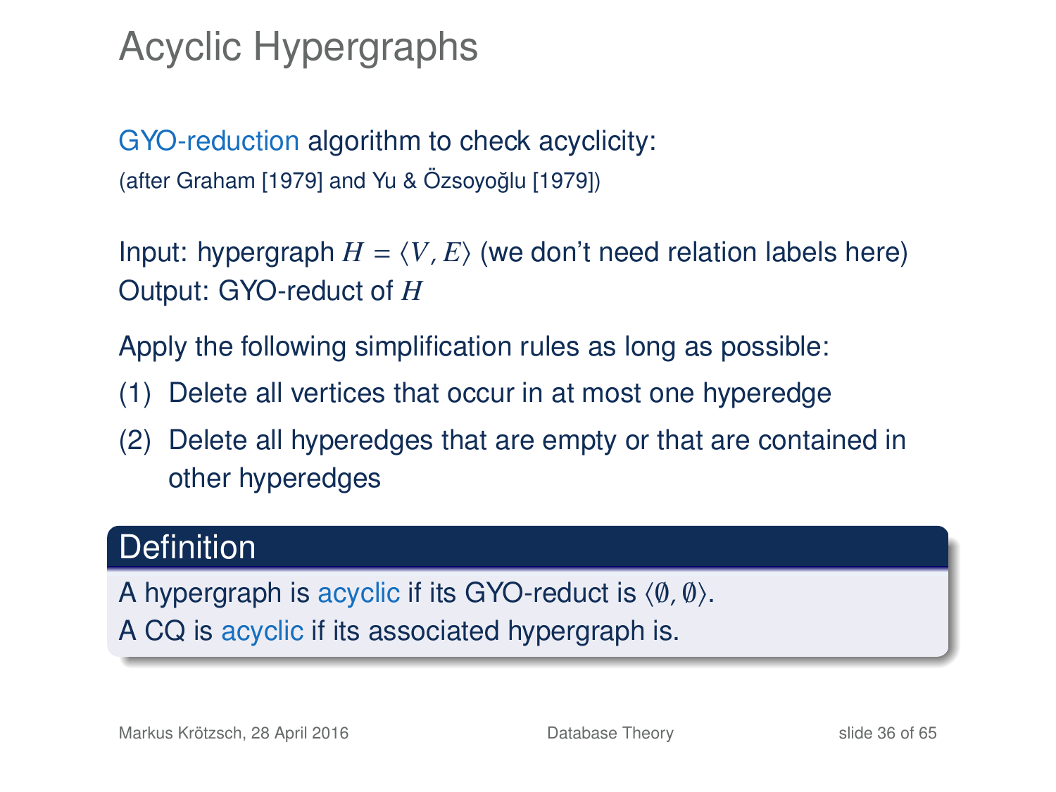# Acyclic Hypergraphs

GYO-reduction algorithm to check acyclicity:
(after Graham [1979] and Yu & Özsoyoğlu [1979])

Input: hypergraph $H = \langle V, E \rangle$ (we don't need relation labels here)
Output: GYO-reduct of $H$

Apply the following simplification rules as long as possible:

(1) Delete all vertices that occur in at most one hyperedge

(2) Delete all hyperedges that are empty or that are contained in other hyperedges

**Definition**

A hypergraph is acyclic if its GYO-reduct is $\langle \emptyset, \emptyset \rangle$.
A CQ is acyclic if its associated hypergraph is.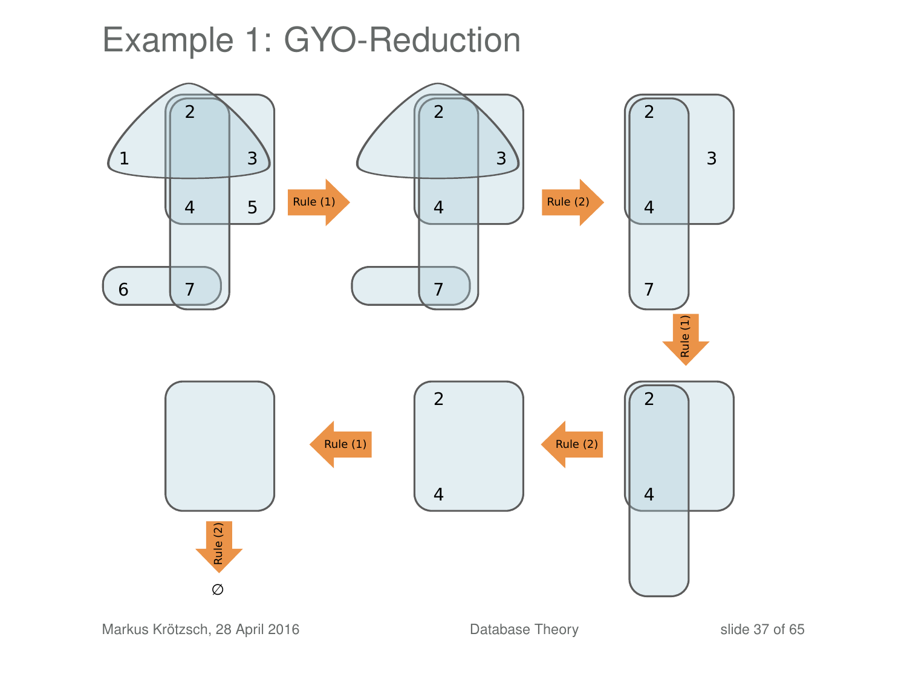# Example 1: GYO-Reduction

Rule (1)

Rule (2)

Rule (1)

Rule (2)

Rule (1)

Rule (2)

∅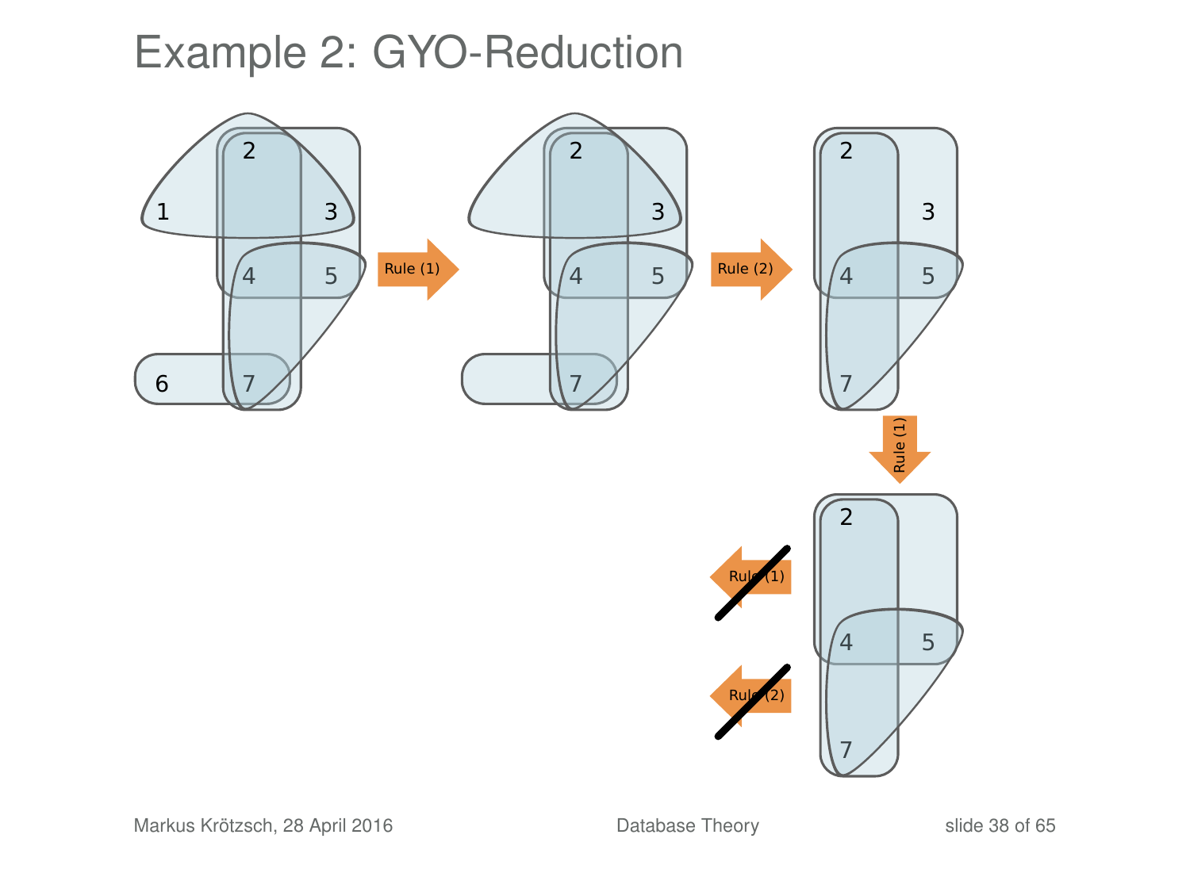# Example 2: GYO-Reduction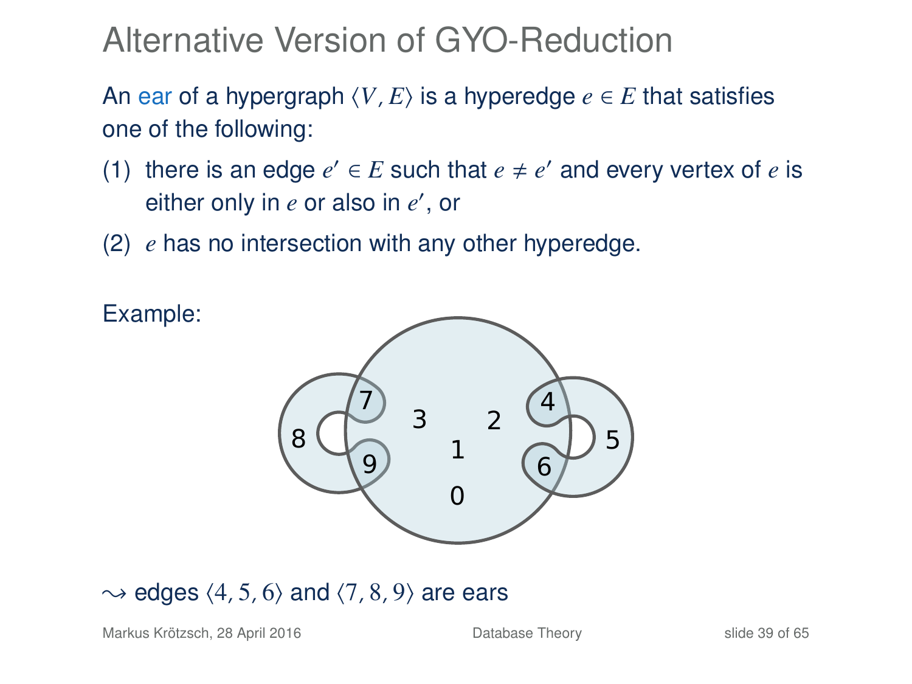# Alternative Version of GYO-Reduction

An ear of a hypergraph $\langle V, E \rangle$ is a hyperedge $e \in E$ that satisfies one of the following:

(1) there is an edge $e' \in E$ such that $e \neq e'$ and every vertex of $e$ is either only in $e$ or also in $e'$, or

(2) $e$ has no intersection with any other hyperedge.

Example:

$\leadsto$ edges $\langle 4, 5, 6 \rangle$ and $\langle 7, 8, 9 \rangle$ are ears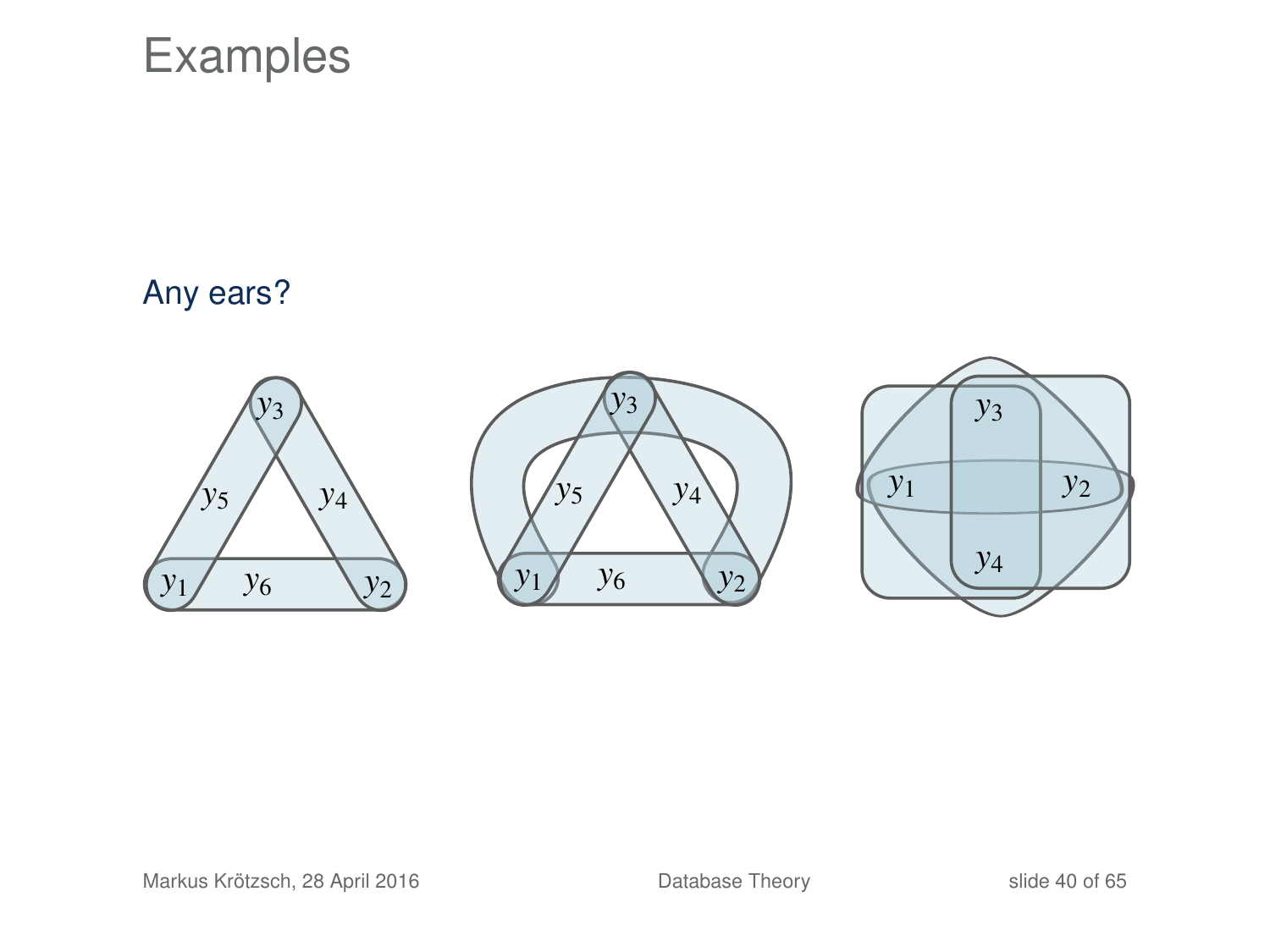# Examples

Any ears?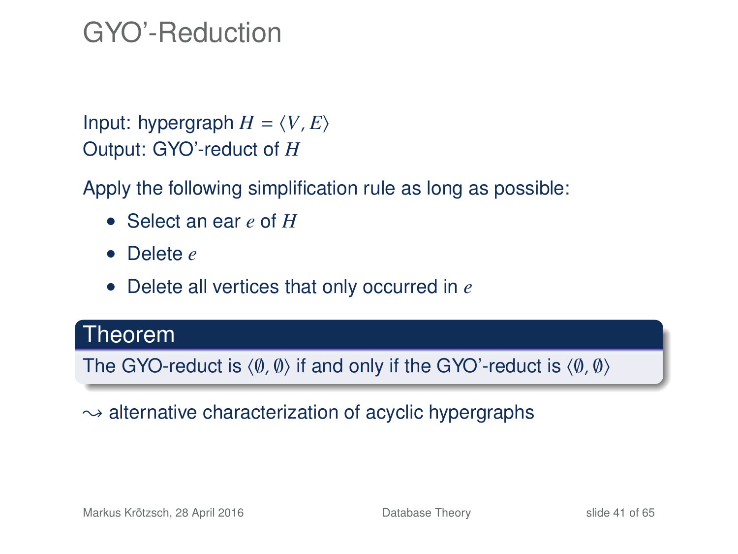# GYO'-Reduction

Input: hypergraph $H = \langle V, E \rangle$
Output: GYO'-reduct of $H$

Apply the following simplification rule as long as possible:

- Select an ear $e$ of $H$
- Delete $e$
- Delete all vertices that only occurred in $e$

**Theorem**

The GYO-reduct is $\langle \emptyset, \emptyset \rangle$ if and only if the GYO'-reduct is $\langle \emptyset, \emptyset \rangle$

$\rightsquigarrow$ alternative characterization of acyclic hypergraphs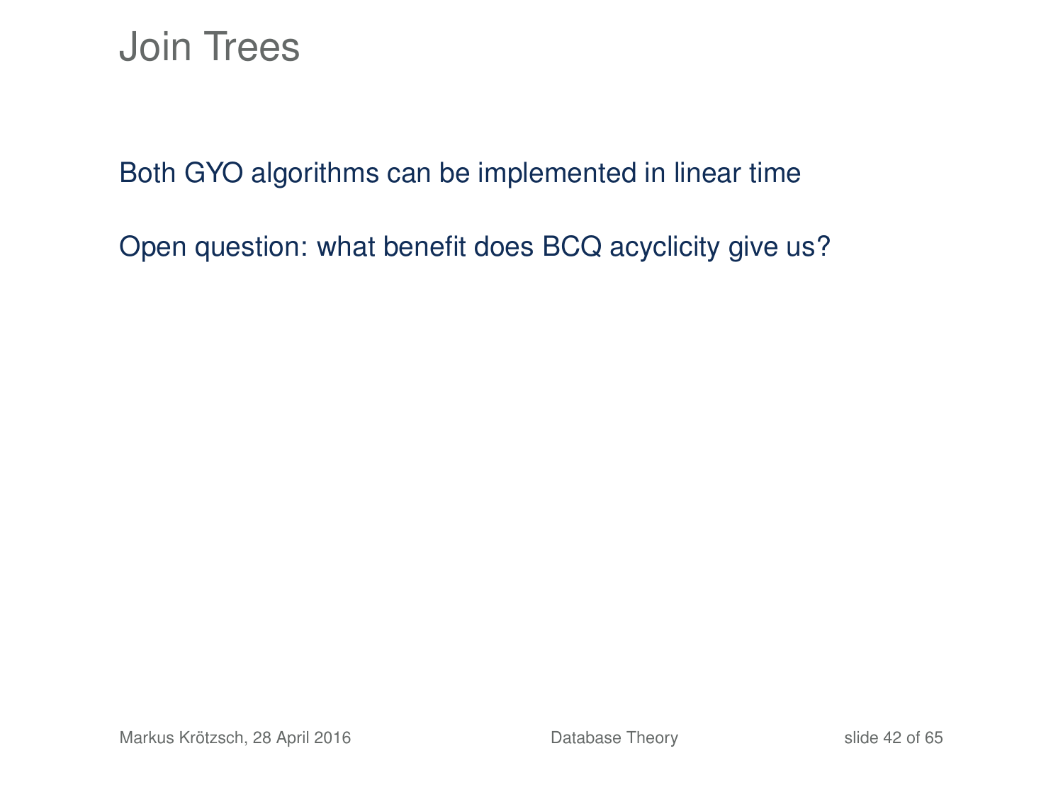# Join Trees

Both GYO algorithms can be implemented in linear time

Open question: what benefit does BCQ acyclicity give us?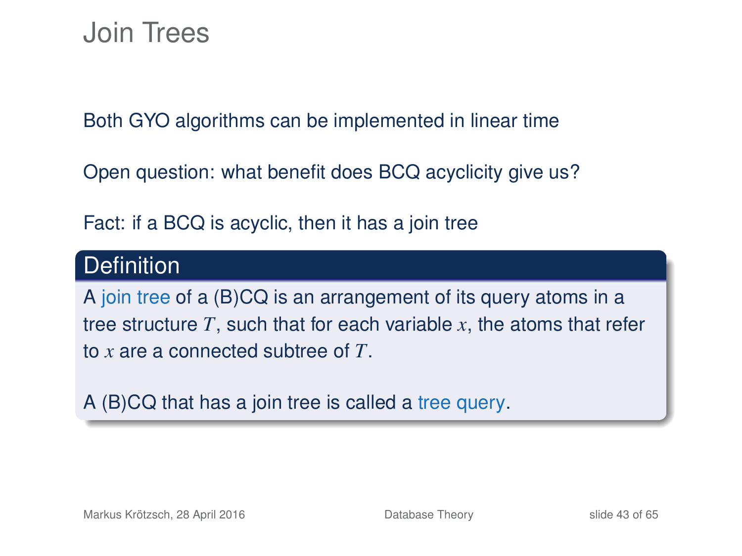# Join Trees

Both GYO algorithms can be implemented in linear time

Open question: what benefit does BCQ acyclicity give us?

Fact: if a BCQ is acyclic, then it has a join tree

**Definition**

A join tree of a (B)CQ is an arrangement of its query atoms in a tree structure $T$, such that for each variable $x$, the atoms that refer to $x$ are a connected subtree of $T$.

A (B)CQ that has a join tree is called a tree query.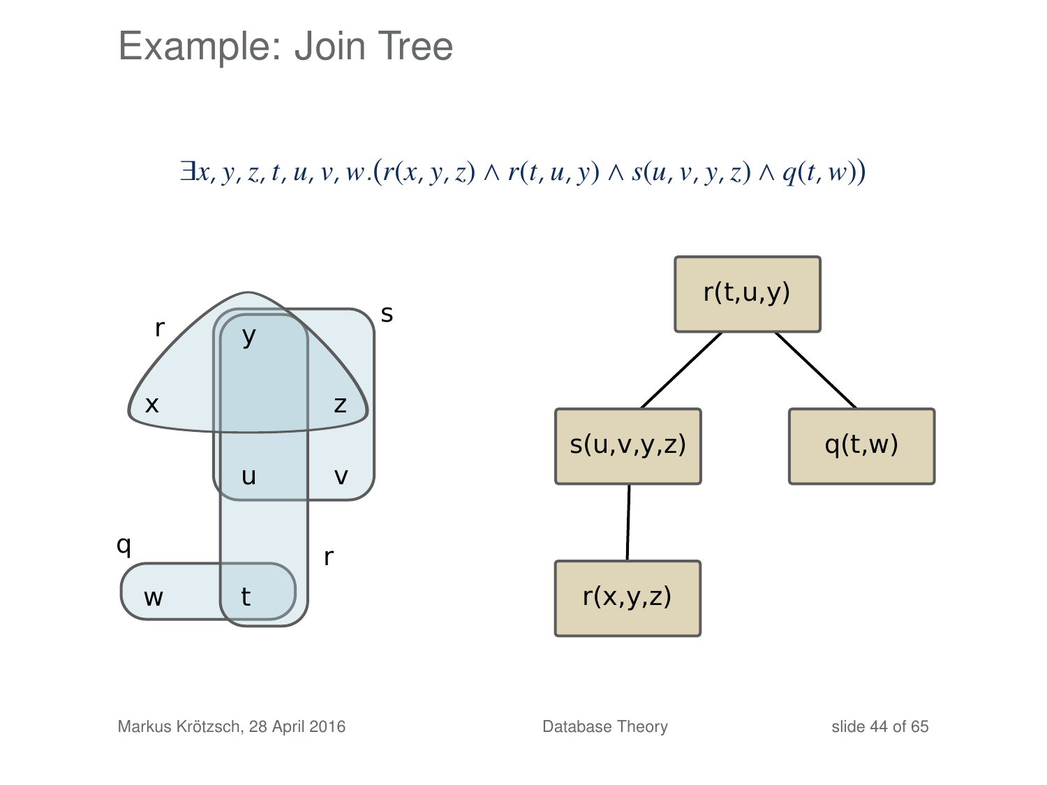# Example: Join Tree

$$\exists x, y, z, t, u, v, w.(r(x, y, z) \wedge r(t, u, y) \wedge s(u, v, y, z) \wedge q(t, w))$$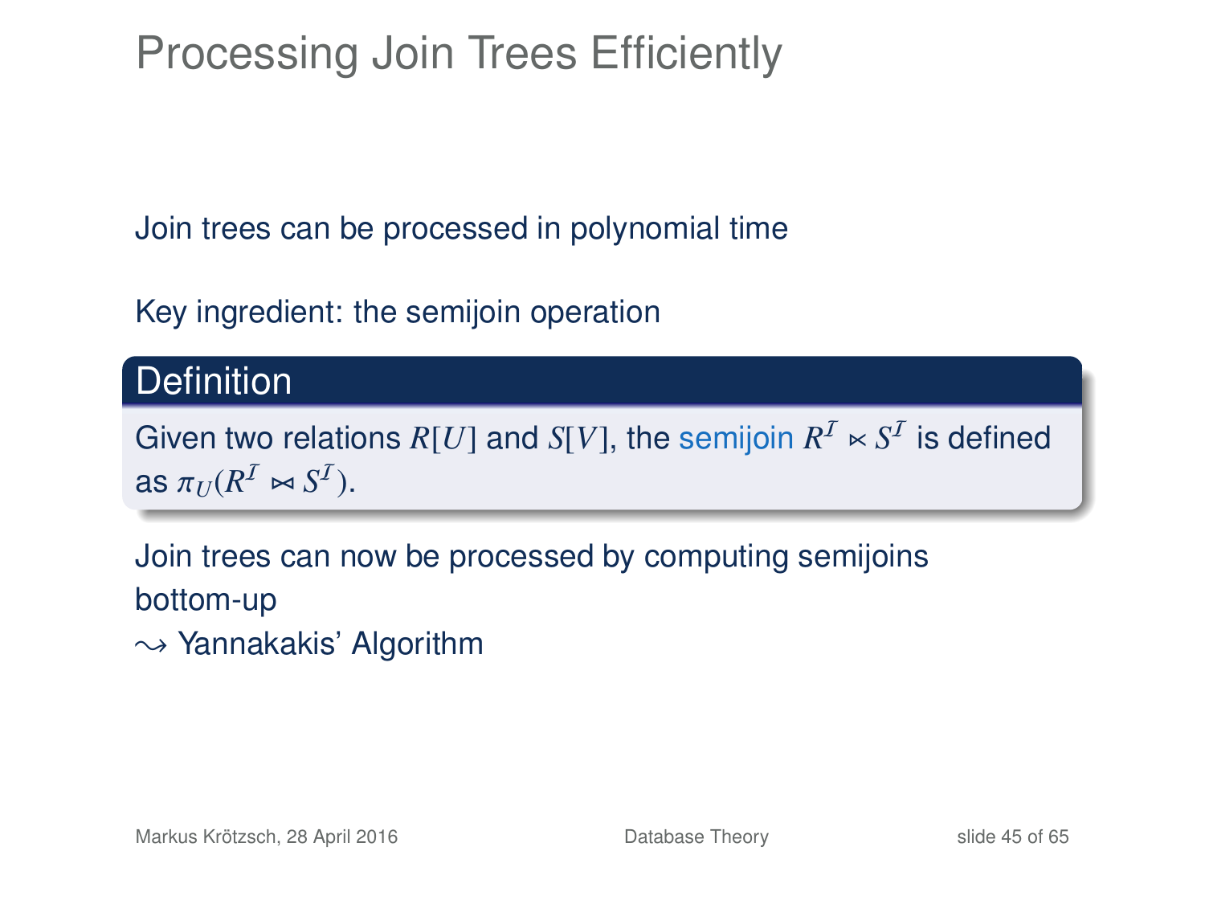# Processing Join Trees Efficiently

Join trees can be processed in polynomial time

Key ingredient: the semijoin operation

**Definition**

Given two relations $R[U]$ and $S[V]$, the semijoin $R^{\mathcal{I}} \ltimes S^{\mathcal{I}}$ is defined as $\pi_U(R^{\mathcal{I}} \bowtie S^{\mathcal{I}})$.

Join trees can now be processed by computing semijoins bottom-up
$\leadsto$ Yannakakis' Algorithm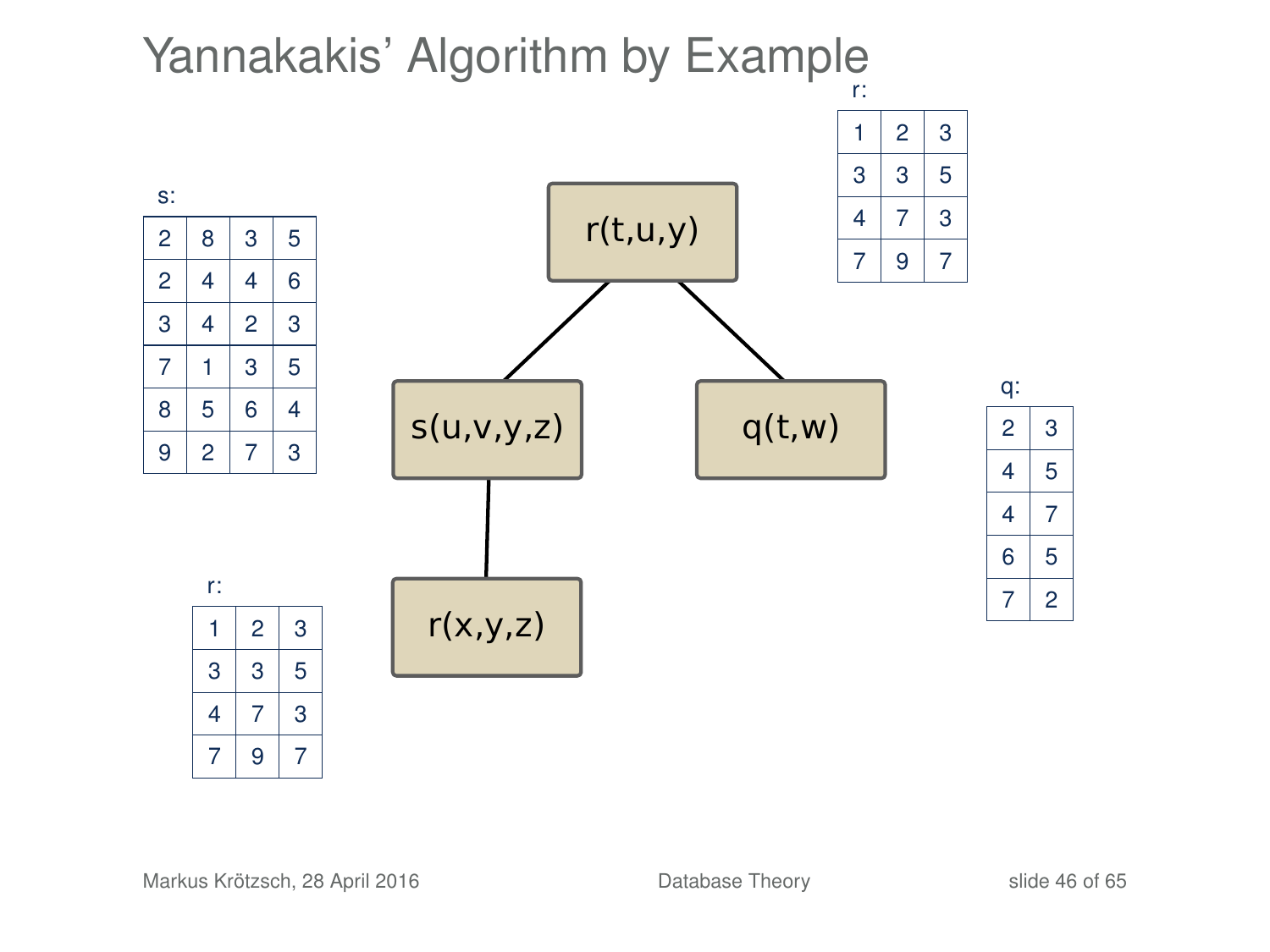# Yannakakis' Algorithm by Example

r:

| | | |
|---|---|---|
| 1 | 2 | 3 |
| 3 | 3 | 5 |
| 4 | 7 | 3 |
| 7 | 9 | 7 |

s:

| | | | |
|---|---|---|---|
| 2 | 8 | 3 | 5 |
| 2 | 4 | 4 | 6 |
| 3 | 4 | 2 | 3 |
| 7 | 1 | 3 | 5 |
| 8 | 5 | 6 | 4 |
| 9 | 2 | 7 | 3 |

q:

| | |
|---|---|
| 2 | 3 |
| 4 | 5 |
| 4 | 7 |
| 6 | 5 |
| 7 | 2 |

r:

| | | |
|---|---|---|
| 1 | 2 | 3 |
| 3 | 3 | 5 |
| 4 | 7 | 3 |
| 7 | 9 | 7 |

Tree:

- r(t,u,y)
  - s(u,v,y,z)
    - r(x,y,z)
  - q(t,w)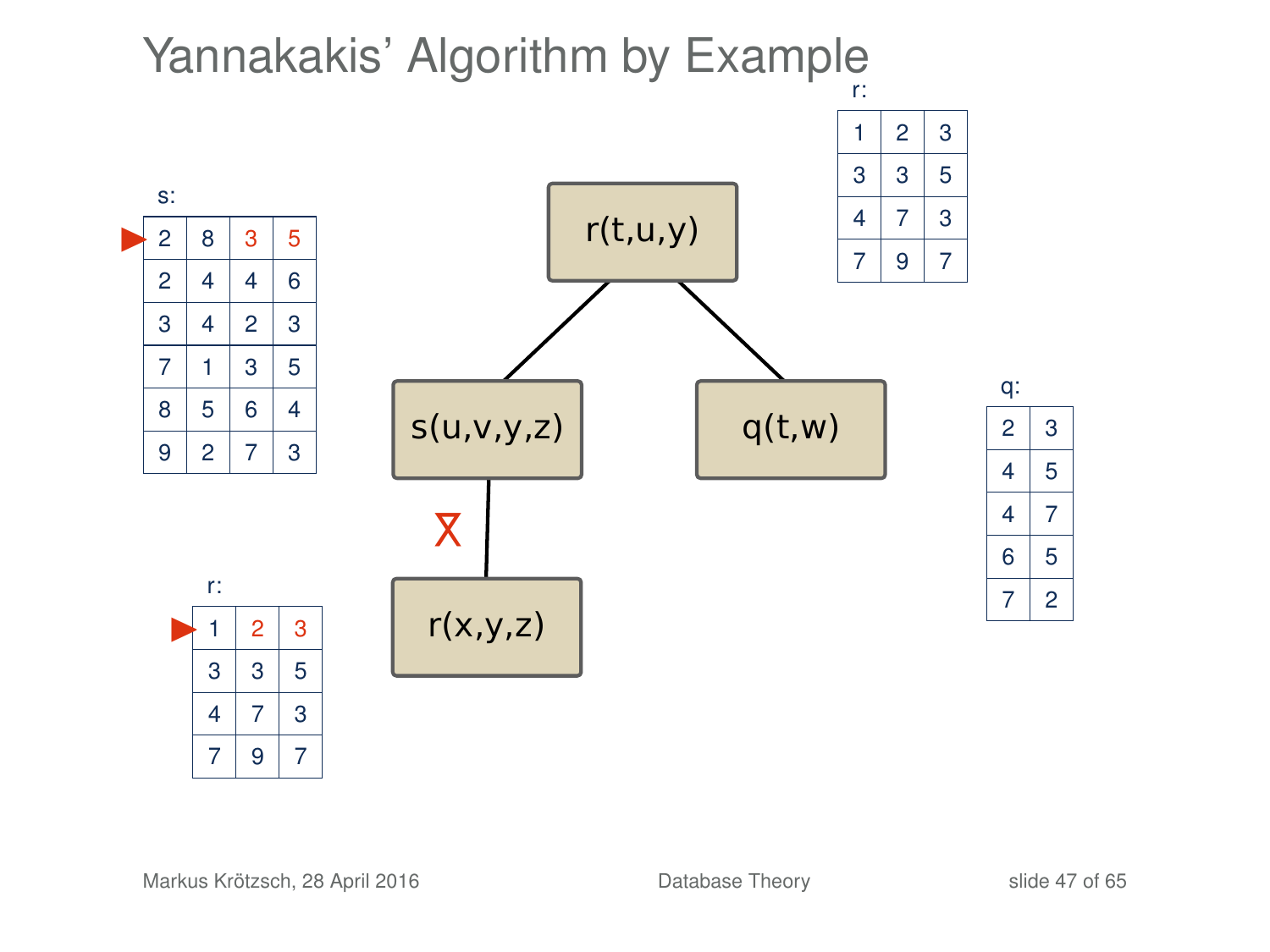# Yannakakis' Algorithm by Example

r:

| | | |
|---|---|---|
| 1 | 2 | 3 |
| 3 | 3 | 5 |
| 4 | 7 | 3 |
| 7 | 9 | 7 |

s:

| | | | |
|---|---|---|---|
| 2 | 8 | 3 | 5 |
| 2 | 4 | 4 | 6 |
| 3 | 4 | 2 | 3 |
| 7 | 1 | 3 | 5 |
| 8 | 5 | 6 | 4 |
| 9 | 2 | 7 | 3 |

r(t,u,y)

s(u,v,y,z)

q(t,w)

⋉

r(x,y,z)

r:

| | | |
|---|---|---|
| 1 | 2 | 3 |
| 3 | 3 | 5 |
| 4 | 7 | 3 |
| 7 | 9 | 7 |

q:

| | |
|---|---|
| 2 | 3 |
| 4 | 5 |
| 4 | 7 |
| 6 | 5 |
| 7 | 2 |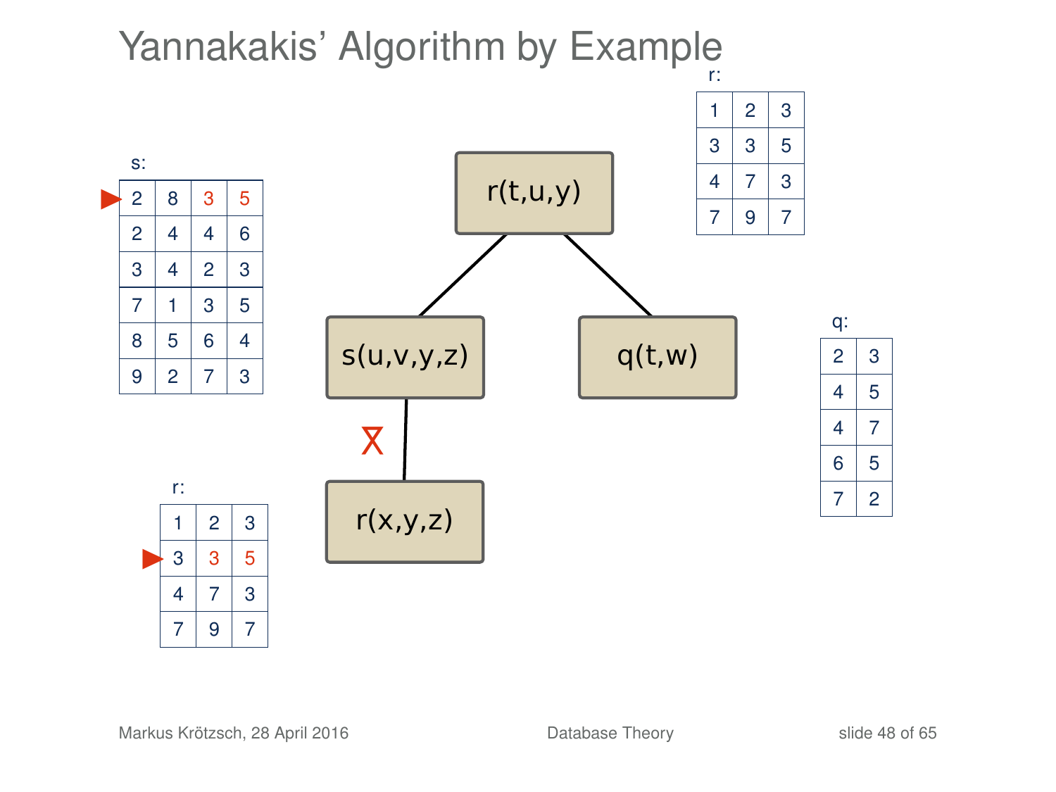# Yannakakis' Algorithm by Example

r:

| | | |
|---|---|---|
| 1 | 2 | 3 |
| 3 | 3 | 5 |
| 4 | 7 | 3 |
| 7 | 9 | 7 |

s:

| | | | |
|---|---|---|---|
| ► 2 | 8 | 3 | 5 |
| 2 | 4 | 4 | 6 |
| 3 | 4 | 2 | 3 |
| 7 | 1 | 3 | 5 |
| 8 | 5 | 6 | 4 |
| 9 | 2 | 7 | 3 |

r(t,u,y)

s(u,v,y,z)

q(t,w)

⋉

r(x,y,z)

q:

| | |
|---|---|
| 2 | 3 |
| 4 | 5 |
| 4 | 7 |
| 6 | 5 |
| 7 | 2 |

r:

| | | |
|---|---|---|
| 1 | 2 | 3 |
| ► 3 | 3 | 5 |
| 4 | 7 | 3 |
| 7 | 9 | 7 |

Markus Krötzsch, 28 April 2016 — Database Theory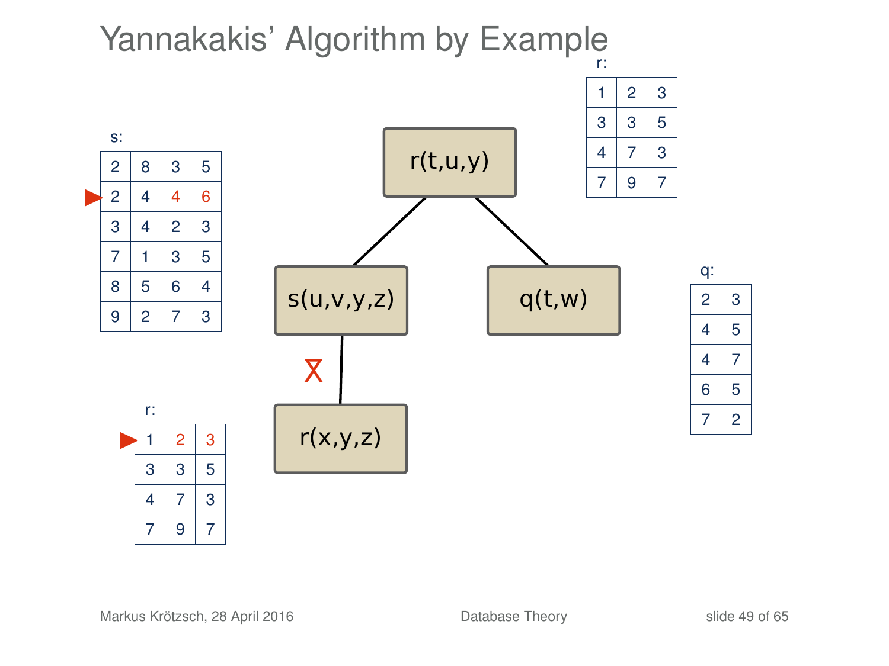# Yannakakis' Algorithm by Example

r(t,u,y)

s(u,v,y,z)

q(t,w)

r(x,y,z)

r:

| | | |
|---|---|---|
| 1 | 2 | 3 |
| 3 | 3 | 5 |
| 4 | 7 | 3 |
| 7 | 9 | 7 |

s:

| | | | |
|---|---|---|---|
| 2 | 8 | 3 | 5 |
| 2 | 4 | 4 | 6 |
| 3 | 4 | 2 | 3 |
| 7 | 1 | 3 | 5 |
| 8 | 5 | 6 | 4 |
| 9 | 2 | 7 | 3 |

q:

| | |
|---|---|
| 2 | 3 |
| 4 | 5 |
| 4 | 7 |
| 6 | 5 |
| 7 | 2 |

r:

| | | |
|---|---|---|
| 1 | 2 | 3 |
| 3 | 3 | 5 |
| 4 | 7 | 3 |
| 7 | 9 | 7 |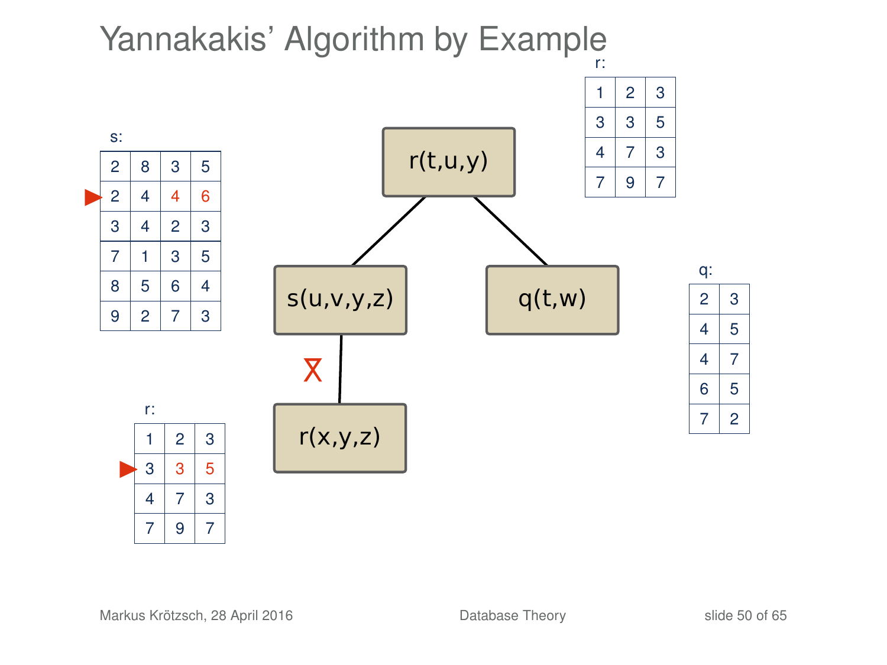# Yannakakis' Algorithm by Example

r:

| | | |
|---|---|---|
| 1 | 2 | 3 |
| 3 | 3 | 5 |
| 4 | 7 | 3 |
| 7 | 9 | 7 |

s:

| | | | |
|---|---|---|---|
| 2 | 8 | 3 | 5 |
| 2 | 4 | 4 | 6 |
| 3 | 4 | 2 | 3 |
| 7 | 1 | 3 | 5 |
| 8 | 5 | 6 | 4 |
| 9 | 2 | 7 | 3 |

r(t,u,y)

s(u,v,y,z)

q(t,w)

r(x,y,z)

q:

| | |
|---|---|
| 2 | 3 |
| 4 | 5 |
| 4 | 7 |
| 6 | 5 |
| 7 | 2 |

r:

| | | |
|---|---|---|
| 1 | 2 | 3 |
| 3 | 3 | 5 |
| 4 | 7 | 3 |
| 7 | 9 | 7 |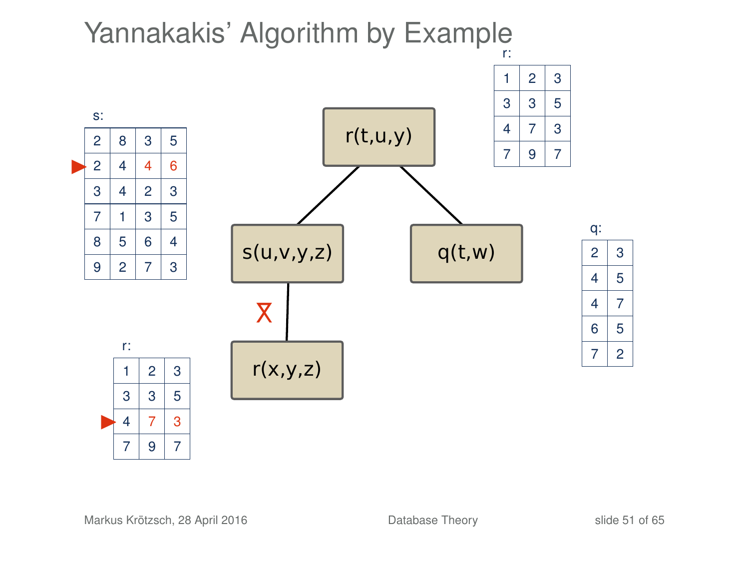# Yannakakis' Algorithm by Example

r:

| | | |
|---|---|---|
| 1 | 2 | 3 |
| 3 | 3 | 5 |
| 4 | 7 | 3 |
| 7 | 9 | 7 |

s:

| | | | |
|---|---|---|---|
| 2 | 8 | 3 | 5 |
| 2 | 4 | 4 | 6 |
| 3 | 4 | 2 | 3 |
| 7 | 1 | 3 | 5 |
| 8 | 5 | 6 | 4 |
| 9 | 2 | 7 | 3 |

r(t,u,y)

s(u,v,y,z)

q(t,w)

r(x,y,z)

q:

| | |
|---|---|
| 2 | 3 |
| 4 | 5 |
| 4 | 7 |
| 6 | 5 |
| 7 | 2 |

r:

| | | |
|---|---|---|
| 1 | 2 | 3 |
| 3 | 3 | 5 |
| 4 | 7 | 3 |
| 7 | 9 | 7 |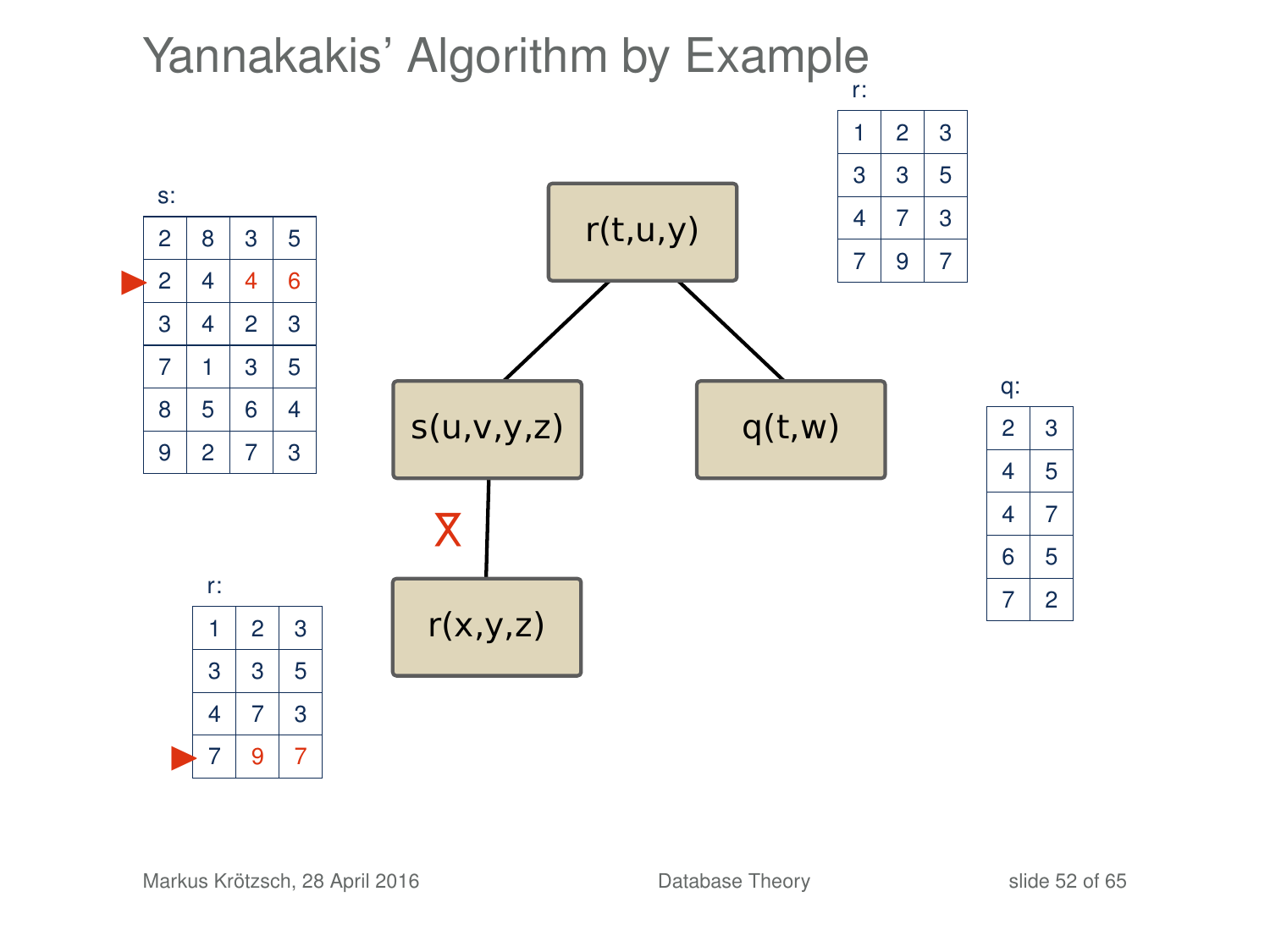# Yannakakis' Algorithm by Example

r:

| | | |
|---|---|---|
| 1 | 2 | 3 |
| 3 | 3 | 5 |
| 4 | 7 | 3 |
| 7 | 9 | 7 |

s:

| | | | |
|---|---|---|---|
| 2 | 8 | 3 | 5 |
| ▶ 2 | 4 | 4 | 6 |
| 3 | 4 | 2 | 3 |
| 7 | 1 | 3 | 5 |
| 8 | 5 | 6 | 4 |
| 9 | 2 | 7 | 3 |

r(t,u,y)

s(u,v,y,z)

q(t,w)

r(x,y,z)

q:

| | |
|---|---|
| 2 | 3 |
| 4 | 5 |
| 4 | 7 |
| 6 | 5 |
| 7 | 2 |

r:

| | | |
|---|---|---|
| 1 | 2 | 3 |
| 3 | 3 | 5 |
| 4 | 7 | 3 |
| ▶ 7 | 9 | 7 |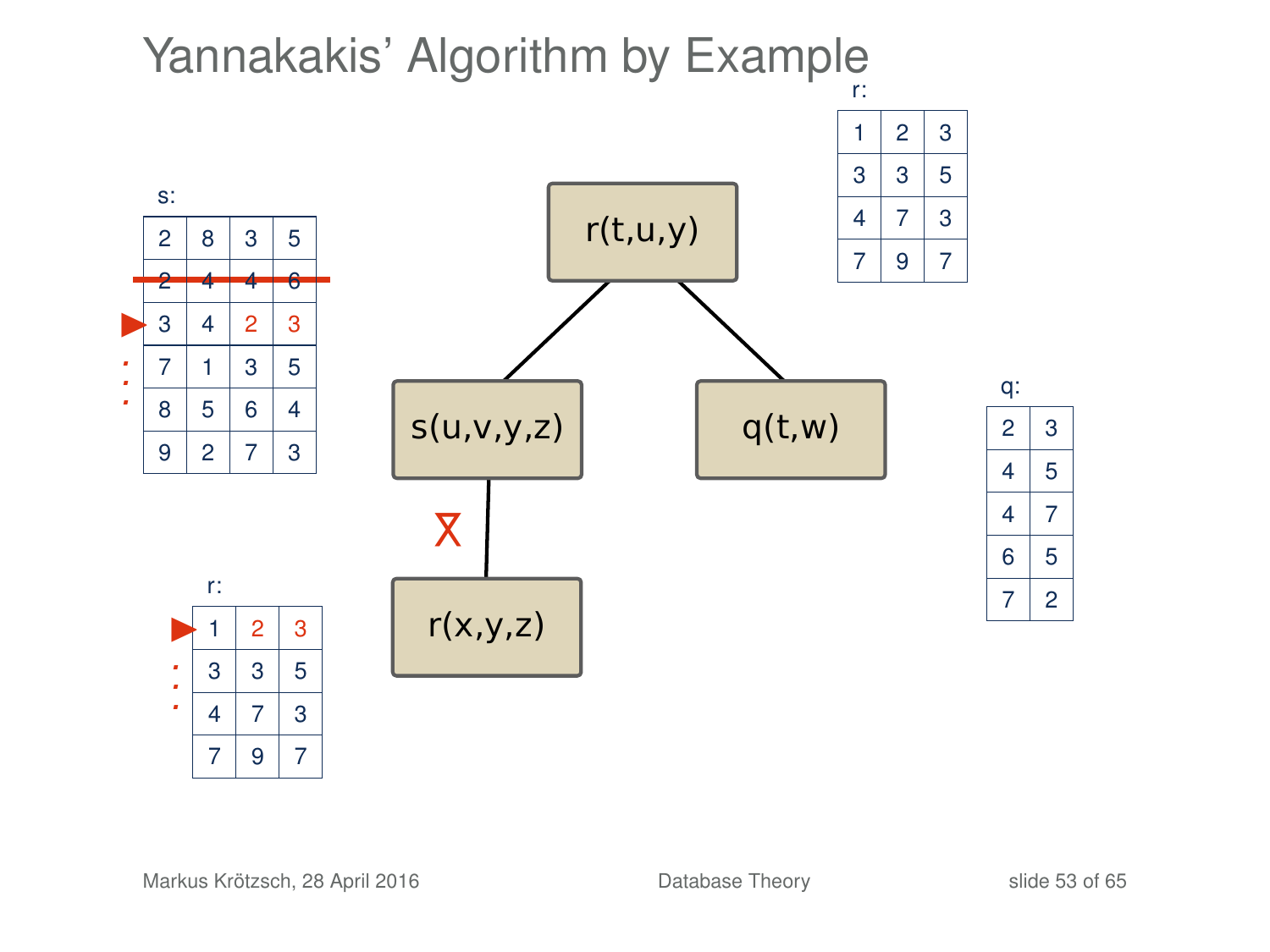# Yannakakis' Algorithm by Example

s:

| | | | |
|---|---|---|---|
| 2 | 8 | 3 | 5 |
| ~~2~~ | ~~4~~ | ~~4~~ | ~~6~~ |
| 3 | 4 | 2 | 3 |
| 7 | 1 | 3 | 5 |
| 8 | 5 | 6 | 4 |
| 9 | 2 | 7 | 3 |

r:

| | | |
|---|---|---|
| 1 | 2 | 3 |
| 3 | 3 | 5 |
| 4 | 7 | 3 |
| 7 | 9 | 7 |

r(t,u,y)

s(u,v,y,z)

q(t,w)

r(x,y,z)

r:

| | | |
|---|---|---|
| 1 | 2 | 3 |
| 3 | 3 | 5 |
| 4 | 7 | 3 |
| 7 | 9 | 7 |

q:

| | |
|---|---|
| 2 | 3 |
| 4 | 5 |
| 4 | 7 |
| 6 | 5 |
| 7 | 2 |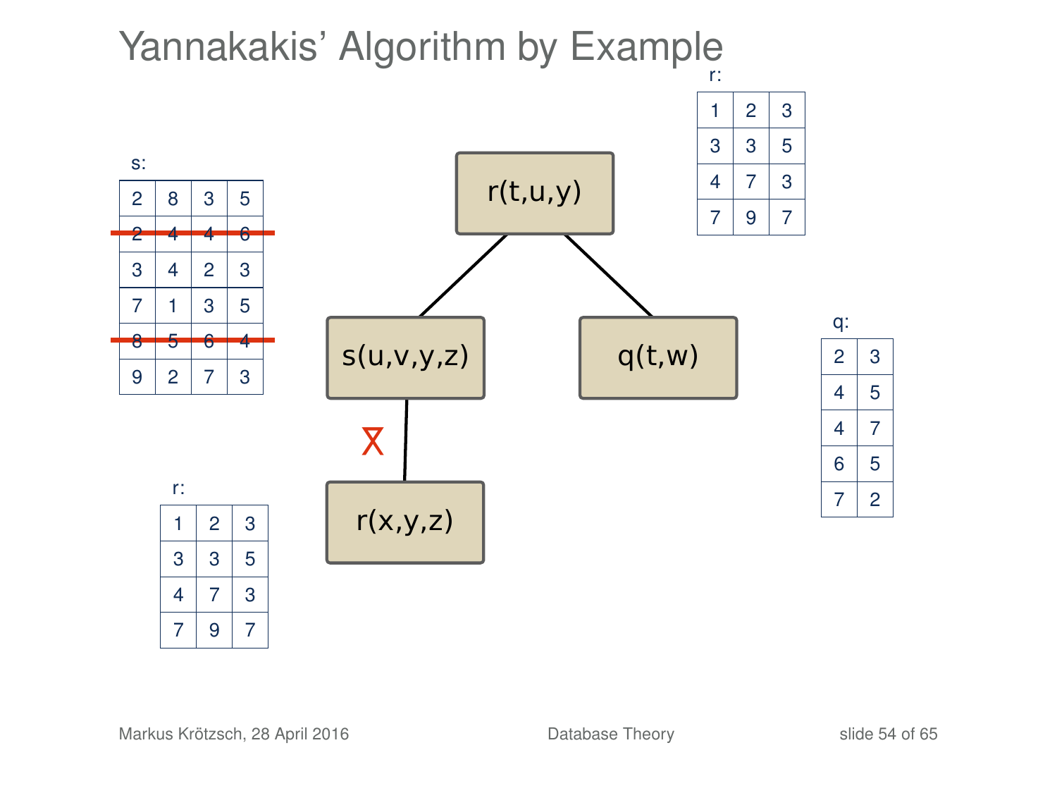# Yannakakis' Algorithm by Example

r:

| | | |
|---|---|---|
| 1 | 2 | 3 |
| 3 | 3 | 5 |
| 4 | 7 | 3 |
| 7 | 9 | 7 |

s:

| | | | |
|---|---|---|---|
| 2 | 8 | 3 | 5 |
| ~~2~~ | ~~4~~ | ~~4~~ | ~~6~~ |
| 3 | 4 | 2 | 3 |
| 7 | 1 | 3 | 5 |
| ~~8~~ | ~~5~~ | ~~6~~ | ~~4~~ |
| 9 | 2 | 7 | 3 |

r(t,u,y)

s(u,v,y,z)

q(t,w)

⋉

r(x,y,z)

q:

| | |
|---|---|
| 2 | 3 |
| 4 | 5 |
| 4 | 7 |
| 6 | 5 |
| 7 | 2 |

r:

| | | |
|---|---|---|
| 1 | 2 | 3 |
| 3 | 3 | 5 |
| 4 | 7 | 3 |
| 7 | 9 | 7 |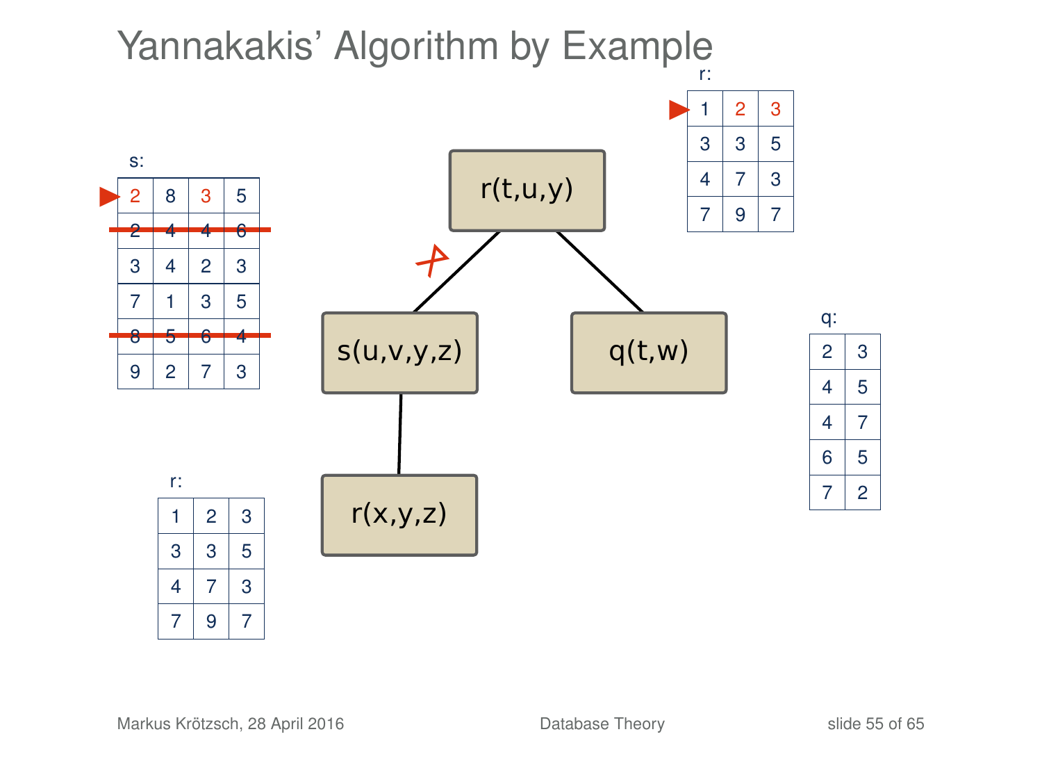# Yannakakis' Algorithm by Example

r:

| | | |
|---|---|---|
| 1 | 2 | 3 |
| 3 | 3 | 5 |
| 4 | 7 | 3 |
| 7 | 9 | 7 |

s:

| | | | |
|---|---|---|---|
| 2 | 8 | 3 | 5 |
| ~~2~~ | ~~4~~ | ~~4~~ | ~~6~~ |
| 3 | 4 | 2 | 3 |
| 7 | 1 | 3 | 5 |
| ~~8~~ | ~~5~~ | ~~6~~ | ~~4~~ |
| 9 | 2 | 7 | 3 |

r(t,u,y)

s(u,v,y,z)

q(t,w)

r(x,y,z)

q:

| | |
|---|---|
| 2 | 3 |
| 4 | 5 |
| 4 | 7 |
| 6 | 5 |
| 7 | 2 |

r:

| | | |
|---|---|---|
| 1 | 2 | 3 |
| 3 | 3 | 5 |
| 4 | 7 | 3 |
| 7 | 9 | 7 |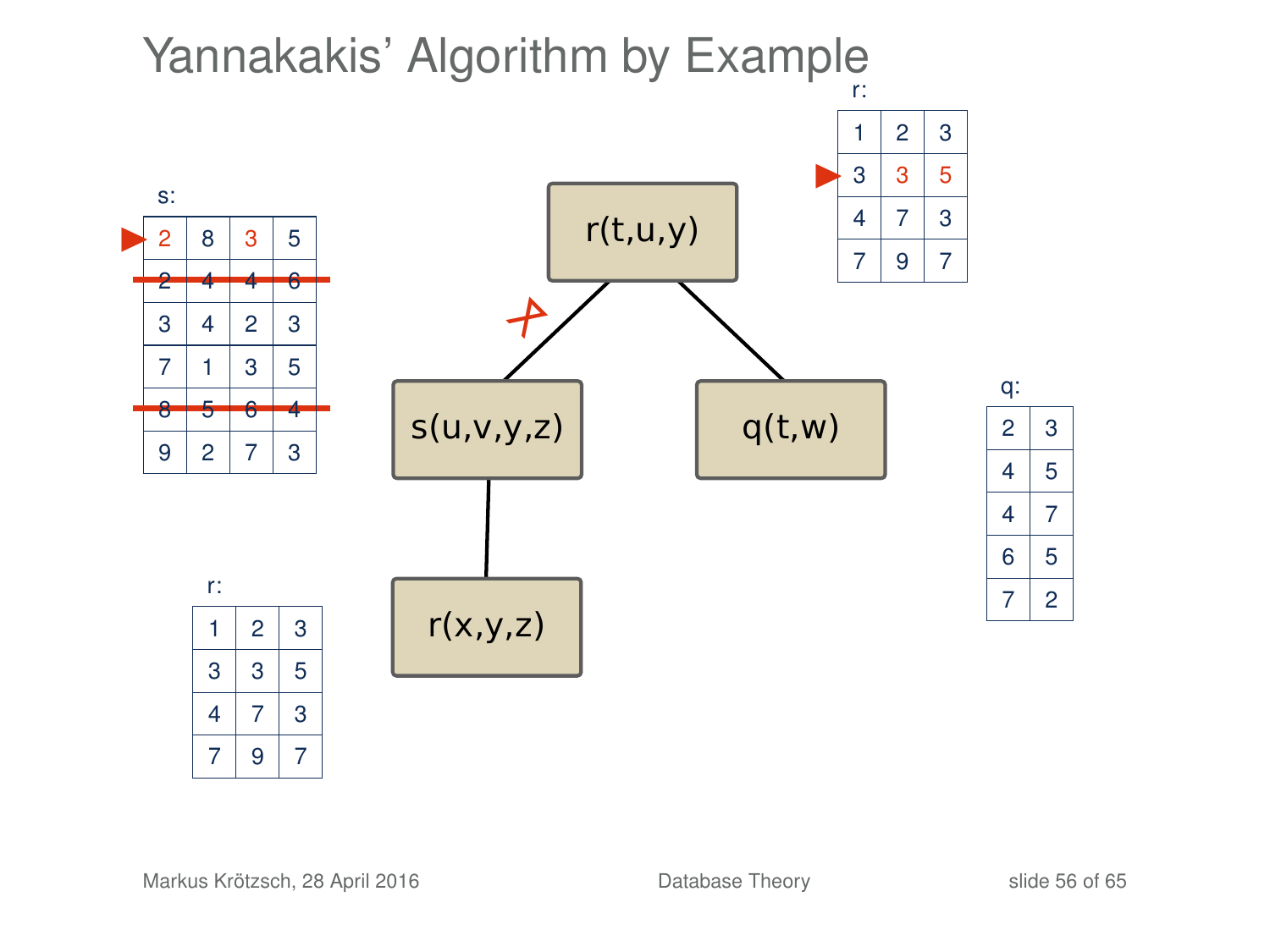# Yannakakis' Algorithm by Example

s:

| | | | |
|---|---|---|---|
| 2 | 8 | 3 | 5 |
| ~~2~~ | ~~4~~ | ~~4~~ | ~~6~~ |
| 3 | 4 | 2 | 3 |
| 7 | 1 | 3 | 5 |
| ~~8~~ | ~~5~~ | ~~6~~ | ~~4~~ |
| 9 | 2 | 7 | 3 |

r (top):

| | | |
|---|---|---|
| 1 | 2 | 3 |
| 3 | 3 | 5 |
| 4 | 7 | 3 |
| 7 | 9 | 7 |

Tree:

- r(t,u,y)
  - s(u,v,y,z) ✗
    - r(x,y,z)
  - q(t,w)

q:

| | |
|---|---|
| 2 | 3 |
| 4 | 5 |
| 4 | 7 |
| 6 | 5 |
| 7 | 2 |

r (bottom):

| | | |
|---|---|---|
| 1 | 2 | 3 |
| 3 | 3 | 5 |
| 4 | 7 | 3 |
| 7 | 9 | 7 |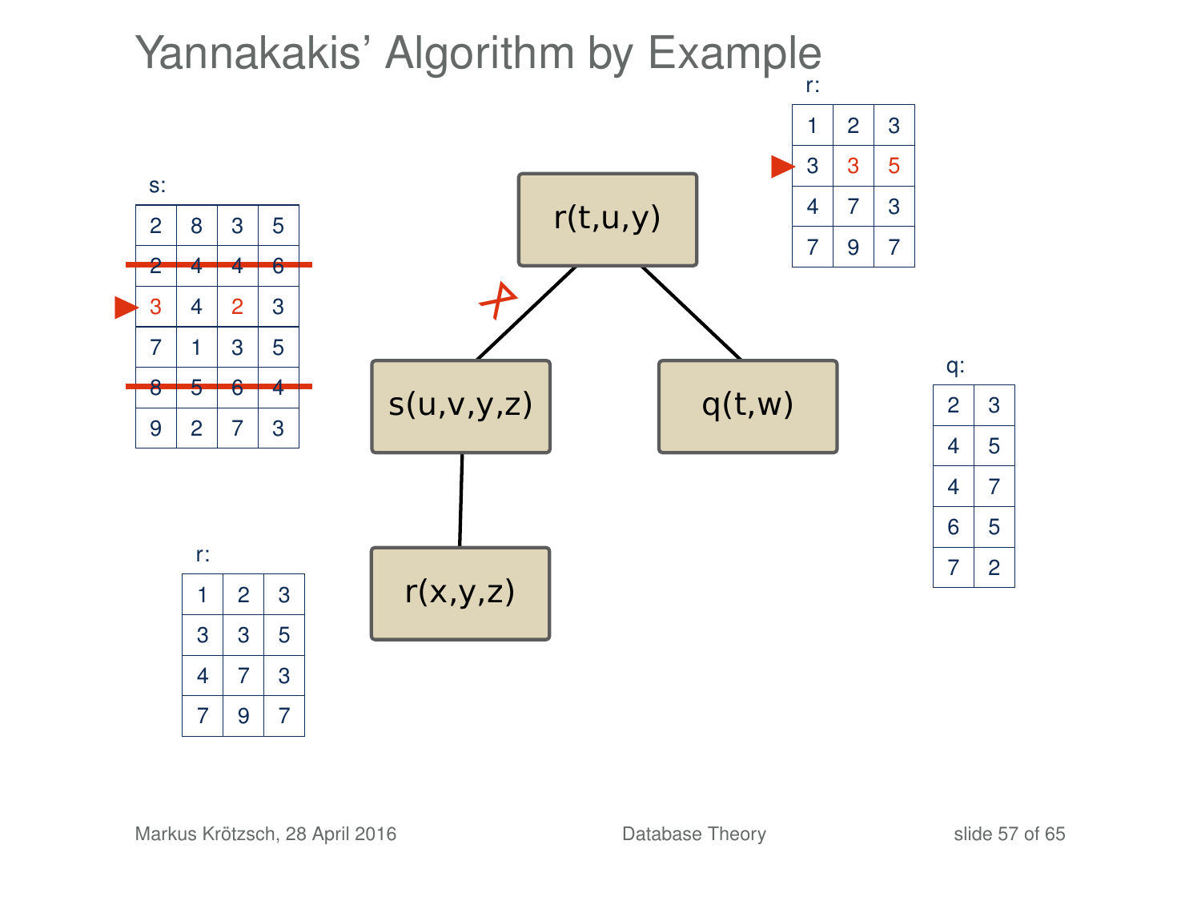# Yannakakis' Algorithm by Example

r:

| | | |
|---|---|---|
| 1 | 2 | 3 |
| 3 | 3 | 5 |
| 4 | 7 | 3 |
| 7 | 9 | 7 |

s:

| | | | |
|---|---|---|---|
| 2 | 8 | 3 | 5 |
| ~~2~~ | ~~4~~ | ~~4~~ | ~~6~~ |
| 3 | 4 | 2 | 3 |
| 7 | 1 | 3 | 5 |
| ~~8~~ | ~~5~~ | ~~6~~ | ~~4~~ |
| 9 | 2 | 7 | 3 |

r(t,u,y)

s(u,v,y,z)

q(t,w)

r(x,y,z)

q:

| | |
|---|---|
| 2 | 3 |
| 4 | 5 |
| 4 | 7 |
| 6 | 5 |
| 7 | 2 |

r:

| | | |
|---|---|---|
| 1 | 2 | 3 |
| 3 | 3 | 5 |
| 4 | 7 | 3 |
| 7 | 9 | 7 |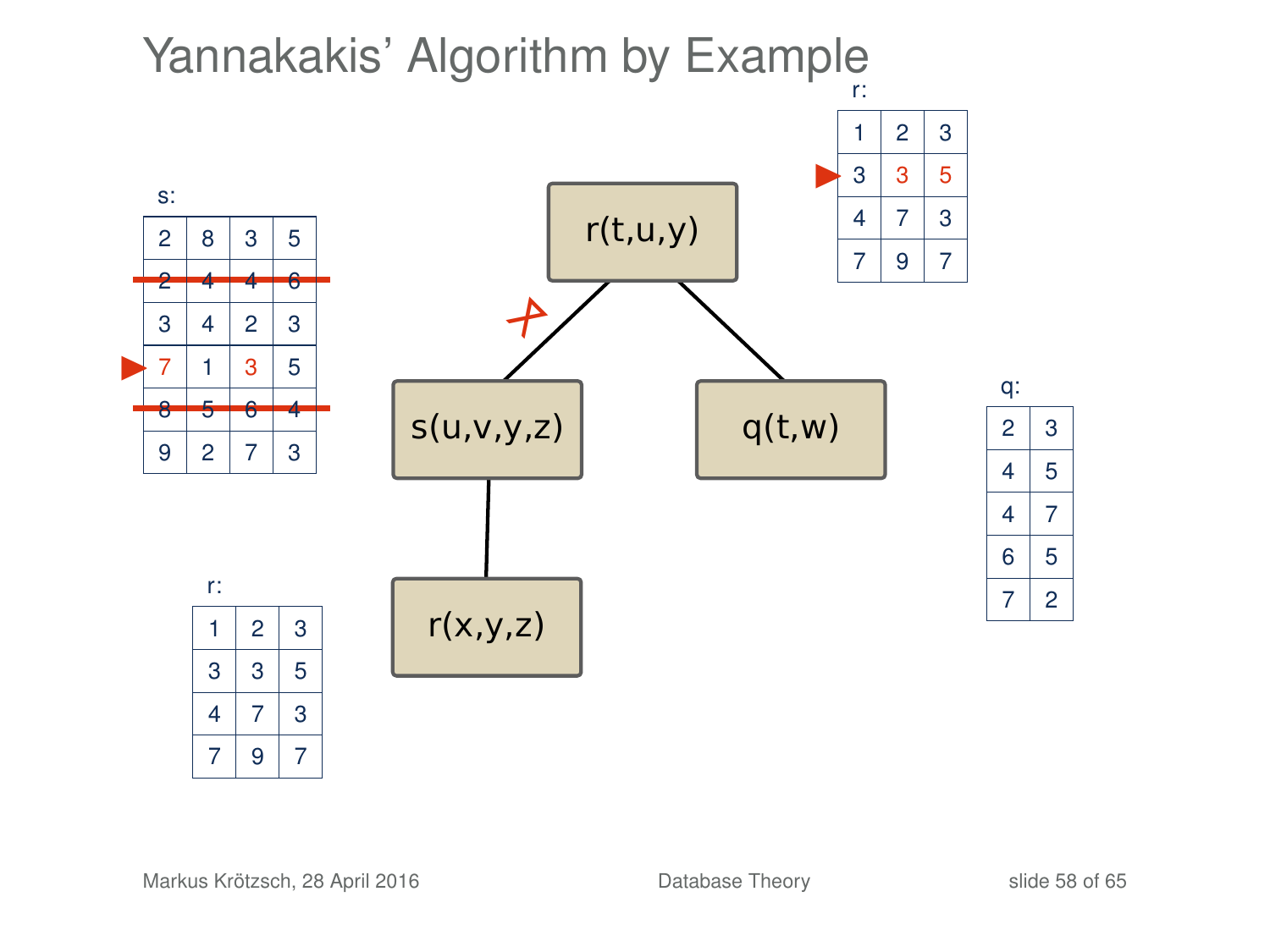# Yannakakis' Algorithm by Example

Tree: r(t,u,y) — children: s(u,v,y,z) (edge marked ✗), q(t,w); s(u,v,y,z) — child: r(x,y,z)

r (top, row 3,3,5 marked):

| | | |
|---|---|---|
| 1 | 2 | 3 |
| 3 | 3 | 5 |
| 4 | 7 | 3 |
| 7 | 9 | 7 |

s (rows 2,4,4,6 and 8,5,6,4 struck out; row 7,1,3,5 marked):

| | | | |
|---|---|---|---|
| 2 | 8 | 3 | 5 |
| ~~2~~ | ~~4~~ | ~~4~~ | ~~6~~ |
| 3 | 4 | 2 | 3 |
| 7 | 1 | 3 | 5 |
| ~~8~~ | ~~5~~ | ~~6~~ | ~~4~~ |
| 9 | 2 | 7 | 3 |

q:

| | |
|---|---|
| 2 | 3 |
| 4 | 5 |
| 4 | 7 |
| 6 | 5 |
| 7 | 2 |

r:

| | | |
|---|---|---|
| 1 | 2 | 3 |
| 3 | 3 | 5 |
| 4 | 7 | 3 |
| 7 | 9 | 7 |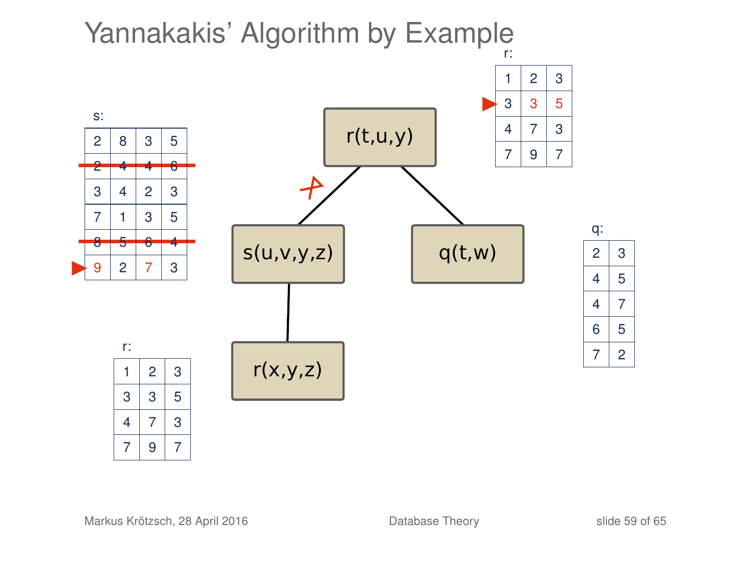# Yannakakis' Algorithm by Example

r:

| | | |
|---|---|---|
| 1 | 2 | 3 |
| 3 | 3 | 5 |
| 4 | 7 | 3 |
| 7 | 9 | 7 |

s:

| | | | |
|---|---|---|---|
| 2 | 8 | 3 | 5 |
| ~~2~~ | ~~4~~ | ~~4~~ | ~~6~~ |
| 3 | 4 | 2 | 3 |
| 7 | 1 | 3 | 5 |
| ~~8~~ | ~~5~~ | ~~6~~ | ~~4~~ |
| 9 | 2 | 7 | 3 |

r(t,u,y)

s(u,v,y,z)

q(t,w)

r(x,y,z)

q:

| | |
|---|---|
| 2 | 3 |
| 4 | 5 |
| 4 | 7 |
| 6 | 5 |
| 7 | 2 |

r:

| | | |
|---|---|---|
| 1 | 2 | 3 |
| 3 | 3 | 5 |
| 4 | 7 | 3 |
| 7 | 9 | 7 |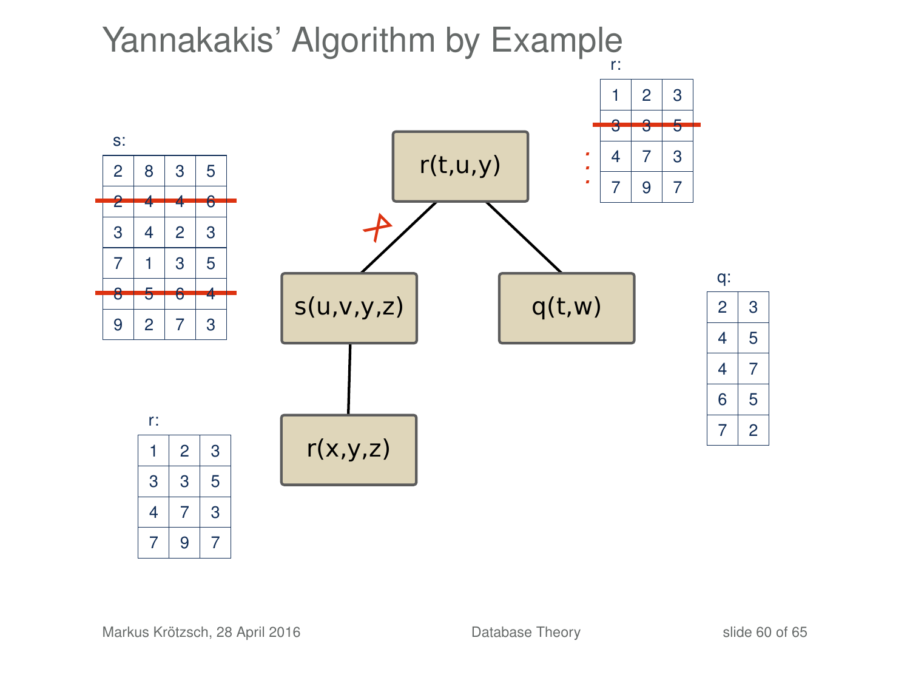# Yannakakis' Algorithm by Example

r:

| | | |
|---|---|---|
| 1 | 2 | 3 |
| ~~3~~ | ~~3~~ | ~~5~~ |
| 4 | 7 | 3 |
| 7 | 9 | 7 |

s:

| | | | |
|---|---|---|---|
| 2 | 8 | 3 | 5 |
| ~~2~~ | ~~4~~ | ~~4~~ | ~~6~~ |
| 3 | 4 | 2 | 3 |
| 7 | 1 | 3 | 5 |
| ~~8~~ | ~~5~~ | ~~6~~ | ~~4~~ |
| 9 | 2 | 7 | 3 |

r(t,u,y)

s(u,v,y,z)

q(t,w)

r(x,y,z)

q:

| | |
|---|---|
| 2 | 3 |
| 4 | 5 |
| 4 | 7 |
| 6 | 5 |
| 7 | 2 |

r:

| | | |
|---|---|---|
| 1 | 2 | 3 |
| 3 | 3 | 5 |
| 4 | 7 | 3 |
| 7 | 9 | 7 |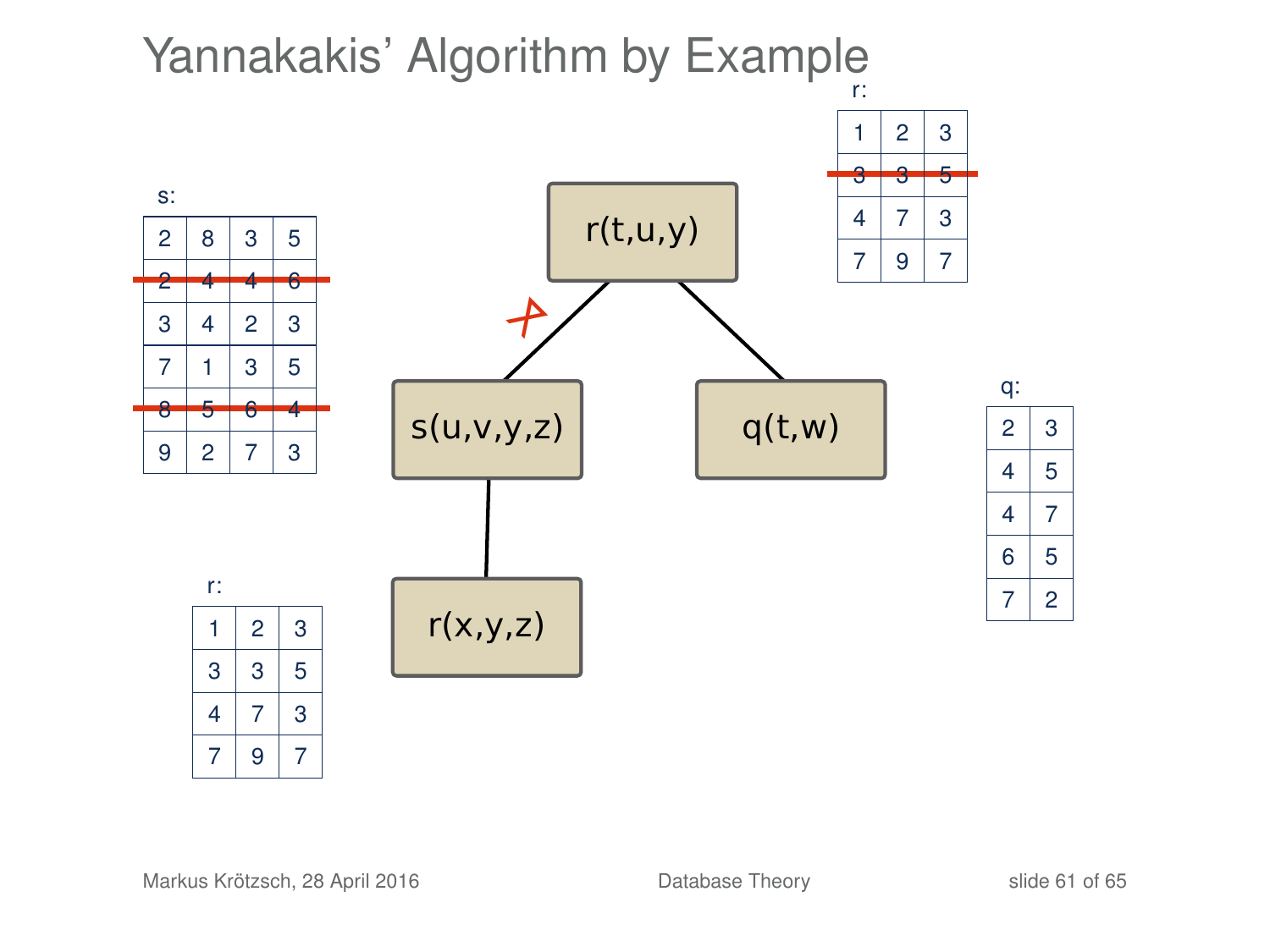# Yannakakis' Algorithm by Example

r:

| | | |
|---|---|---|
| 1 | 2 | 3 |
| ~~3~~ | ~~3~~ | ~~5~~ |
| 4 | 7 | 3 |
| 7 | 9 | 7 |

s:

| | | | |
|---|---|---|---|
| 2 | 8 | 3 | 5 |
| ~~2~~ | ~~4~~ | ~~4~~ | ~~6~~ |
| 3 | 4 | 2 | 3 |
| 7 | 1 | 3 | 5 |
| ~~8~~ | ~~5~~ | ~~6~~ | ~~4~~ |
| 9 | 2 | 7 | 3 |

q:

| | |
|---|---|
| 2 | 3 |
| 4 | 5 |
| 4 | 7 |
| 6 | 5 |
| 7 | 2 |

r:

| | | |
|---|---|---|
| 1 | 2 | 3 |
| 3 | 3 | 5 |
| 4 | 7 | 3 |
| 7 | 9 | 7 |

Join tree:

- r(t,u,y)
  - s(u,v,y,z) (edge marked ✗)
    - r(x,y,z)
  - q(t,w)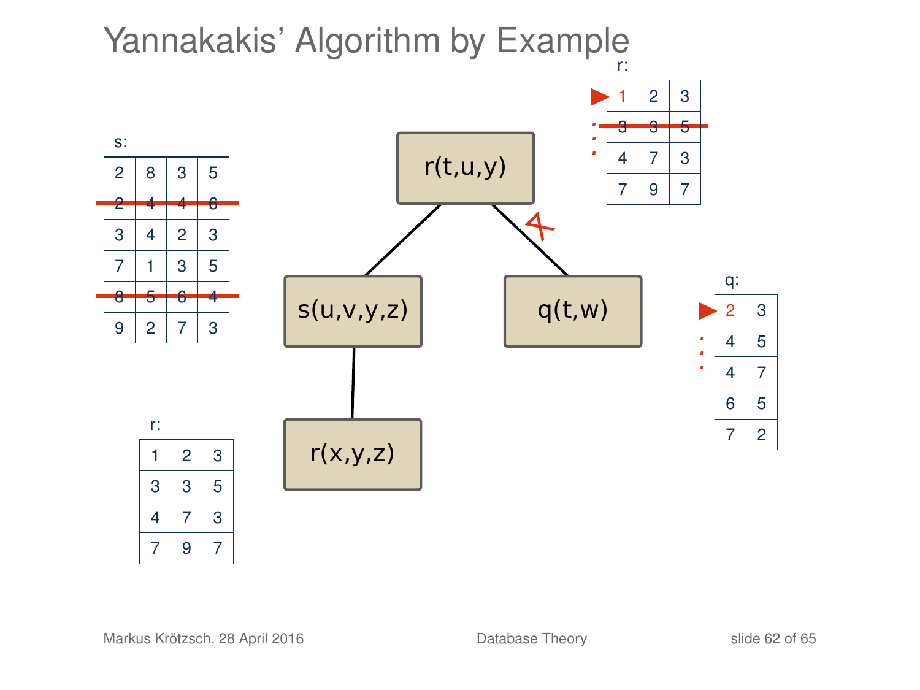# Yannakakis' Algorithm by Example

Tree nodes: r(t,u,y) with children s(u,v,y,z) and q(t,w); s(u,v,y,z) has child r(x,y,z).

s:

| | | | |
|---|---|---|---|
| 2 | 8 | 3 | 5 |
| ~~2~~ | ~~4~~ | ~~4~~ | ~~6~~ |
| 3 | 4 | 2 | 3 |
| 7 | 1 | 3 | 5 |
| ~~8~~ | ~~5~~ | ~~6~~ | ~~4~~ |
| 9 | 2 | 7 | 3 |

r (root):

| | | |
|---|---|---|
| ▶ 1 | 2 | 3 |
| ~~3~~ | ~~3~~ | ~~5~~ |
| 4 | 7 | 3 |
| 7 | 9 | 7 |

q:

| | |
|---|---|
| ▶ 2 | 3 |
| 4 | 5 |
| 4 | 7 |
| 6 | 5 |
| 7 | 2 |

r:

| | | |
|---|---|---|
| 1 | 2 | 3 |
| 3 | 3 | 5 |
| 4 | 7 | 3 |
| 7 | 9 | 7 |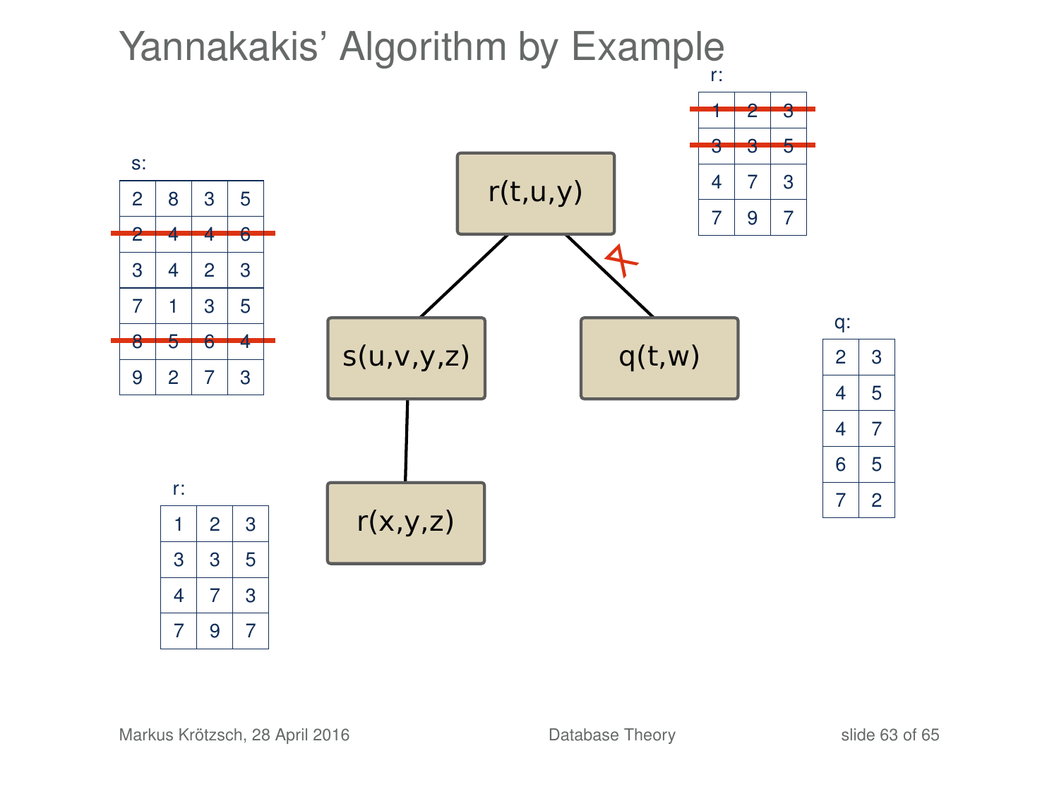# Yannakakis' Algorithm by Example

r:

| | | |
|---|---|---|
| ~~1~~ | ~~2~~ | ~~3~~ |
| ~~3~~ | ~~3~~ | ~~5~~ |
| 4 | 7 | 3 |
| 7 | 9 | 7 |

s:

| | | | |
|---|---|---|---|
| 2 | 8 | 3 | 5 |
| ~~2~~ | ~~4~~ | ~~4~~ | ~~6~~ |
| 3 | 4 | 2 | 3 |
| 7 | 1 | 3 | 5 |
| ~~8~~ | ~~5~~ | ~~6~~ | ~~4~~ |
| 9 | 2 | 7 | 3 |

r(t,u,y)

s(u,v,y,z)

q(t,w)

r(x,y,z)

q:

| | |
|---|---|
| 2 | 3 |
| 4 | 5 |
| 4 | 7 |
| 6 | 5 |
| 7 | 2 |

r:

| | | |
|---|---|---|
| 1 | 2 | 3 |
| 3 | 3 | 5 |
| 4 | 7 | 3 |
| 7 | 9 | 7 |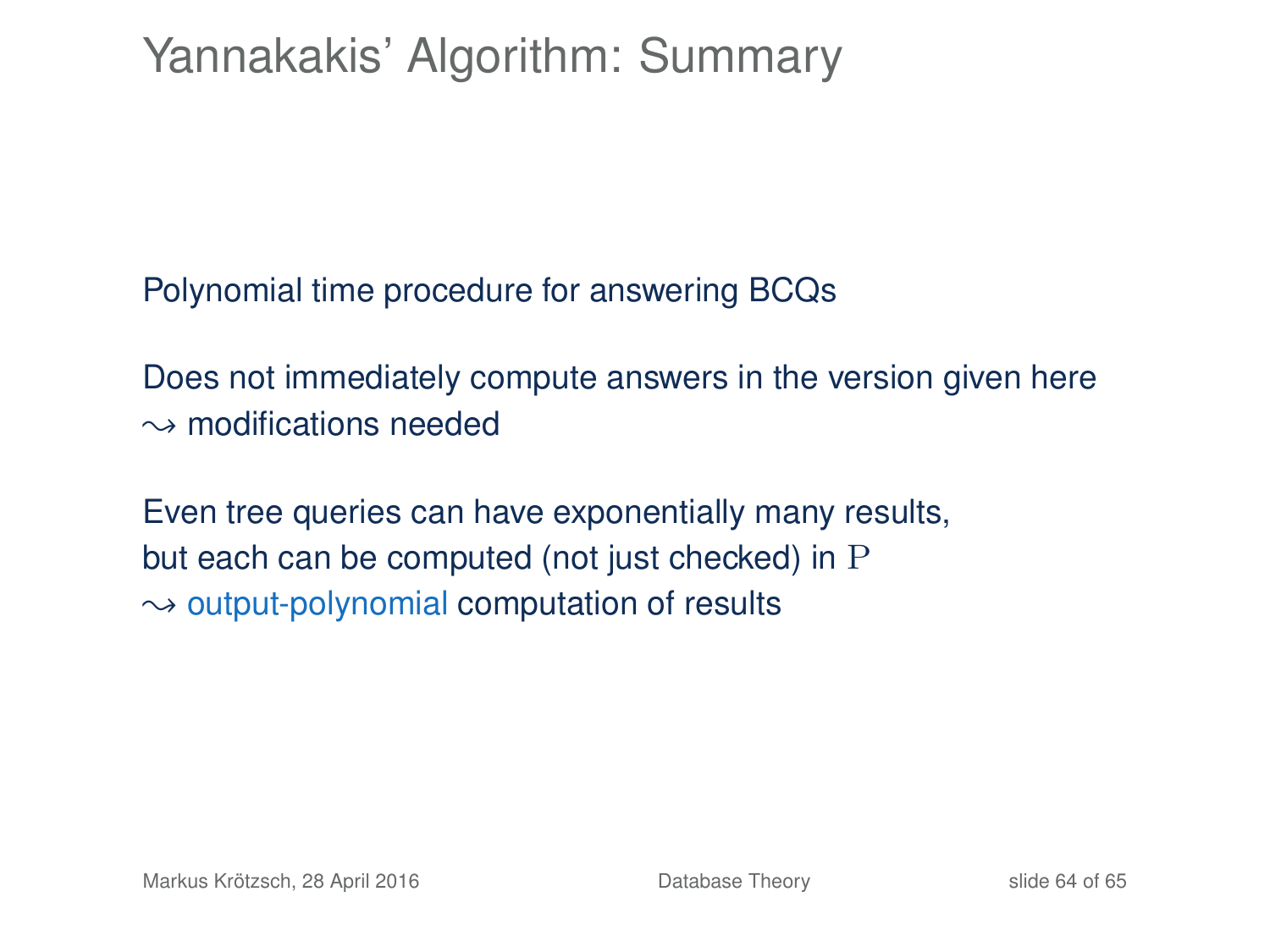# Yannakakis' Algorithm: Summary

Polynomial time procedure for answering BCQs

Does not immediately compute answers in the version given here
$\leadsto$ modifications needed

Even tree queries can have exponentially many results,
but each can be computed (not just checked) in $\mathrm{P}$
$\leadsto$ output-polynomial computation of results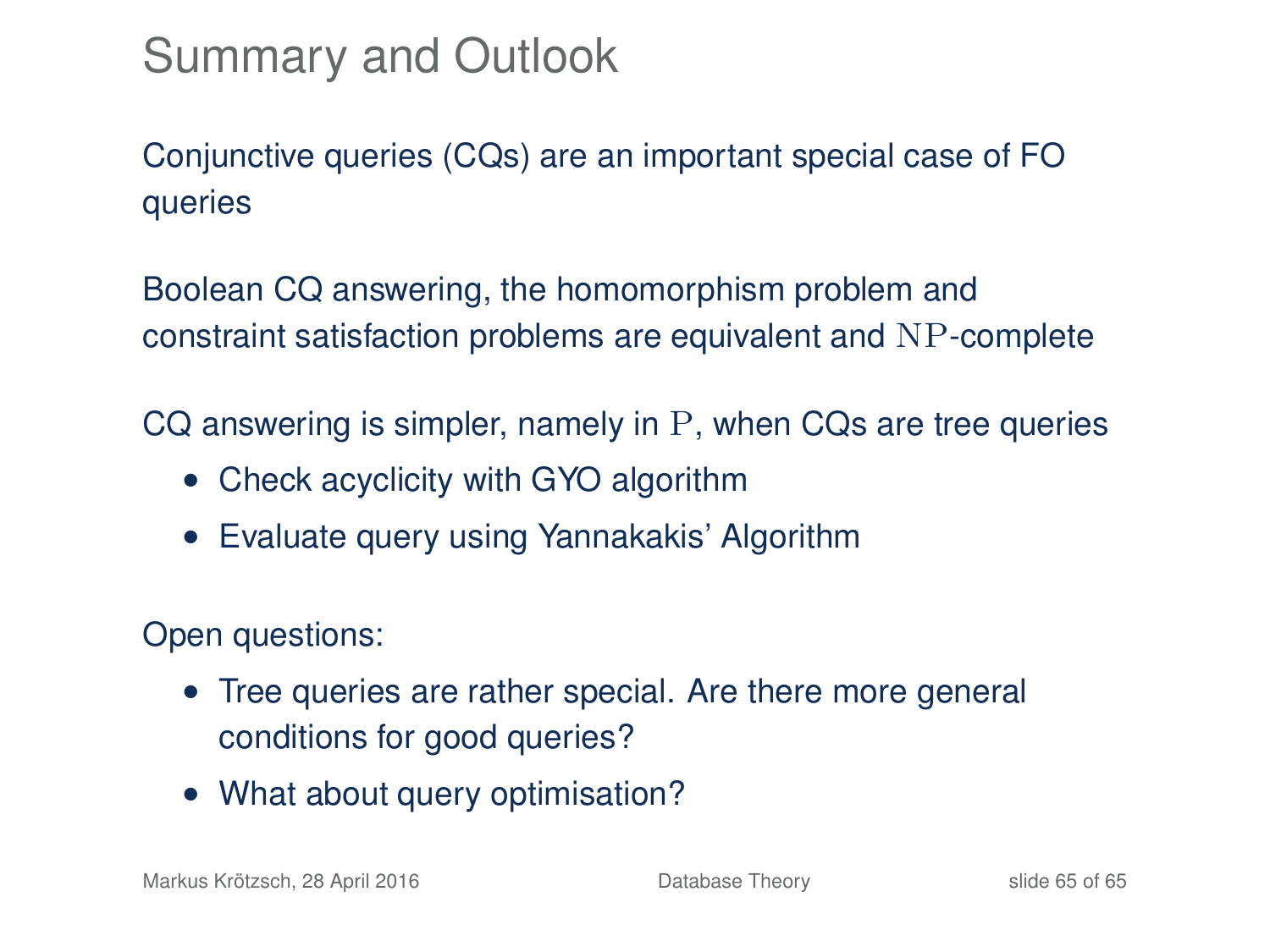# Summary and Outlook

Conjunctive queries (CQs) are an important special case of FO queries

Boolean CQ answering, the homomorphism problem and constraint satisfaction problems are equivalent and $\mathrm{NP}$-complete

CQ answering is simpler, namely in $\mathrm{P}$, when CQs are tree queries

- Check acyclicity with GYO algorithm
- Evaluate query using Yannakakis' Algorithm

Open questions:

- Tree queries are rather special. Are there more general conditions for good queries?
- What about query optimisation?